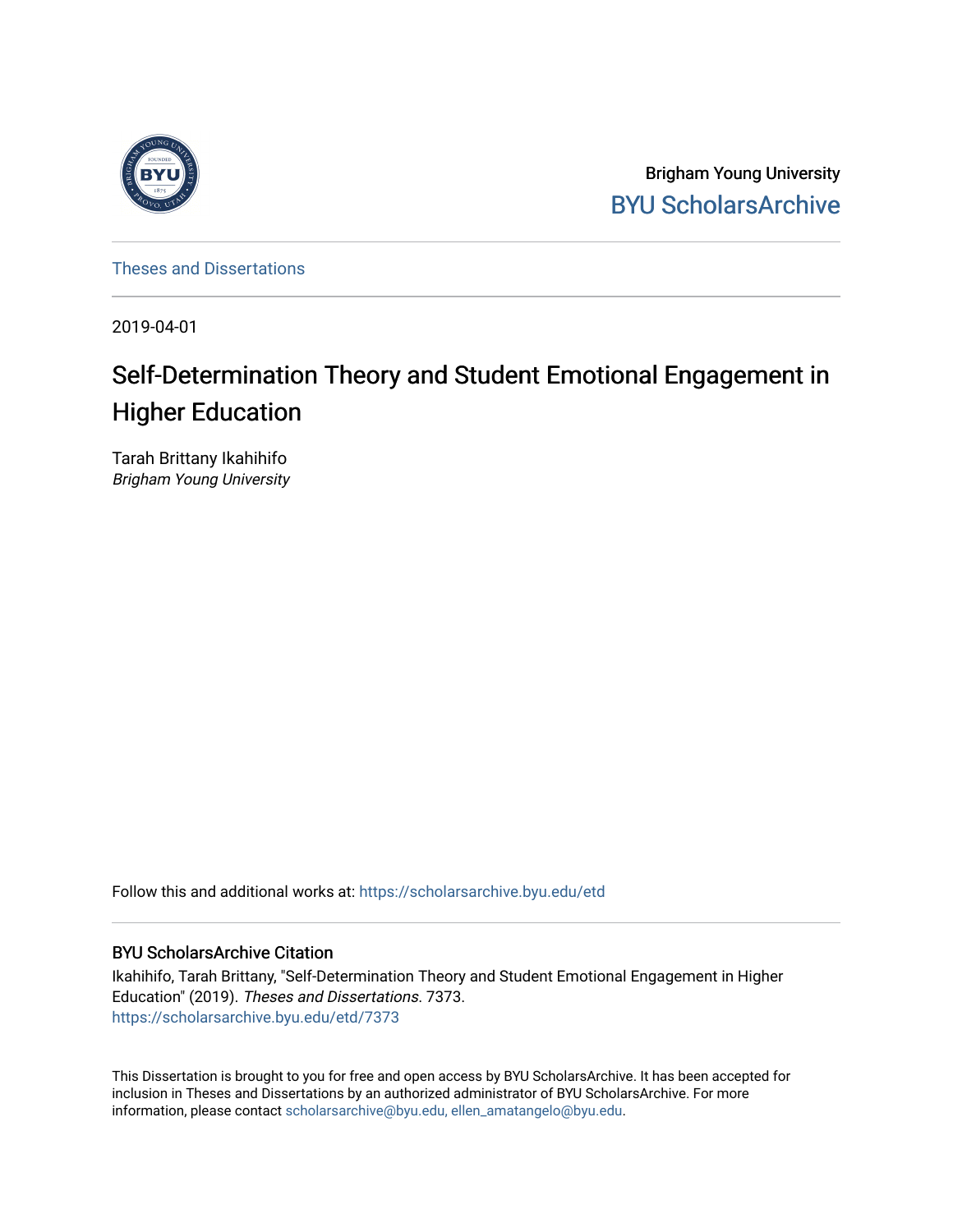Brigham Young University
BYU ScholarsArchive

Theses and Dissertations

2019-04-01

# Self-Determination Theory and Student Emotional Engagement in Higher Education

Tarah Brittany Ikahihifo
*Brigham Young University*

Follow this and additional works at: https://scholarsarchive.byu.edu/etd

## BYU ScholarsArchive Citation

Ikahihifo, Tarah Brittany, "Self-Determination Theory and Student Emotional Engagement in Higher Education" (2019). *Theses and Dissertations*. 7373.
https://scholarsarchive.byu.edu/etd/7373

This Dissertation is brought to you for free and open access by BYU ScholarsArchive. It has been accepted for inclusion in Theses and Dissertations by an authorized administrator of BYU ScholarsArchive. For more information, please contact scholarsarchive@byu.edu, ellen_amatangelo@byu.edu.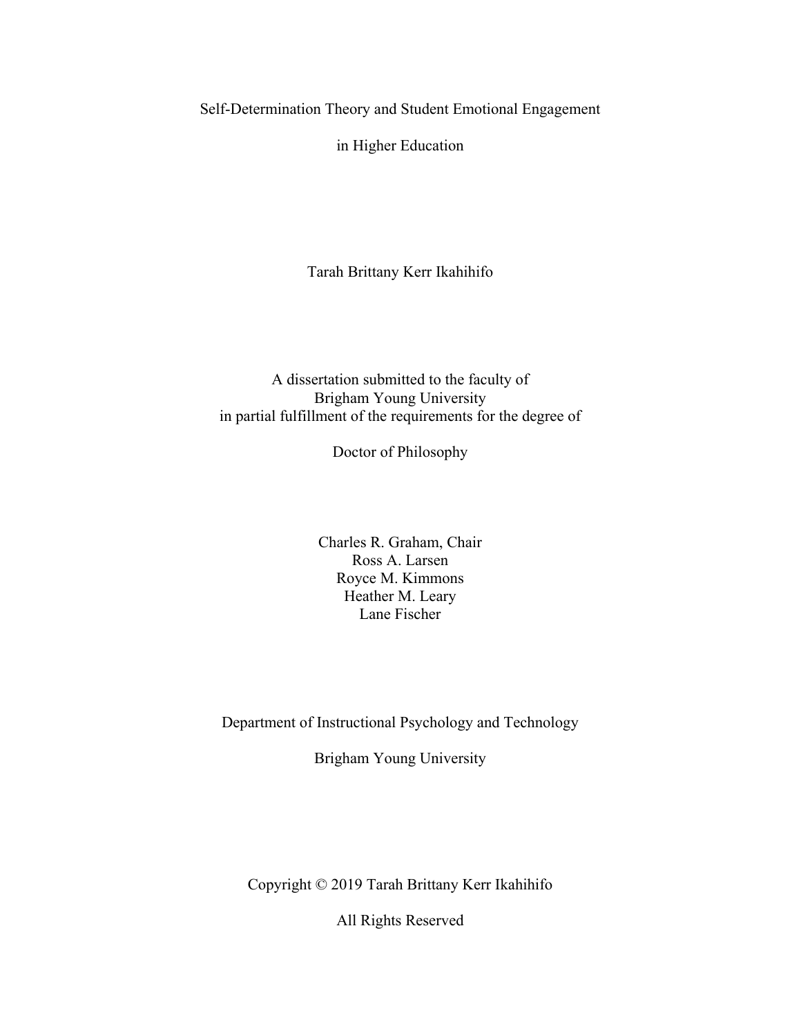# Self-Determination Theory and Student Emotional Engagement in Higher Education

Tarah Brittany Kerr Ikahihifo

A dissertation submitted to the faculty of
Brigham Young University
in partial fulfillment of the requirements for the degree of

Doctor of Philosophy

Charles R. Graham, Chair
Ross A. Larsen
Royce M. Kimmons
Heather M. Leary
Lane Fischer

Department of Instructional Psychology and Technology

Brigham Young University

Copyright © 2019 Tarah Brittany Kerr Ikahihifo

All Rights Reserved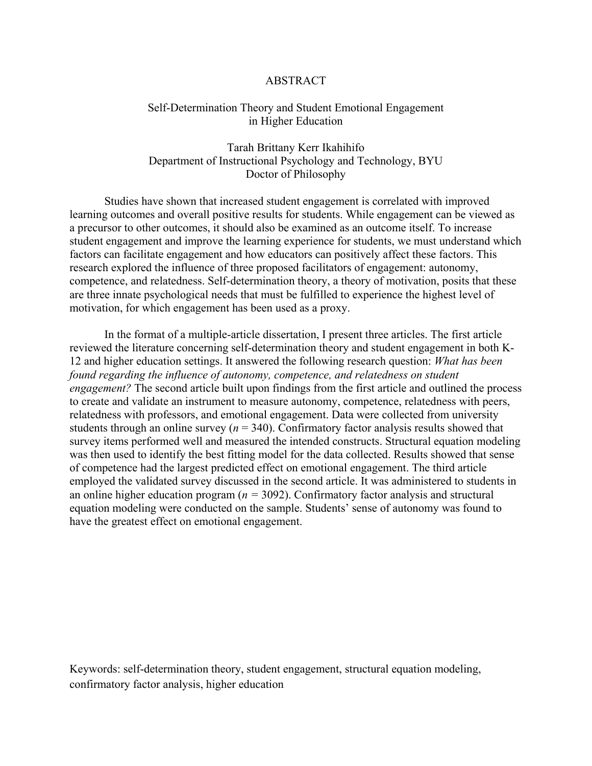# ABSTRACT

## Self-Determination Theory and Student Emotional Engagement in Higher Education

Tarah Brittany Kerr Ikahihifo
Department of Instructional Psychology and Technology, BYU
Doctor of Philosophy

Studies have shown that increased student engagement is correlated with improved learning outcomes and overall positive results for students. While engagement can be viewed as a precursor to other outcomes, it should also be examined as an outcome itself. To increase student engagement and improve the learning experience for students, we must understand which factors can facilitate engagement and how educators can positively affect these factors. This research explored the influence of three proposed facilitators of engagement: autonomy, competence, and relatedness. Self-determination theory, a theory of motivation, posits that these are three innate psychological needs that must be fulfilled to experience the highest level of motivation, for which engagement has been used as a proxy.

In the format of a multiple-article dissertation, I present three articles. The first article reviewed the literature concerning self-determination theory and student engagement in both K-12 and higher education settings. It answered the following research question: *What has been found regarding the influence of autonomy, competence, and relatedness on student engagement?* The second article built upon findings from the first article and outlined the process to create and validate an instrument to measure autonomy, competence, relatedness with peers, relatedness with professors, and emotional engagement. Data were collected from university students through an online survey ($n$ = 340). Confirmatory factor analysis results showed that survey items performed well and measured the intended constructs. Structural equation modeling was then used to identify the best fitting model for the data collected. Results showed that sense of competence had the largest predicted effect on emotional engagement. The third article employed the validated survey discussed in the second article. It was administered to students in an online higher education program ($n$ = 3092). Confirmatory factor analysis and structural equation modeling were conducted on the sample. Students' sense of autonomy was found to have the greatest effect on emotional engagement.

Keywords: self-determination theory, student engagement, structural equation modeling, confirmatory factor analysis, higher education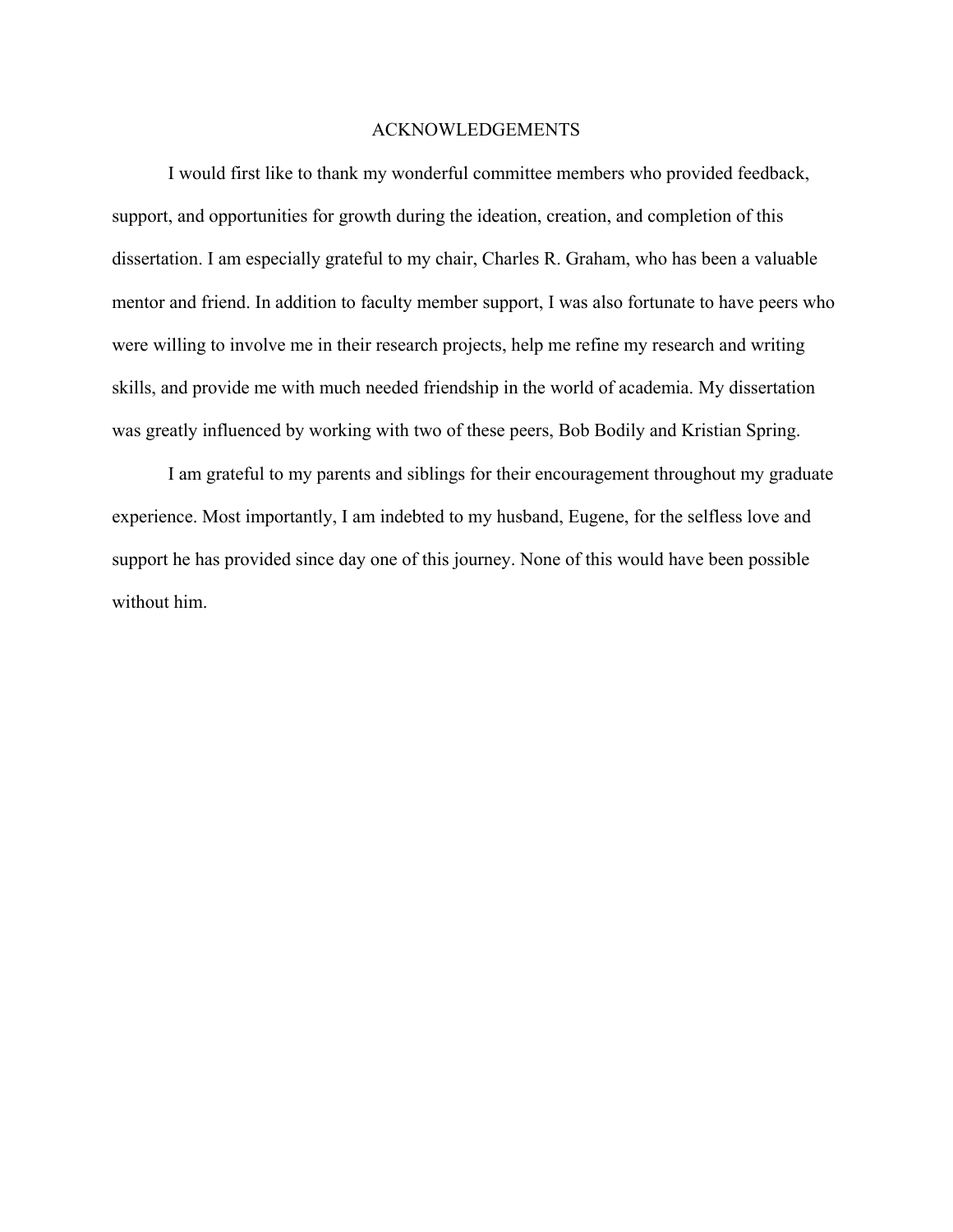# ACKNOWLEDGEMENTS

I would first like to thank my wonderful committee members who provided feedback, support, and opportunities for growth during the ideation, creation, and completion of this dissertation. I am especially grateful to my chair, Charles R. Graham, who has been a valuable mentor and friend. In addition to faculty member support, I was also fortunate to have peers who were willing to involve me in their research projects, help me refine my research and writing skills, and provide me with much needed friendship in the world of academia. My dissertation was greatly influenced by working with two of these peers, Bob Bodily and Kristian Spring.

I am grateful to my parents and siblings for their encouragement throughout my graduate experience. Most importantly, I am indebted to my husband, Eugene, for the selfless love and support he has provided since day one of this journey. None of this would have been possible without him.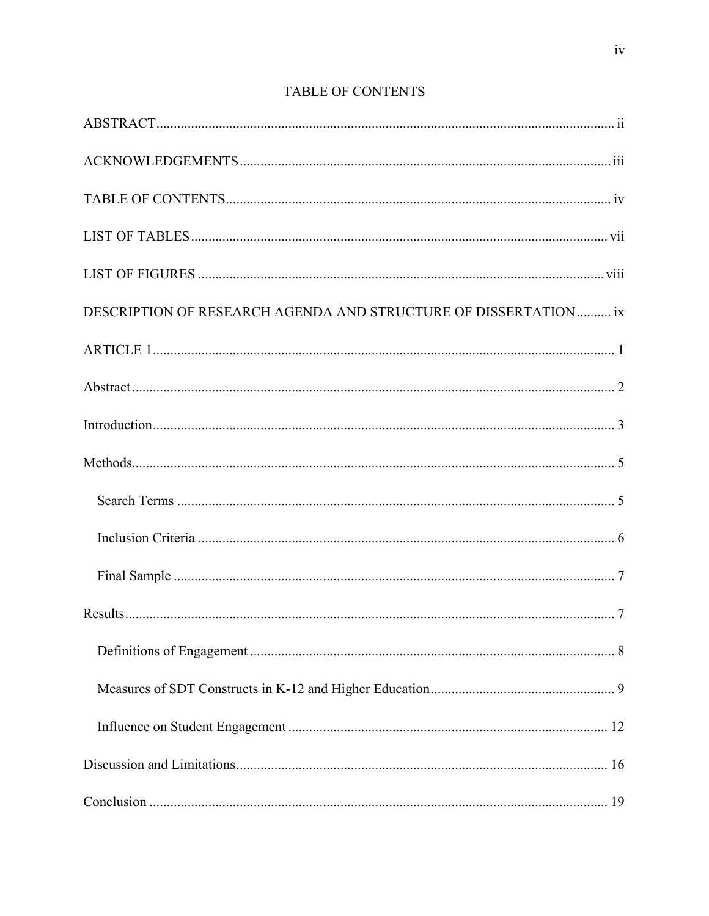# TABLE OF CONTENTS

ABSTRACT.................................................................................................................... ii

ACKNOWLEDGEMENTS.......................................................................................... iii

TABLE OF CONTENTS............................................................................................. iv

LIST OF TABLES...................................................................................................... vii

LIST OF FIGURES .................................................................................................... viii

DESCRIPTION OF RESEARCH AGENDA AND STRUCTURE OF DISSERTATION.......... ix

ARTICLE 1.................................................................................................................... 1

Abstract.......................................................................................................................... 2

Introduction.................................................................................................................... 3

Methods.......................................................................................................................... 5

  Search Terms ............................................................................................................. 5

  Inclusion Criteria ....................................................................................................... 6

  Final Sample .............................................................................................................. 7

Results............................................................................................................................ 7

  Definitions of Engagement ........................................................................................ 8

  Measures of SDT Constructs in K-12 and Higher Education..................................... 9

  Influence on Student Engagement ........................................................................... 12

Discussion and Limitations.......................................................................................... 16

Conclusion ................................................................................................................... 19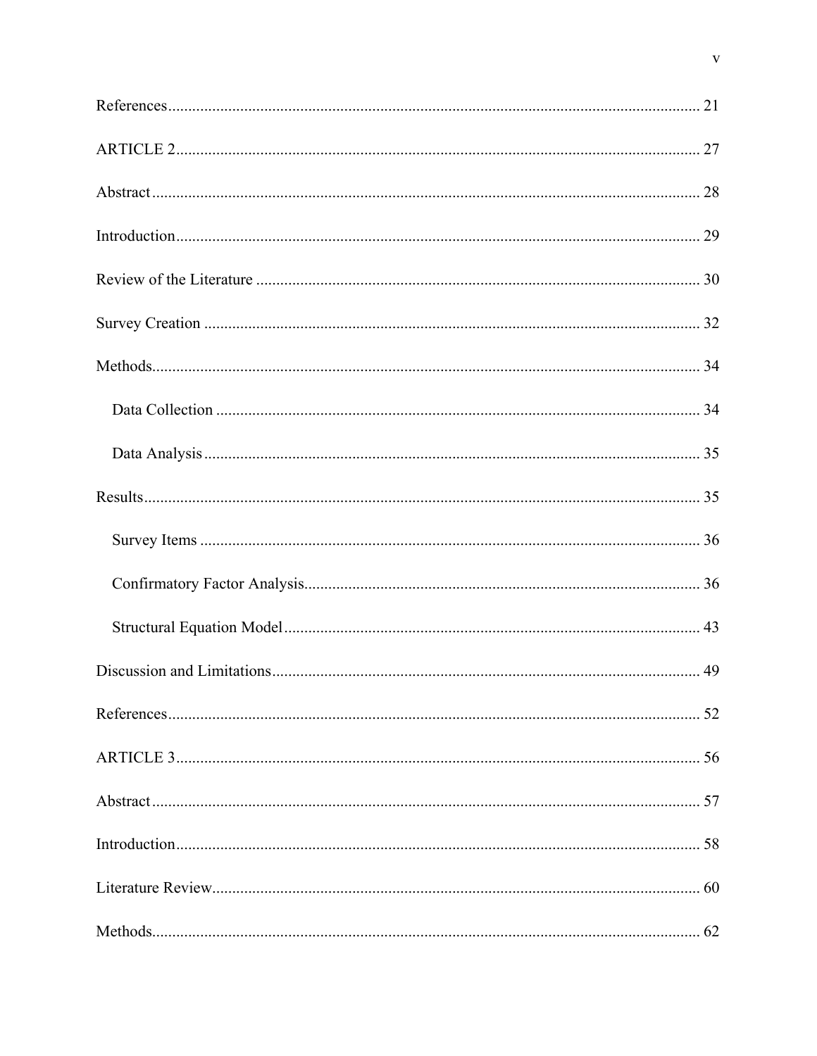References .................................................................................................................... 21

ARTICLE 2 .................................................................................................................. 27

Abstract ........................................................................................................................ 28

Introduction .................................................................................................................. 29

Review of the Literature .............................................................................................. 30

Survey Creation ........................................................................................................... 32

Methods ........................................................................................................................ 34

  Data Collection ......................................................................................................... 34

  Data Analysis ............................................................................................................ 35

Results .......................................................................................................................... 35

  Survey Items ............................................................................................................. 36

  Confirmatory Factor Analysis ................................................................................... 36

  Structural Equation Model ........................................................................................ 43

Discussion and Limitations .......................................................................................... 49

References .................................................................................................................... 52

ARTICLE 3 .................................................................................................................. 56

Abstract ........................................................................................................................ 57

Introduction .................................................................................................................. 58

Literature Review ......................................................................................................... 60

Methods ........................................................................................................................ 62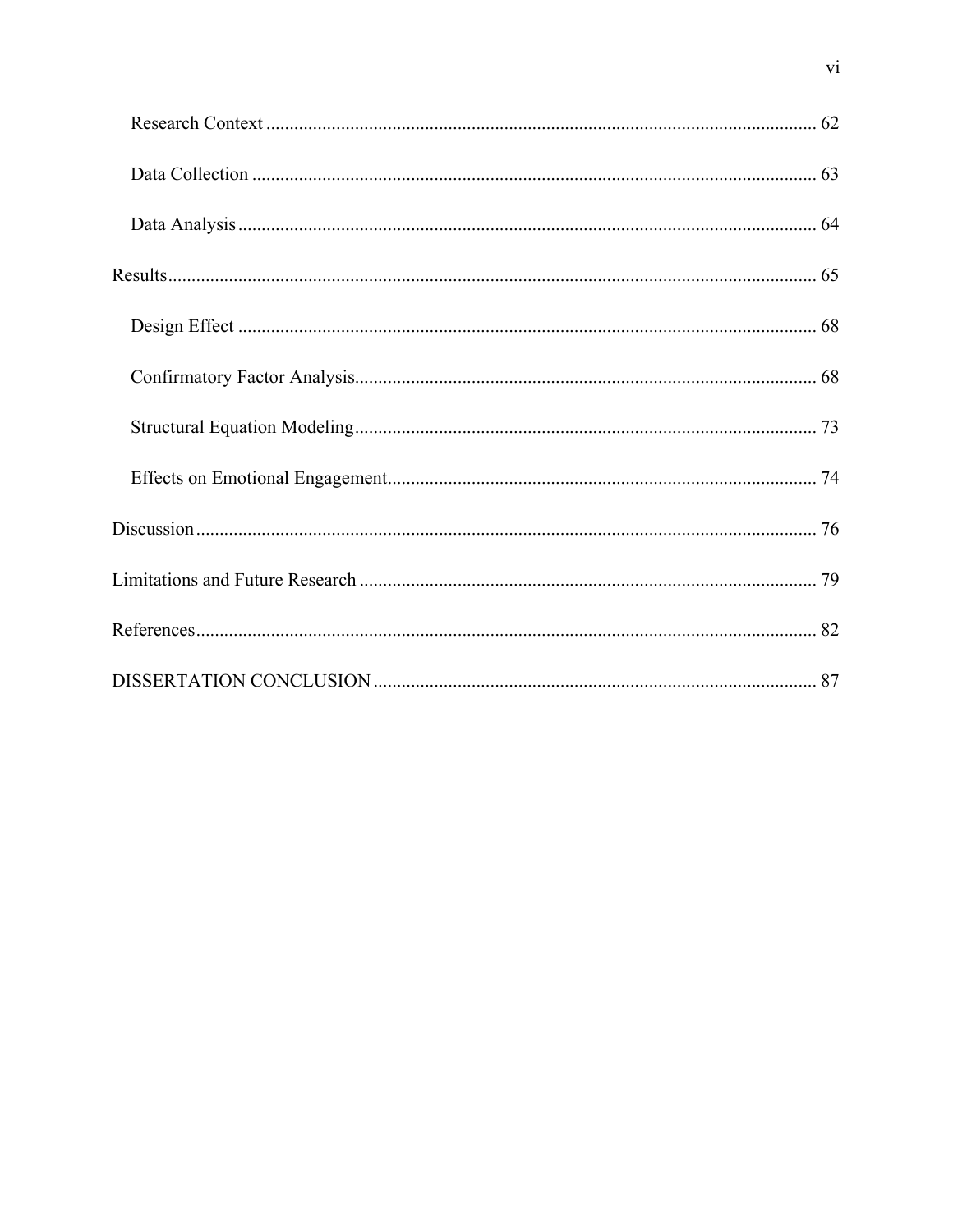Research Context ..................................................................................................... 62

Data Collection ........................................................................................................ 63

Data Analysis ........................................................................................................... 64

Results .......................................................................................................................... 65

Design Effect ........................................................................................................... 68

Confirmatory Factor Analysis .................................................................................. 68

Structural Equation Modeling .................................................................................. 73

Effects on Emotional Engagement ........................................................................... 74

Discussion .................................................................................................................... 76

Limitations and Future Research ................................................................................. 79

References .................................................................................................................... 82

DISSERTATION CONCLUSION .............................................................................. 87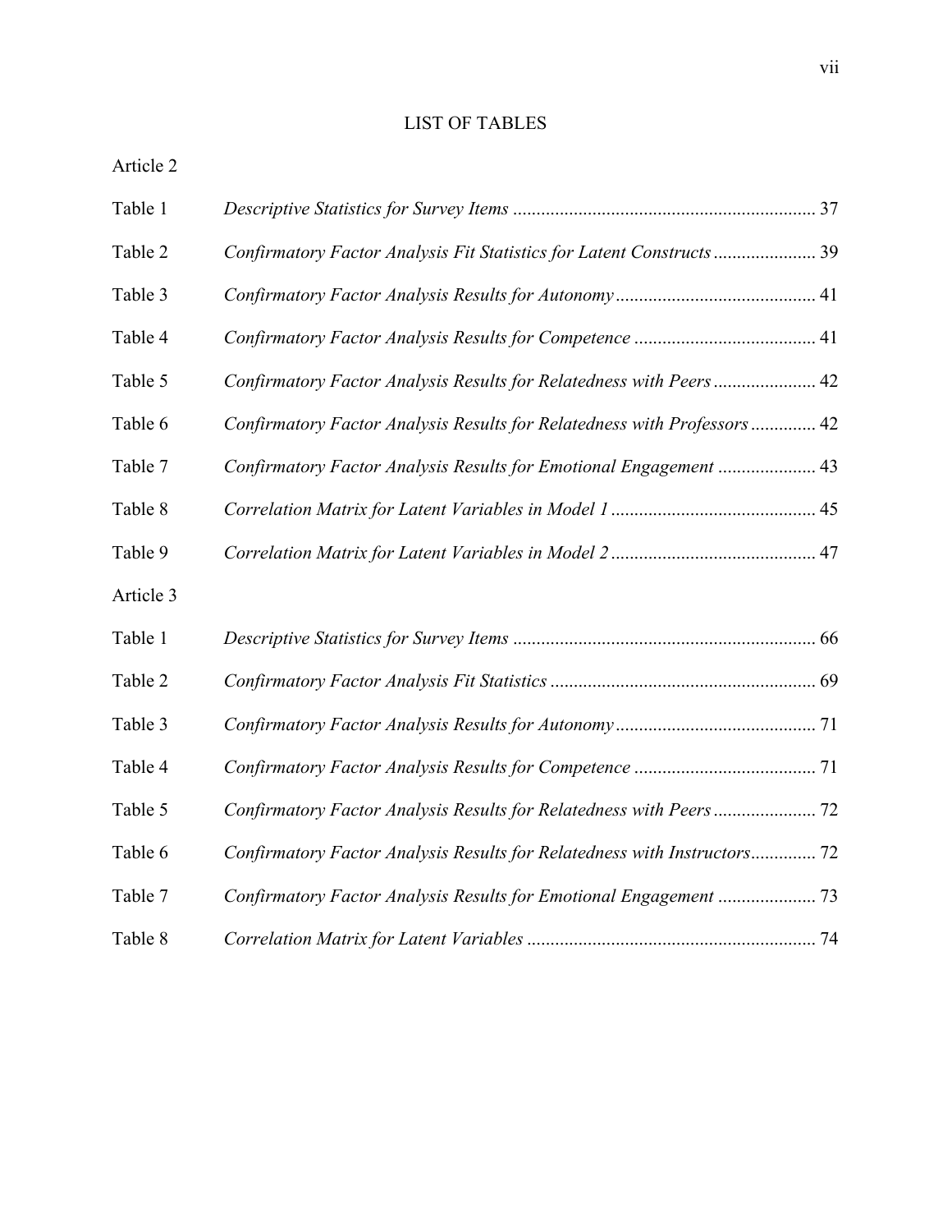# LIST OF TABLES

Article 2

| | | |
|---|---|---|
| Table 1 | *Descriptive Statistics for Survey Items* | 37 |
| Table 2 | *Confirmatory Factor Analysis Fit Statistics for Latent Constructs* | 39 |
| Table 3 | *Confirmatory Factor Analysis Results for Autonomy* | 41 |
| Table 4 | *Confirmatory Factor Analysis Results for Competence* | 41 |
| Table 5 | *Confirmatory Factor Analysis Results for Relatedness with Peers* | 42 |
| Table 6 | *Confirmatory Factor Analysis Results for Relatedness with Professors* | 42 |
| Table 7 | *Confirmatory Factor Analysis Results for Emotional Engagement* | 43 |
| Table 8 | *Correlation Matrix for Latent Variables in Model 1* | 45 |
| Table 9 | *Correlation Matrix for Latent Variables in Model 2* | 47 |

Article 3

| | | |
|---|---|---|
| Table 1 | *Descriptive Statistics for Survey Items* | 66 |
| Table 2 | *Confirmatory Factor Analysis Fit Statistics* | 69 |
| Table 3 | *Confirmatory Factor Analysis Results for Autonomy* | 71 |
| Table 4 | *Confirmatory Factor Analysis Results for Competence* | 71 |
| Table 5 | *Confirmatory Factor Analysis Results for Relatedness with Peers* | 72 |
| Table 6 | *Confirmatory Factor Analysis Results for Relatedness with Instructors* | 72 |
| Table 7 | *Confirmatory Factor Analysis Results for Emotional Engagement* | 73 |
| Table 8 | *Correlation Matrix for Latent Variables* | 74 |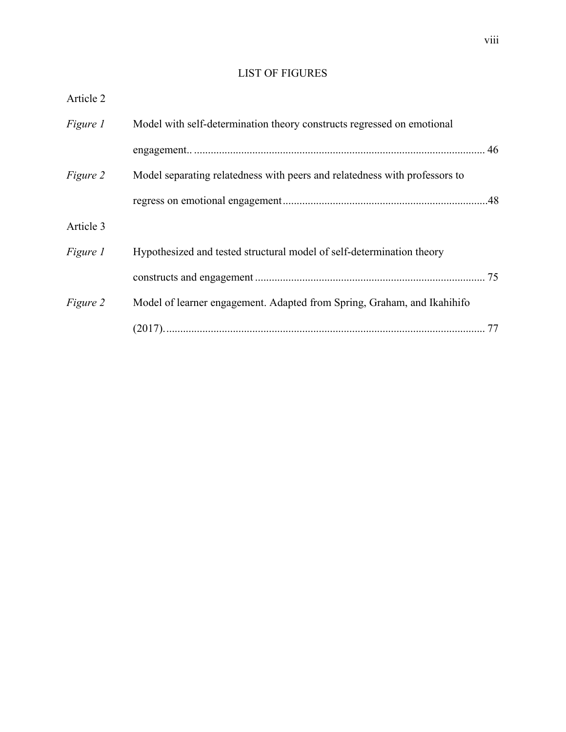# LIST OF FIGURES

Article 2

| | | |
|---|---|---|
| *Figure 1* | Model with self-determination theory constructs regressed on emotional engagement.. | 46 |
| *Figure 2* | Model separating relatedness with peers and relatedness with professors to regress on emotional engagement | 48 |

Article 3

| | | |
|---|---|---|
| *Figure 1* | Hypothesized and tested structural model of self-determination theory constructs and engagement | 75 |
| *Figure 2* | Model of learner engagement. Adapted from Spring, Graham, and Ikahihifo (2017). | 77 |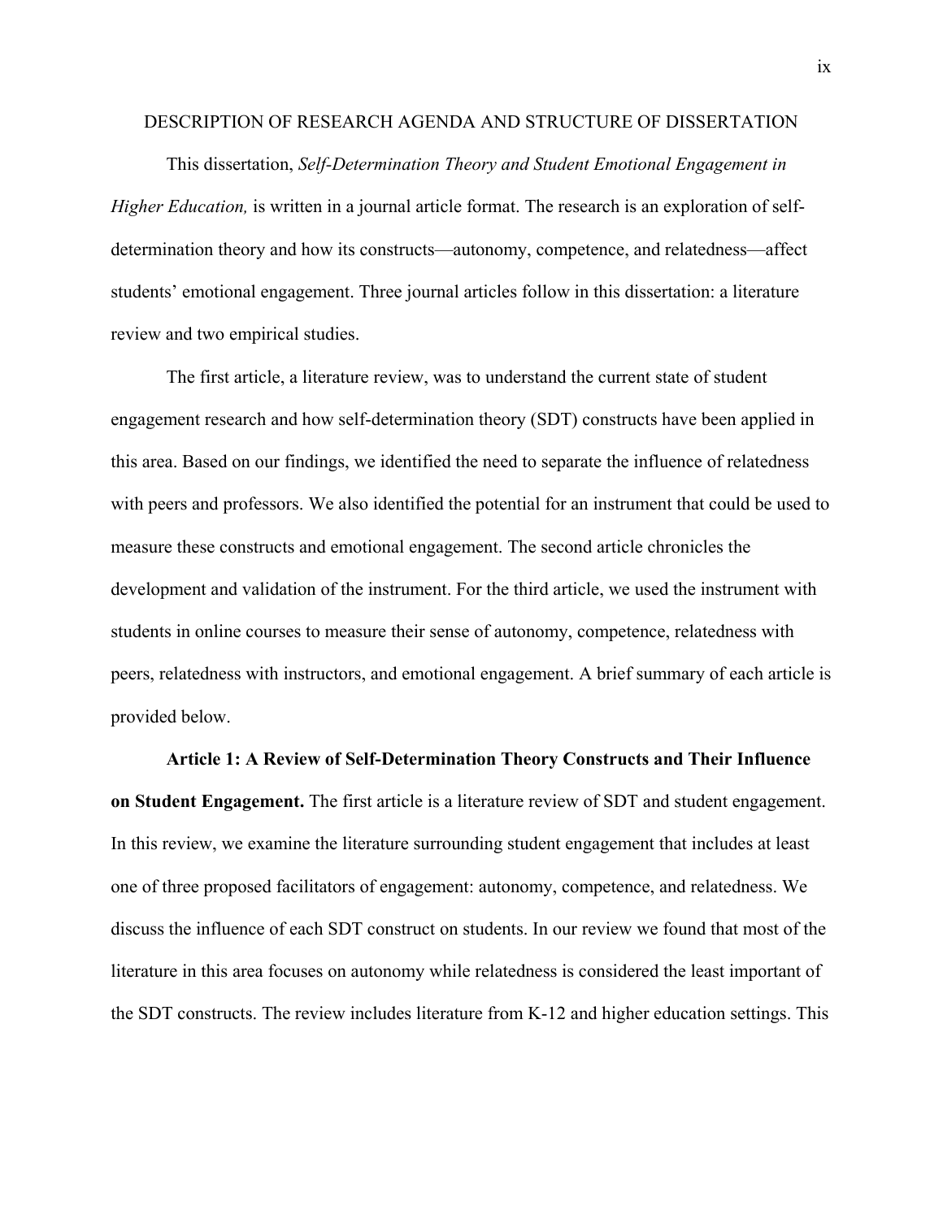## DESCRIPTION OF RESEARCH AGENDA AND STRUCTURE OF DISSERTATION

This dissertation, *Self-Determination Theory and Student Emotional Engagement in Higher Education,* is written in a journal article format. The research is an exploration of self-determination theory and how its constructs—autonomy, competence, and relatedness—affect students' emotional engagement. Three journal articles follow in this dissertation: a literature review and two empirical studies.

The first article, a literature review, was to understand the current state of student engagement research and how self-determination theory (SDT) constructs have been applied in this area. Based on our findings, we identified the need to separate the influence of relatedness with peers and professors. We also identified the potential for an instrument that could be used to measure these constructs and emotional engagement. The second article chronicles the development and validation of the instrument. For the third article, we used the instrument with students in online courses to measure their sense of autonomy, competence, relatedness with peers, relatedness with instructors, and emotional engagement. A brief summary of each article is provided below.

**Article 1: A Review of Self-Determination Theory Constructs and Their Influence on Student Engagement.** The first article is a literature review of SDT and student engagement. In this review, we examine the literature surrounding student engagement that includes at least one of three proposed facilitators of engagement: autonomy, competence, and relatedness. We discuss the influence of each SDT construct on students. In our review we found that most of the literature in this area focuses on autonomy while relatedness is considered the least important of the SDT constructs. The review includes literature from K-12 and higher education settings. This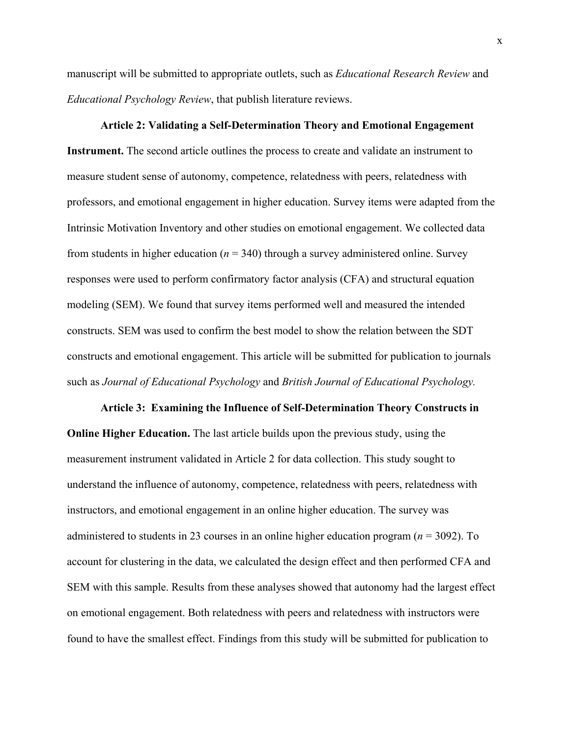manuscript will be submitted to appropriate outlets, such as *Educational Research Review* and *Educational Psychology Review*, that publish literature reviews.

**Article 2: Validating a Self-Determination Theory and Emotional Engagement Instrument.** The second article outlines the process to create and validate an instrument to measure student sense of autonomy, competence, relatedness with peers, relatedness with professors, and emotional engagement in higher education. Survey items were adapted from the Intrinsic Motivation Inventory and other studies on emotional engagement. We collected data from students in higher education ($n$ = 340) through a survey administered online. Survey responses were used to perform confirmatory factor analysis (CFA) and structural equation modeling (SEM). We found that survey items performed well and measured the intended constructs. SEM was used to confirm the best model to show the relation between the SDT constructs and emotional engagement. This article will be submitted for publication to journals such as *Journal of Educational Psychology* and *British Journal of Educational Psychology.*

**Article 3: Examining the Influence of Self-Determination Theory Constructs in Online Higher Education.** The last article builds upon the previous study, using the measurement instrument validated in Article 2 for data collection. This study sought to understand the influence of autonomy, competence, relatedness with peers, relatedness with instructors, and emotional engagement in an online higher education. The survey was administered to students in 23 courses in an online higher education program ($n$ = 3092). To account for clustering in the data, we calculated the design effect and then performed CFA and SEM with this sample. Results from these analyses showed that autonomy had the largest effect on emotional engagement. Both relatedness with peers and relatedness with instructors were found to have the smallest effect. Findings from this study will be submitted for publication to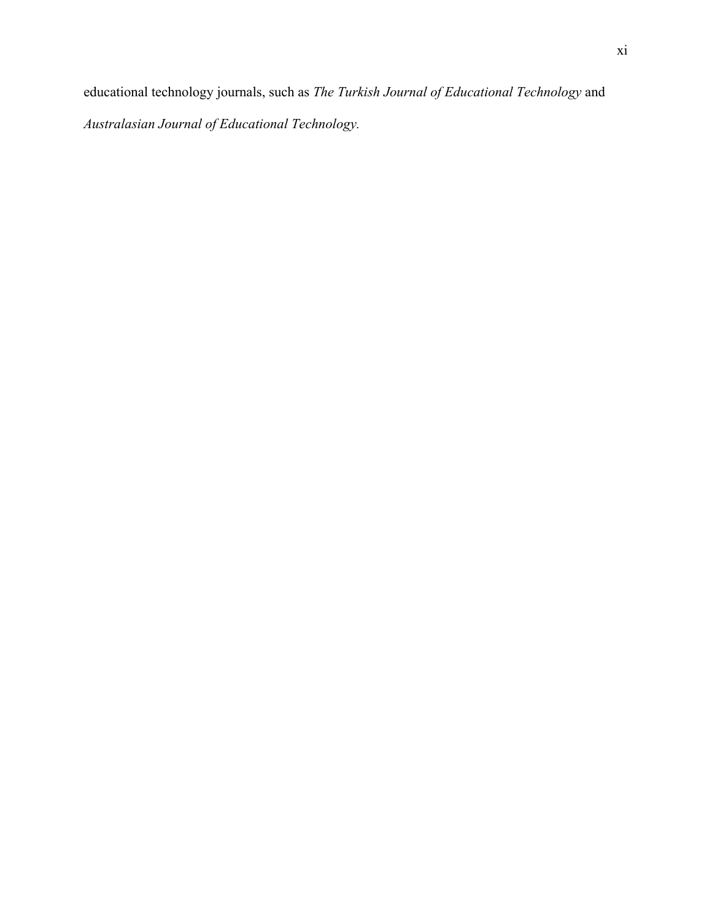educational technology journals, such as *The Turkish Journal of Educational Technology* and *Australasian Journal of Educational Technology.*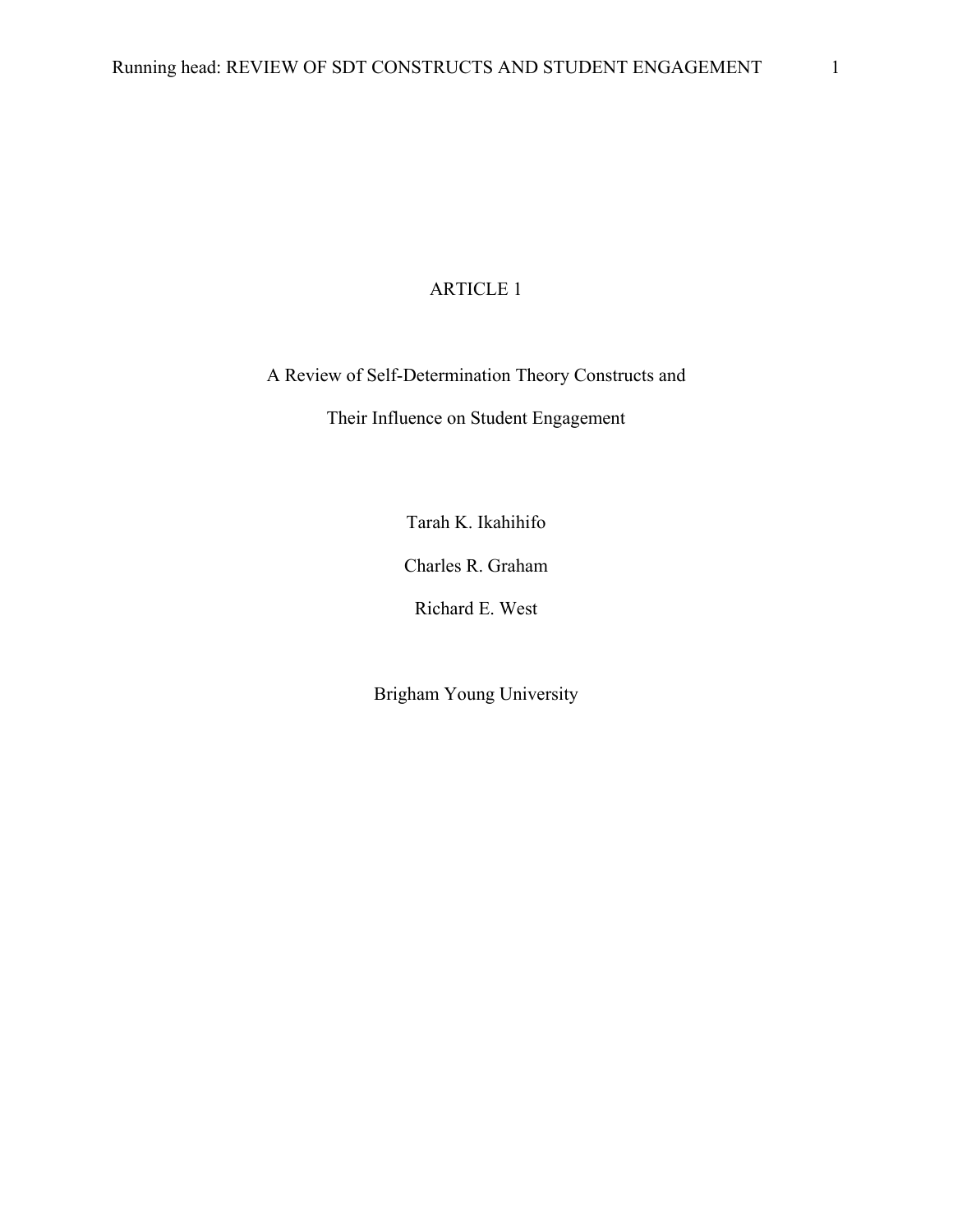# ARTICLE 1

## A Review of Self-Determination Theory Constructs and Their Influence on Student Engagement

Tarah K. Ikahihifo

Charles R. Graham

Richard E. West

Brigham Young University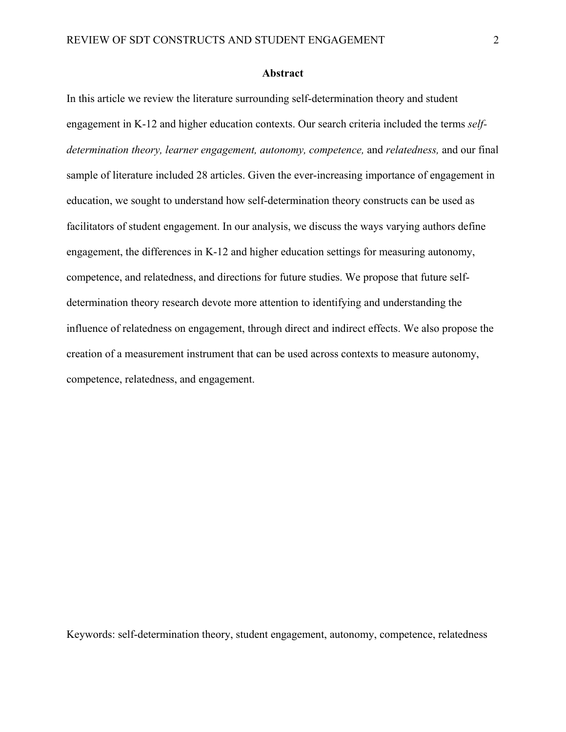## Abstract

In this article we review the literature surrounding self-determination theory and student engagement in K-12 and higher education contexts. Our search criteria included the terms *self-determination theory, learner engagement, autonomy, competence,* and *relatedness,* and our final sample of literature included 28 articles. Given the ever-increasing importance of engagement in education, we sought to understand how self-determination theory constructs can be used as facilitators of student engagement. In our analysis, we discuss the ways varying authors define engagement, the differences in K-12 and higher education settings for measuring autonomy, competence, and relatedness, and directions for future studies. We propose that future self-determination theory research devote more attention to identifying and understanding the influence of relatedness on engagement, through direct and indirect effects. We also propose the creation of a measurement instrument that can be used across contexts to measure autonomy, competence, relatedness, and engagement.

Keywords: self-determination theory, student engagement, autonomy, competence, relatedness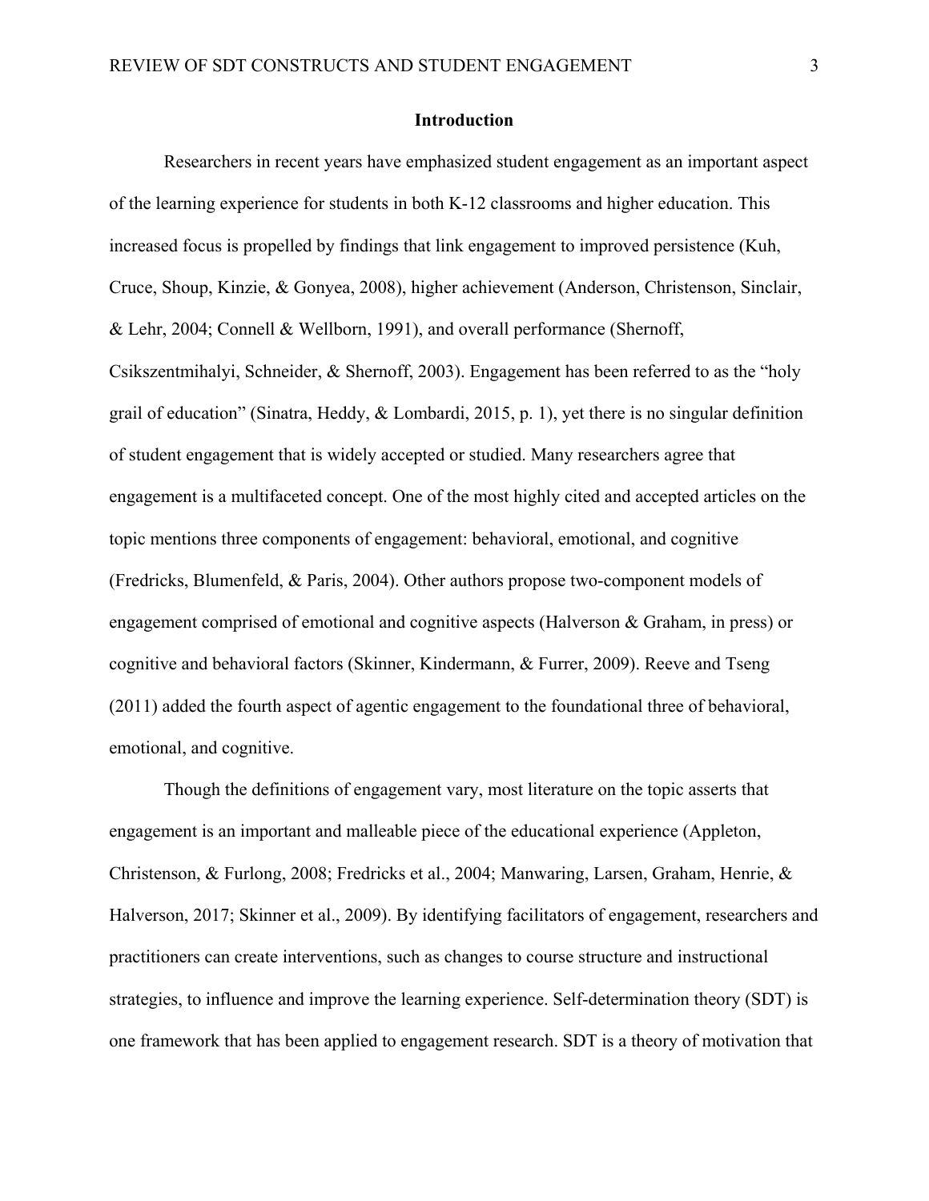## Introduction

Researchers in recent years have emphasized student engagement as an important aspect of the learning experience for students in both K-12 classrooms and higher education. This increased focus is propelled by findings that link engagement to improved persistence (Kuh, Cruce, Shoup, Kinzie, & Gonyea, 2008), higher achievement (Anderson, Christenson, Sinclair, & Lehr, 2004; Connell & Wellborn, 1991), and overall performance (Shernoff, Csikszentmihalyi, Schneider, & Shernoff, 2003). Engagement has been referred to as the "holy grail of education" (Sinatra, Heddy, & Lombardi, 2015, p. 1), yet there is no singular definition of student engagement that is widely accepted or studied. Many researchers agree that engagement is a multifaceted concept. One of the most highly cited and accepted articles on the topic mentions three components of engagement: behavioral, emotional, and cognitive (Fredricks, Blumenfeld, & Paris, 2004). Other authors propose two-component models of engagement comprised of emotional and cognitive aspects (Halverson & Graham, in press) or cognitive and behavioral factors (Skinner, Kindermann, & Furrer, 2009). Reeve and Tseng (2011) added the fourth aspect of agentic engagement to the foundational three of behavioral, emotional, and cognitive.

Though the definitions of engagement vary, most literature on the topic asserts that engagement is an important and malleable piece of the educational experience (Appleton, Christenson, & Furlong, 2008; Fredricks et al., 2004; Manwaring, Larsen, Graham, Henrie, & Halverson, 2017; Skinner et al., 2009). By identifying facilitators of engagement, researchers and practitioners can create interventions, such as changes to course structure and instructional strategies, to influence and improve the learning experience. Self-determination theory (SDT) is one framework that has been applied to engagement research. SDT is a theory of motivation that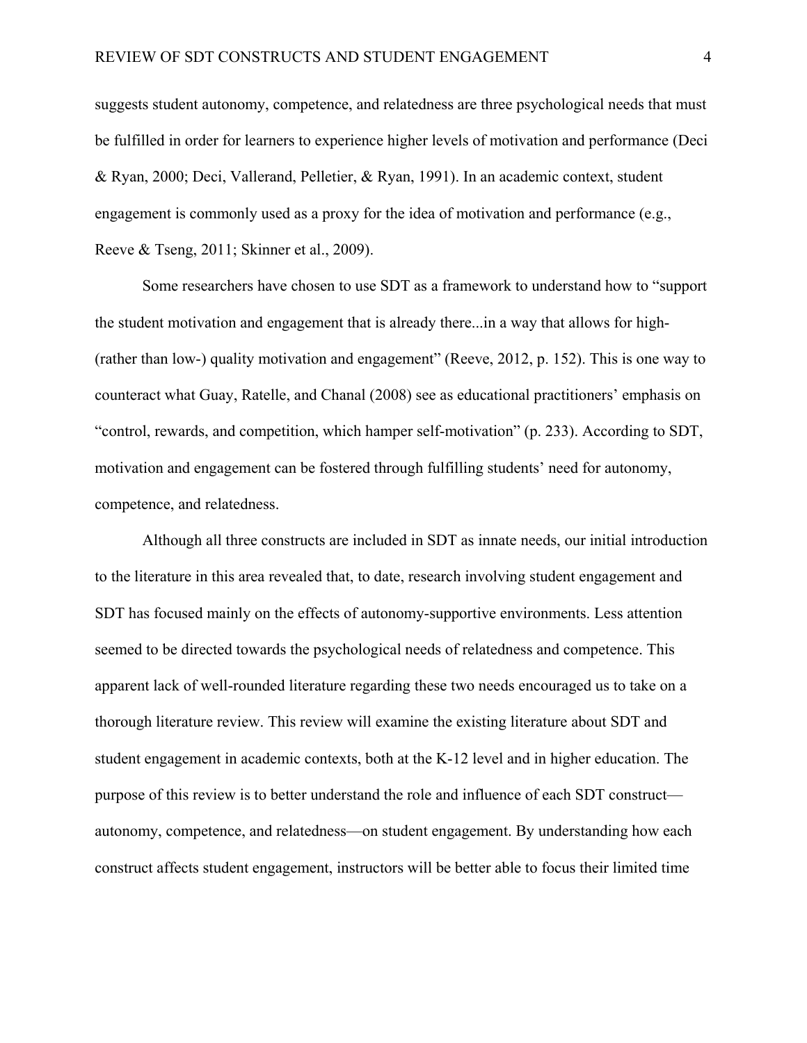suggests student autonomy, competence, and relatedness are three psychological needs that must be fulfilled in order for learners to experience higher levels of motivation and performance (Deci & Ryan, 2000; Deci, Vallerand, Pelletier, & Ryan, 1991). In an academic context, student engagement is commonly used as a proxy for the idea of motivation and performance (e.g., Reeve & Tseng, 2011; Skinner et al., 2009).

Some researchers have chosen to use SDT as a framework to understand how to "support the student motivation and engagement that is already there...in a way that allows for high- (rather than low-) quality motivation and engagement" (Reeve, 2012, p. 152). This is one way to counteract what Guay, Ratelle, and Chanal (2008) see as educational practitioners' emphasis on "control, rewards, and competition, which hamper self-motivation" (p. 233). According to SDT, motivation and engagement can be fostered through fulfilling students' need for autonomy, competence, and relatedness.

Although all three constructs are included in SDT as innate needs, our initial introduction to the literature in this area revealed that, to date, research involving student engagement and SDT has focused mainly on the effects of autonomy-supportive environments. Less attention seemed to be directed towards the psychological needs of relatedness and competence. This apparent lack of well-rounded literature regarding these two needs encouraged us to take on a thorough literature review. This review will examine the existing literature about SDT and student engagement in academic contexts, both at the K-12 level and in higher education. The purpose of this review is to better understand the role and influence of each SDT construct—autonomy, competence, and relatedness—on student engagement. By understanding how each construct affects student engagement, instructors will be better able to focus their limited time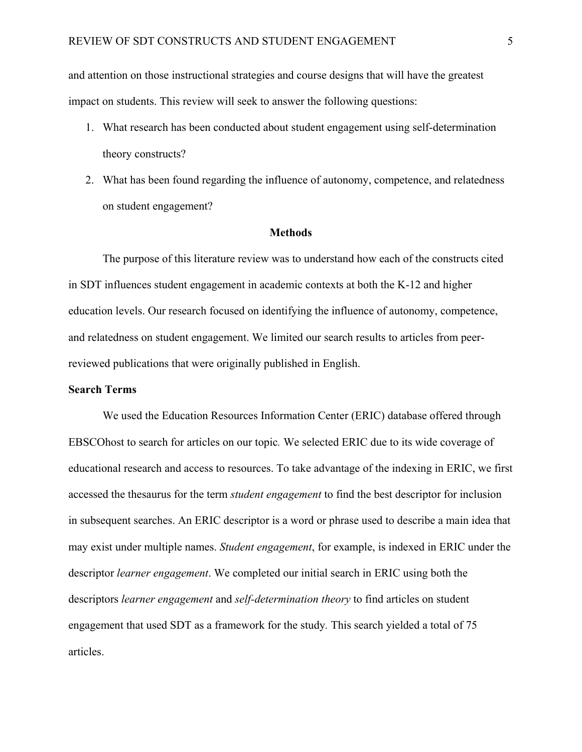and attention on those instructional strategies and course designs that will have the greatest impact on students. This review will seek to answer the following questions:

1. What research has been conducted about student engagement using self-determination theory constructs?
2. What has been found regarding the influence of autonomy, competence, and relatedness on student engagement?

## Methods

The purpose of this literature review was to understand how each of the constructs cited in SDT influences student engagement in academic contexts at both the K-12 and higher education levels. Our research focused on identifying the influence of autonomy, competence, and relatedness on student engagement. We limited our search results to articles from peer-reviewed publications that were originally published in English.

### Search Terms

We used the Education Resources Information Center (ERIC) database offered through EBSCOhost to search for articles on our topic. We selected ERIC due to its wide coverage of educational research and access to resources. To take advantage of the indexing in ERIC, we first accessed the thesaurus for the term *student engagement* to find the best descriptor for inclusion in subsequent searches. An ERIC descriptor is a word or phrase used to describe a main idea that may exist under multiple names. *Student engagement*, for example, is indexed in ERIC under the descriptor *learner engagement*. We completed our initial search in ERIC using both the descriptors *learner engagement* and *self-determination theory* to find articles on student engagement that used SDT as a framework for the study. This search yielded a total of 75 articles.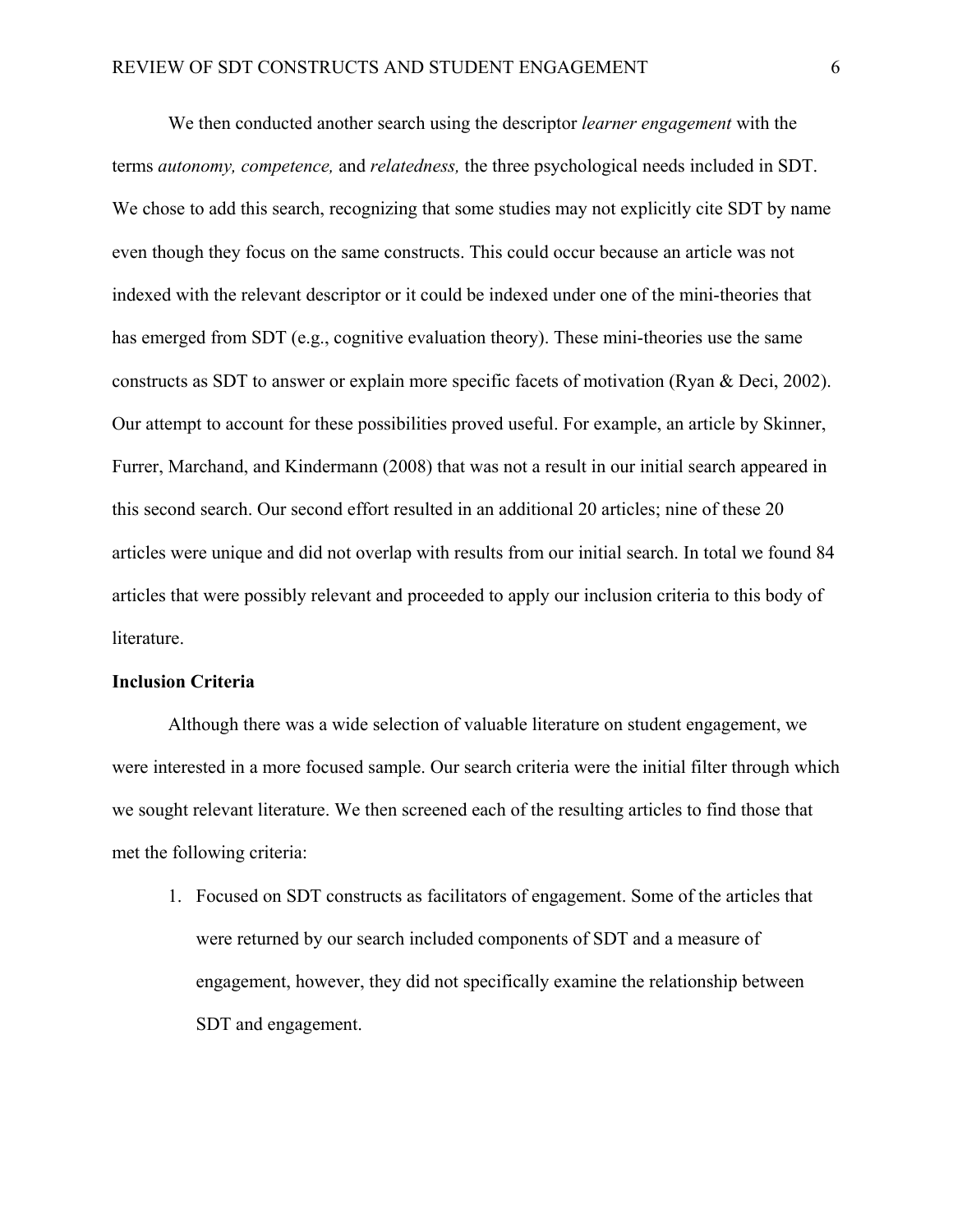We then conducted another search using the descriptor *learner engagement* with the terms *autonomy, competence,* and *relatedness,* the three psychological needs included in SDT. We chose to add this search, recognizing that some studies may not explicitly cite SDT by name even though they focus on the same constructs. This could occur because an article was not indexed with the relevant descriptor or it could be indexed under one of the mini-theories that has emerged from SDT (e.g., cognitive evaluation theory). These mini-theories use the same constructs as SDT to answer or explain more specific facets of motivation (Ryan & Deci, 2002). Our attempt to account for these possibilities proved useful. For example, an article by Skinner, Furrer, Marchand, and Kindermann (2008) that was not a result in our initial search appeared in this second search. Our second effort resulted in an additional 20 articles; nine of these 20 articles were unique and did not overlap with results from our initial search. In total we found 84 articles that were possibly relevant and proceeded to apply our inclusion criteria to this body of literature.

**Inclusion Criteria**

Although there was a wide selection of valuable literature on student engagement, we were interested in a more focused sample. Our search criteria were the initial filter through which we sought relevant literature. We then screened each of the resulting articles to find those that met the following criteria:

1. Focused on SDT constructs as facilitators of engagement. Some of the articles that were returned by our search included components of SDT and a measure of engagement, however, they did not specifically examine the relationship between SDT and engagement.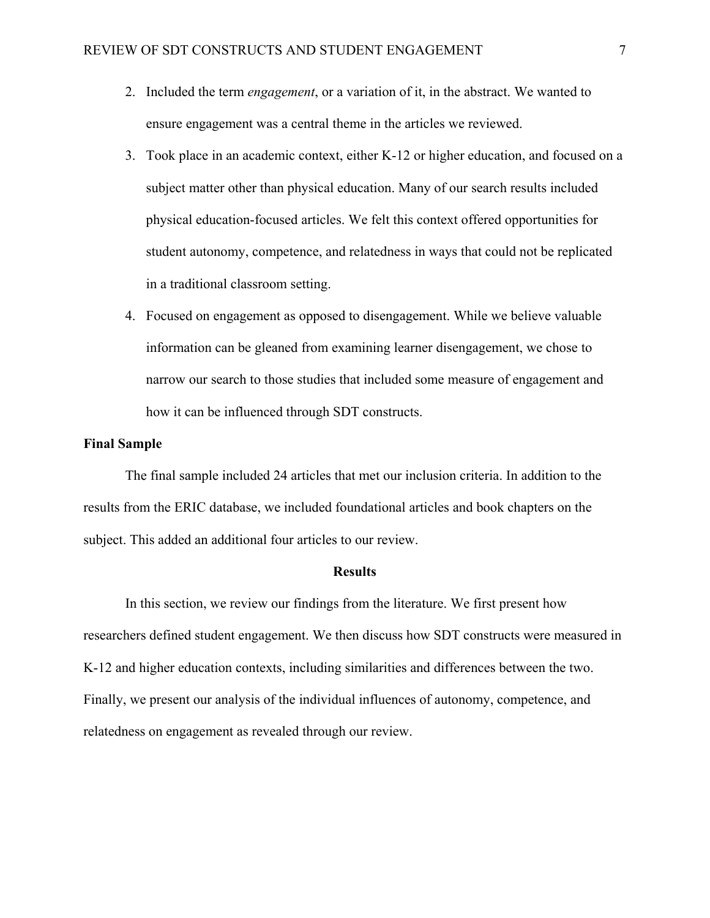2. Included the term *engagement*, or a variation of it, in the abstract. We wanted to ensure engagement was a central theme in the articles we reviewed.
3. Took place in an academic context, either K-12 or higher education, and focused on a subject matter other than physical education. Many of our search results included physical education-focused articles. We felt this context offered opportunities for student autonomy, competence, and relatedness in ways that could not be replicated in a traditional classroom setting.
4. Focused on engagement as opposed to disengagement. While we believe valuable information can be gleaned from examining learner disengagement, we chose to narrow our search to those studies that included some measure of engagement and how it can be influenced through SDT constructs.

### Final Sample

The final sample included 24 articles that met our inclusion criteria. In addition to the results from the ERIC database, we included foundational articles and book chapters on the subject. This added an additional four articles to our review.

## Results

In this section, we review our findings from the literature. We first present how researchers defined student engagement. We then discuss how SDT constructs were measured in K-12 and higher education contexts, including similarities and differences between the two. Finally, we present our analysis of the individual influences of autonomy, competence, and relatedness on engagement as revealed through our review.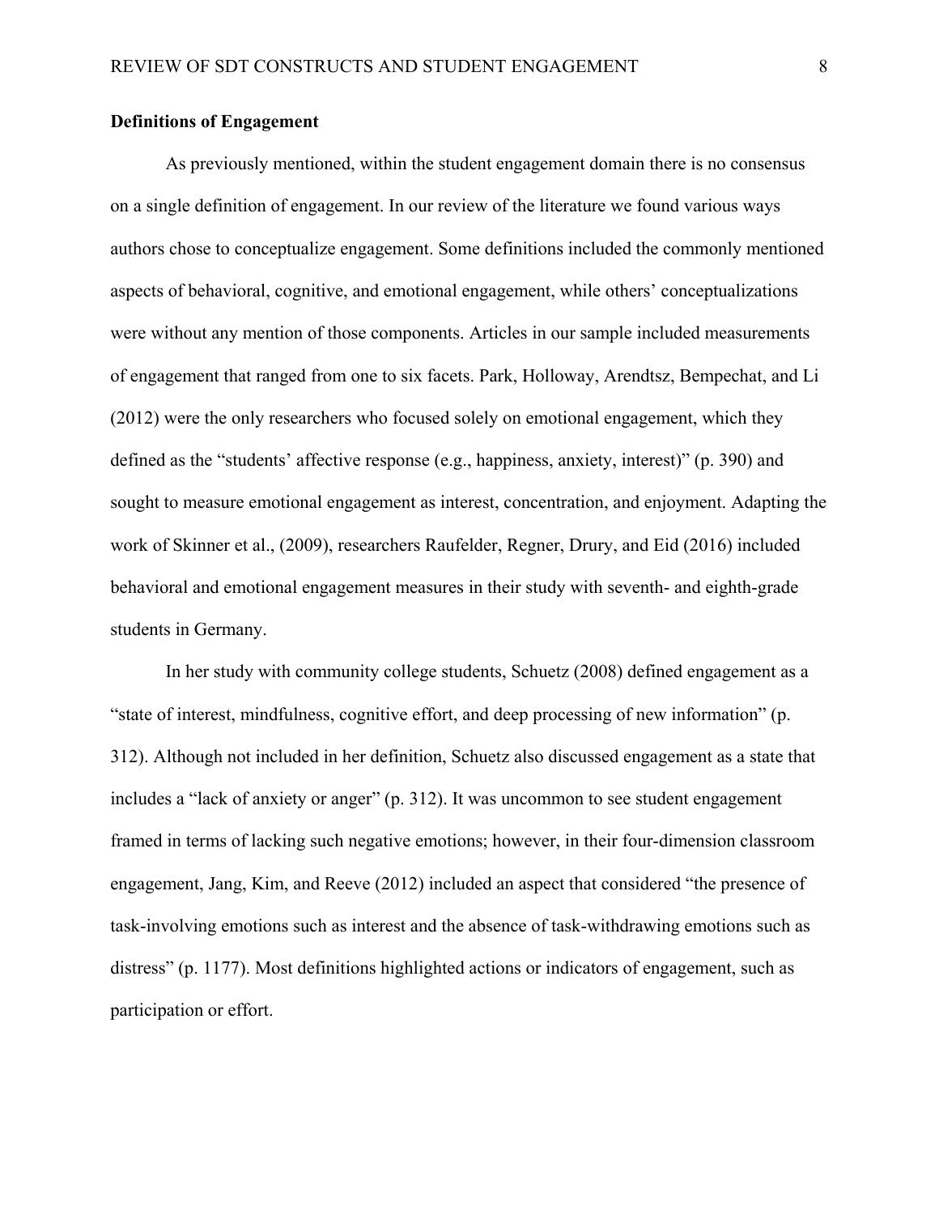**Definitions of Engagement**

As previously mentioned, within the student engagement domain there is no consensus on a single definition of engagement. In our review of the literature we found various ways authors chose to conceptualize engagement. Some definitions included the commonly mentioned aspects of behavioral, cognitive, and emotional engagement, while others' conceptualizations were without any mention of those components. Articles in our sample included measurements of engagement that ranged from one to six facets. Park, Holloway, Arendtsz, Bempechat, and Li (2012) were the only researchers who focused solely on emotional engagement, which they defined as the "students' affective response (e.g., happiness, anxiety, interest)" (p. 390) and sought to measure emotional engagement as interest, concentration, and enjoyment. Adapting the work of Skinner et al., (2009), researchers Raufelder, Regner, Drury, and Eid (2016) included behavioral and emotional engagement measures in their study with seventh- and eighth-grade students in Germany.

In her study with community college students, Schuetz (2008) defined engagement as a "state of interest, mindfulness, cognitive effort, and deep processing of new information" (p. 312). Although not included in her definition, Schuetz also discussed engagement as a state that includes a "lack of anxiety or anger" (p. 312). It was uncommon to see student engagement framed in terms of lacking such negative emotions; however, in their four-dimension classroom engagement, Jang, Kim, and Reeve (2012) included an aspect that considered "the presence of task-involving emotions such as interest and the absence of task-withdrawing emotions such as distress" (p. 1177). Most definitions highlighted actions or indicators of engagement, such as participation or effort.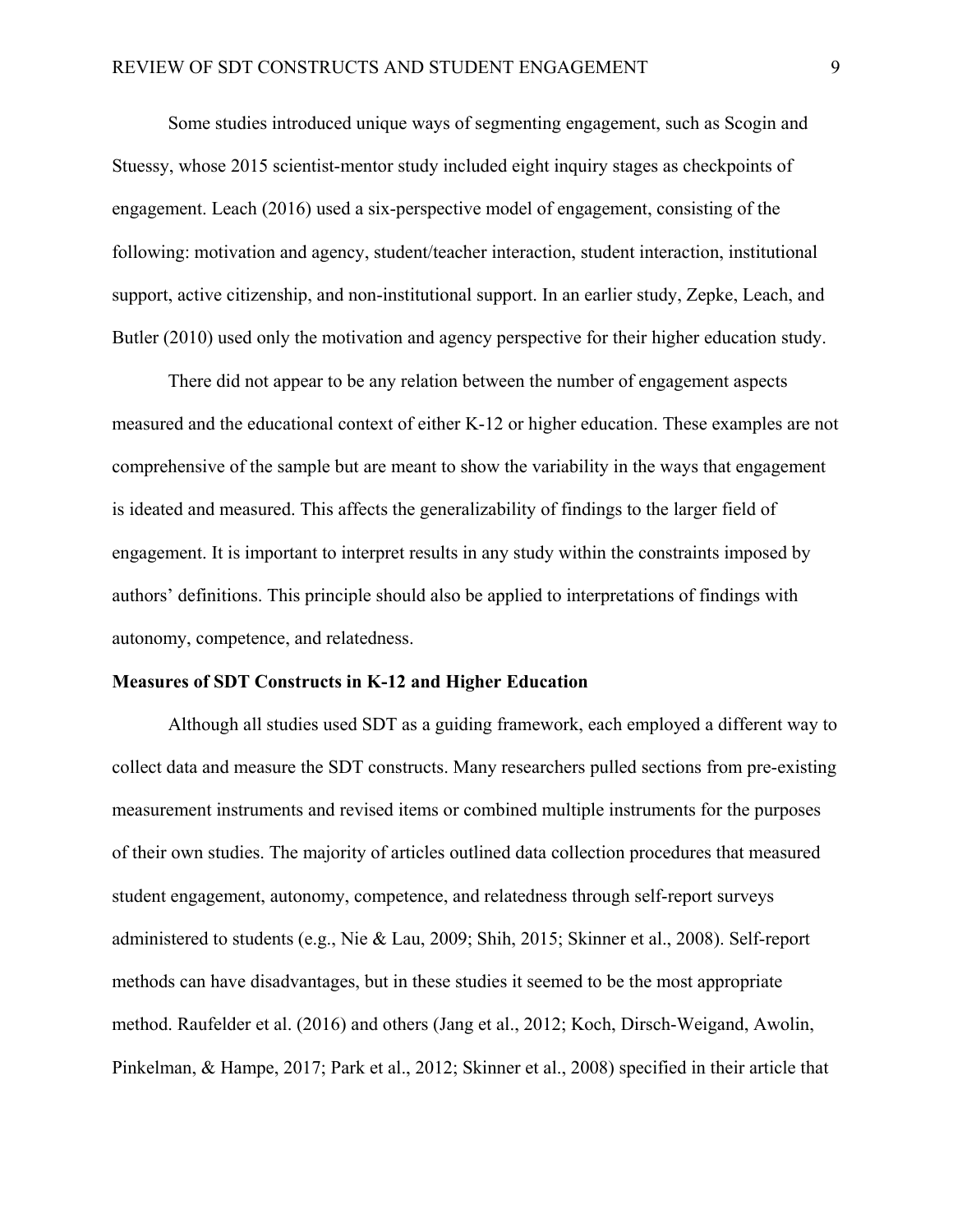Some studies introduced unique ways of segmenting engagement, such as Scogin and Stuessy, whose 2015 scientist-mentor study included eight inquiry stages as checkpoints of engagement. Leach (2016) used a six-perspective model of engagement, consisting of the following: motivation and agency, student/teacher interaction, student interaction, institutional support, active citizenship, and non-institutional support. In an earlier study, Zepke, Leach, and Butler (2010) used only the motivation and agency perspective for their higher education study.

There did not appear to be any relation between the number of engagement aspects measured and the educational context of either K-12 or higher education. These examples are not comprehensive of the sample but are meant to show the variability in the ways that engagement is ideated and measured. This affects the generalizability of findings to the larger field of engagement. It is important to interpret results in any study within the constraints imposed by authors' definitions. This principle should also be applied to interpretations of findings with autonomy, competence, and relatedness.

**Measures of SDT Constructs in K-12 and Higher Education**

Although all studies used SDT as a guiding framework, each employed a different way to collect data and measure the SDT constructs. Many researchers pulled sections from pre-existing measurement instruments and revised items or combined multiple instruments for the purposes of their own studies. The majority of articles outlined data collection procedures that measured student engagement, autonomy, competence, and relatedness through self-report surveys administered to students (e.g., Nie & Lau, 2009; Shih, 2015; Skinner et al., 2008). Self-report methods can have disadvantages, but in these studies it seemed to be the most appropriate method. Raufelder et al. (2016) and others (Jang et al., 2012; Koch, Dirsch-Weigand, Awolin, Pinkelman, & Hampe, 2017; Park et al., 2012; Skinner et al., 2008) specified in their article that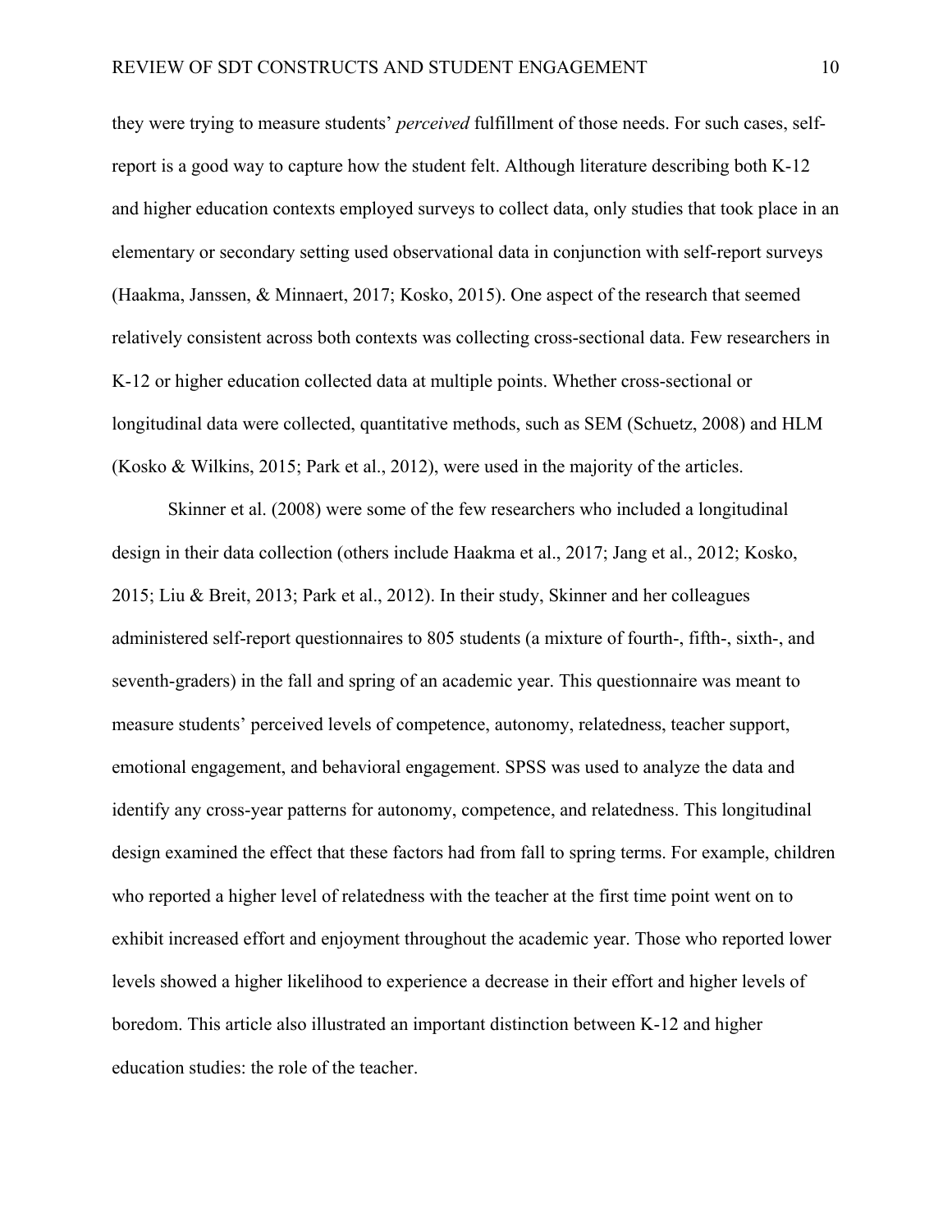they were trying to measure students' *perceived* fulfillment of those needs. For such cases, self-report is a good way to capture how the student felt. Although literature describing both K-12 and higher education contexts employed surveys to collect data, only studies that took place in an elementary or secondary setting used observational data in conjunction with self-report surveys (Haakma, Janssen, & Minnaert, 2017; Kosko, 2015). One aspect of the research that seemed relatively consistent across both contexts was collecting cross-sectional data. Few researchers in K-12 or higher education collected data at multiple points. Whether cross-sectional or longitudinal data were collected, quantitative methods, such as SEM (Schuetz, 2008) and HLM (Kosko & Wilkins, 2015; Park et al., 2012), were used in the majority of the articles.

Skinner et al. (2008) were some of the few researchers who included a longitudinal design in their data collection (others include Haakma et al., 2017; Jang et al., 2012; Kosko, 2015; Liu & Breit, 2013; Park et al., 2012). In their study, Skinner and her colleagues administered self-report questionnaires to 805 students (a mixture of fourth-, fifth-, sixth-, and seventh-graders) in the fall and spring of an academic year. This questionnaire was meant to measure students' perceived levels of competence, autonomy, relatedness, teacher support, emotional engagement, and behavioral engagement. SPSS was used to analyze the data and identify any cross-year patterns for autonomy, competence, and relatedness. This longitudinal design examined the effect that these factors had from fall to spring terms. For example, children who reported a higher level of relatedness with the teacher at the first time point went on to exhibit increased effort and enjoyment throughout the academic year. Those who reported lower levels showed a higher likelihood to experience a decrease in their effort and higher levels of boredom. This article also illustrated an important distinction between K-12 and higher education studies: the role of the teacher.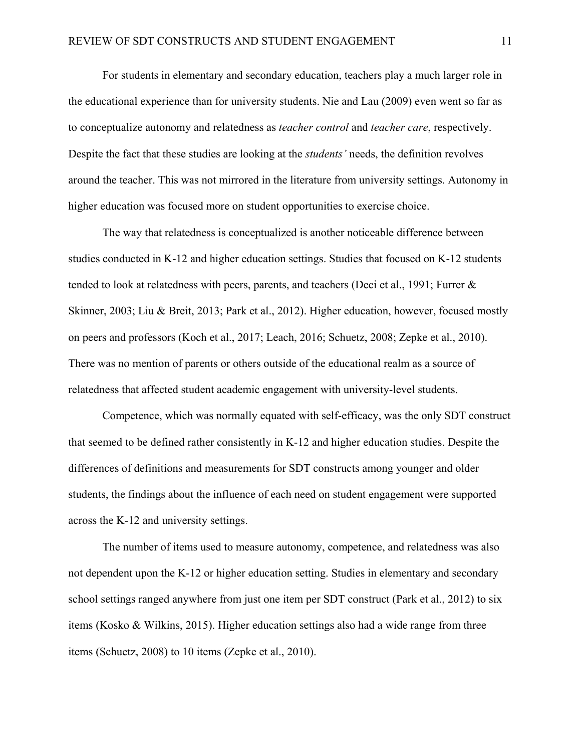For students in elementary and secondary education, teachers play a much larger role in the educational experience than for university students. Nie and Lau (2009) even went so far as to conceptualize autonomy and relatedness as *teacher control* and *teacher care*, respectively. Despite the fact that these studies are looking at the *students'* needs, the definition revolves around the teacher. This was not mirrored in the literature from university settings. Autonomy in higher education was focused more on student opportunities to exercise choice.

The way that relatedness is conceptualized is another noticeable difference between studies conducted in K-12 and higher education settings. Studies that focused on K-12 students tended to look at relatedness with peers, parents, and teachers (Deci et al., 1991; Furrer & Skinner, 2003; Liu & Breit, 2013; Park et al., 2012). Higher education, however, focused mostly on peers and professors (Koch et al., 2017; Leach, 2016; Schuetz, 2008; Zepke et al., 2010). There was no mention of parents or others outside of the educational realm as a source of relatedness that affected student academic engagement with university-level students.

Competence, which was normally equated with self-efficacy, was the only SDT construct that seemed to be defined rather consistently in K-12 and higher education studies. Despite the differences of definitions and measurements for SDT constructs among younger and older students, the findings about the influence of each need on student engagement were supported across the K-12 and university settings.

The number of items used to measure autonomy, competence, and relatedness was also not dependent upon the K-12 or higher education setting. Studies in elementary and secondary school settings ranged anywhere from just one item per SDT construct (Park et al., 2012) to six items (Kosko & Wilkins, 2015). Higher education settings also had a wide range from three items (Schuetz, 2008) to 10 items (Zepke et al., 2010).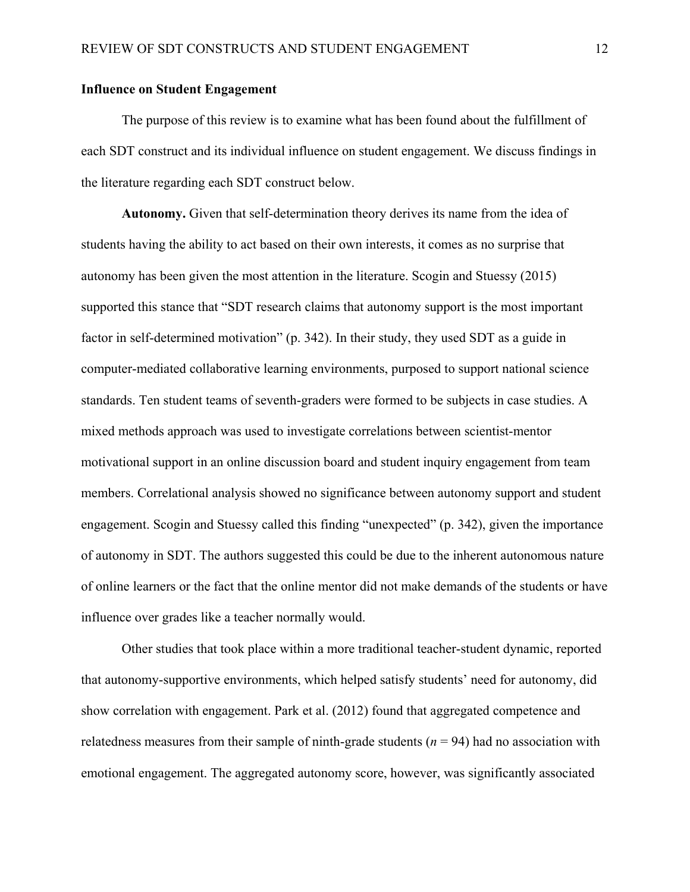**Influence on Student Engagement**

The purpose of this review is to examine what has been found about the fulfillment of each SDT construct and its individual influence on student engagement. We discuss findings in the literature regarding each SDT construct below.

**Autonomy.** Given that self-determination theory derives its name from the idea of students having the ability to act based on their own interests, it comes as no surprise that autonomy has been given the most attention in the literature. Scogin and Stuessy (2015) supported this stance that "SDT research claims that autonomy support is the most important factor in self-determined motivation" (p. 342). In their study, they used SDT as a guide in computer-mediated collaborative learning environments, purposed to support national science standards. Ten student teams of seventh-graders were formed to be subjects in case studies. A mixed methods approach was used to investigate correlations between scientist-mentor motivational support in an online discussion board and student inquiry engagement from team members. Correlational analysis showed no significance between autonomy support and student engagement. Scogin and Stuessy called this finding "unexpected" (p. 342), given the importance of autonomy in SDT. The authors suggested this could be due to the inherent autonomous nature of online learners or the fact that the online mentor did not make demands of the students or have influence over grades like a teacher normally would.

Other studies that took place within a more traditional teacher-student dynamic, reported that autonomy-supportive environments, which helped satisfy students' need for autonomy, did show correlation with engagement. Park et al. (2012) found that aggregated competence and relatedness measures from their sample of ninth-grade students ($n$ = 94) had no association with emotional engagement. The aggregated autonomy score, however, was significantly associated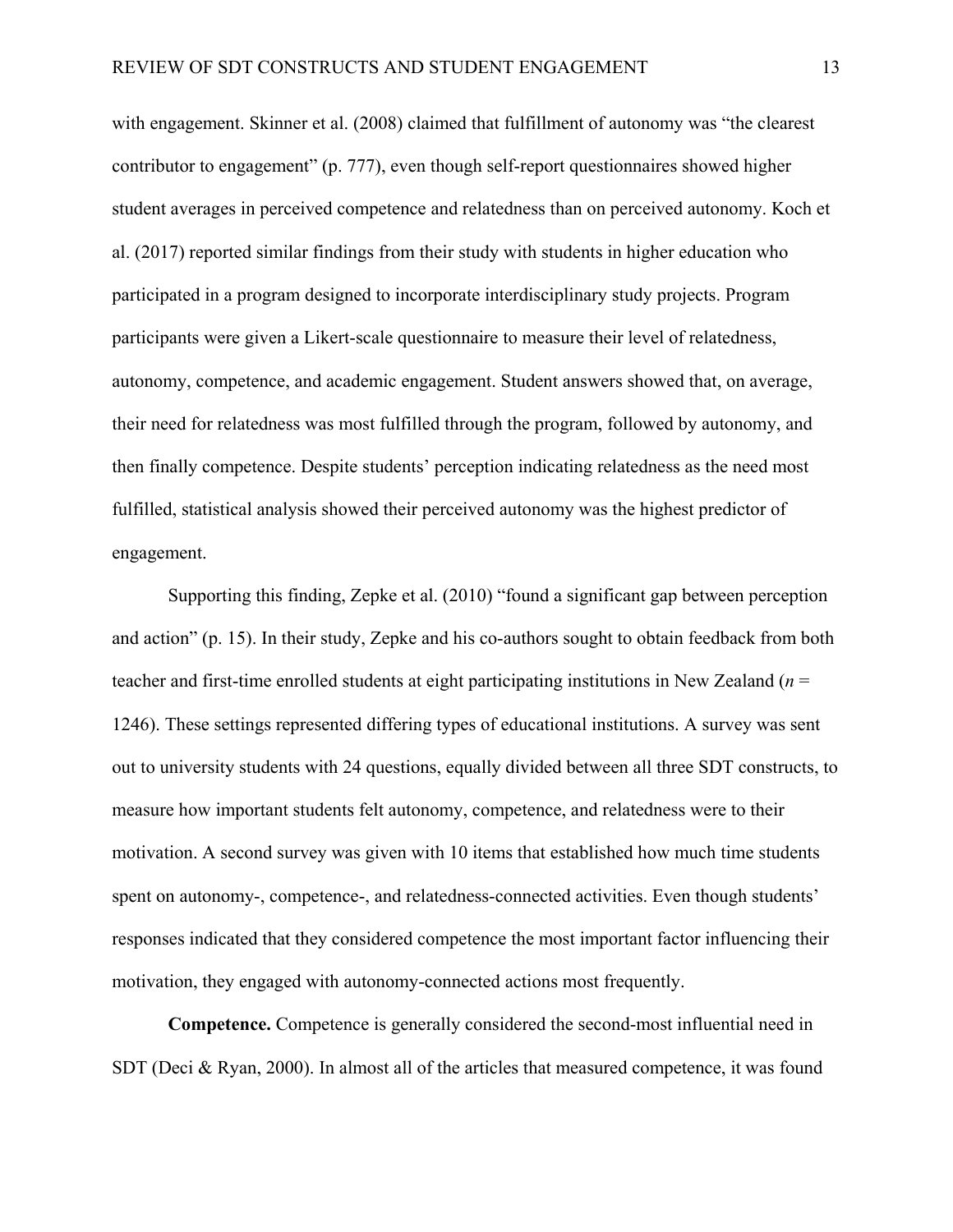with engagement. Skinner et al. (2008) claimed that fulfillment of autonomy was "the clearest contributor to engagement" (p. 777), even though self-report questionnaires showed higher student averages in perceived competence and relatedness than on perceived autonomy. Koch et al. (2017) reported similar findings from their study with students in higher education who participated in a program designed to incorporate interdisciplinary study projects. Program participants were given a Likert-scale questionnaire to measure their level of relatedness, autonomy, competence, and academic engagement. Student answers showed that, on average, their need for relatedness was most fulfilled through the program, followed by autonomy, and then finally competence. Despite students' perception indicating relatedness as the need most fulfilled, statistical analysis showed their perceived autonomy was the highest predictor of engagement.

Supporting this finding, Zepke et al. (2010) "found a significant gap between perception and action" (p. 15). In their study, Zepke and his co-authors sought to obtain feedback from both teacher and first-time enrolled students at eight participating institutions in New Zealand (*n* = 1246). These settings represented differing types of educational institutions. A survey was sent out to university students with 24 questions, equally divided between all three SDT constructs, to measure how important students felt autonomy, competence, and relatedness were to their motivation. A second survey was given with 10 items that established how much time students spent on autonomy-, competence-, and relatedness-connected activities. Even though students' responses indicated that they considered competence the most important factor influencing their motivation, they engaged with autonomy-connected actions most frequently.

**Competence.** Competence is generally considered the second-most influential need in SDT (Deci & Ryan, 2000). In almost all of the articles that measured competence, it was found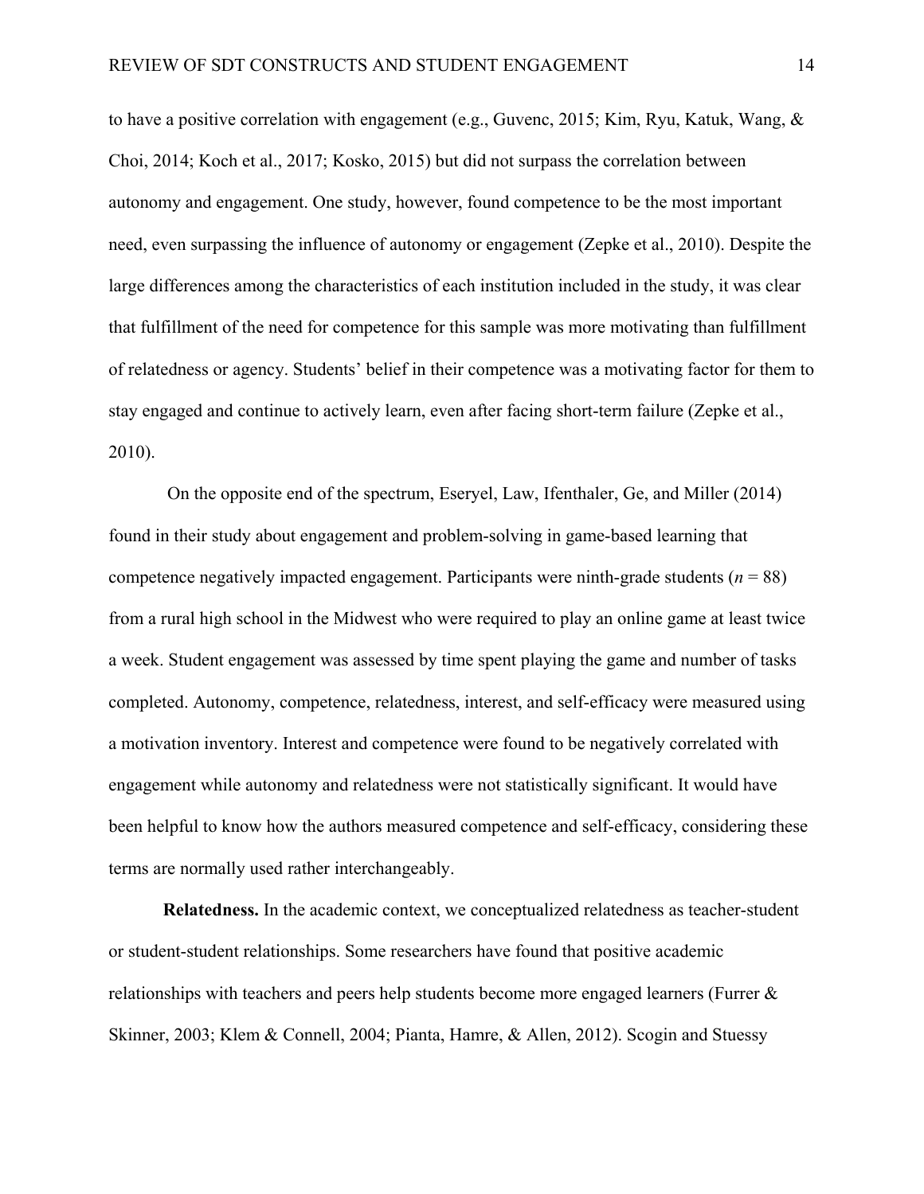to have a positive correlation with engagement (e.g., Guvenc, 2015; Kim, Ryu, Katuk, Wang, & Choi, 2014; Koch et al., 2017; Kosko, 2015) but did not surpass the correlation between autonomy and engagement. One study, however, found competence to be the most important need, even surpassing the influence of autonomy or engagement (Zepke et al., 2010). Despite the large differences among the characteristics of each institution included in the study, it was clear that fulfillment of the need for competence for this sample was more motivating than fulfillment of relatedness or agency. Students' belief in their competence was a motivating factor for them to stay engaged and continue to actively learn, even after facing short-term failure (Zepke et al., 2010).

On the opposite end of the spectrum, Eseryel, Law, Ifenthaler, Ge, and Miller (2014) found in their study about engagement and problem-solving in game-based learning that competence negatively impacted engagement. Participants were ninth-grade students (*n* = 88) from a rural high school in the Midwest who were required to play an online game at least twice a week. Student engagement was assessed by time spent playing the game and number of tasks completed. Autonomy, competence, relatedness, interest, and self-efficacy were measured using a motivation inventory. Interest and competence were found to be negatively correlated with engagement while autonomy and relatedness were not statistically significant. It would have been helpful to know how the authors measured competence and self-efficacy, considering these terms are normally used rather interchangeably.

**Relatedness.** In the academic context, we conceptualized relatedness as teacher-student or student-student relationships. Some researchers have found that positive academic relationships with teachers and peers help students become more engaged learners (Furrer & Skinner, 2003; Klem & Connell, 2004; Pianta, Hamre, & Allen, 2012). Scogin and Stuessy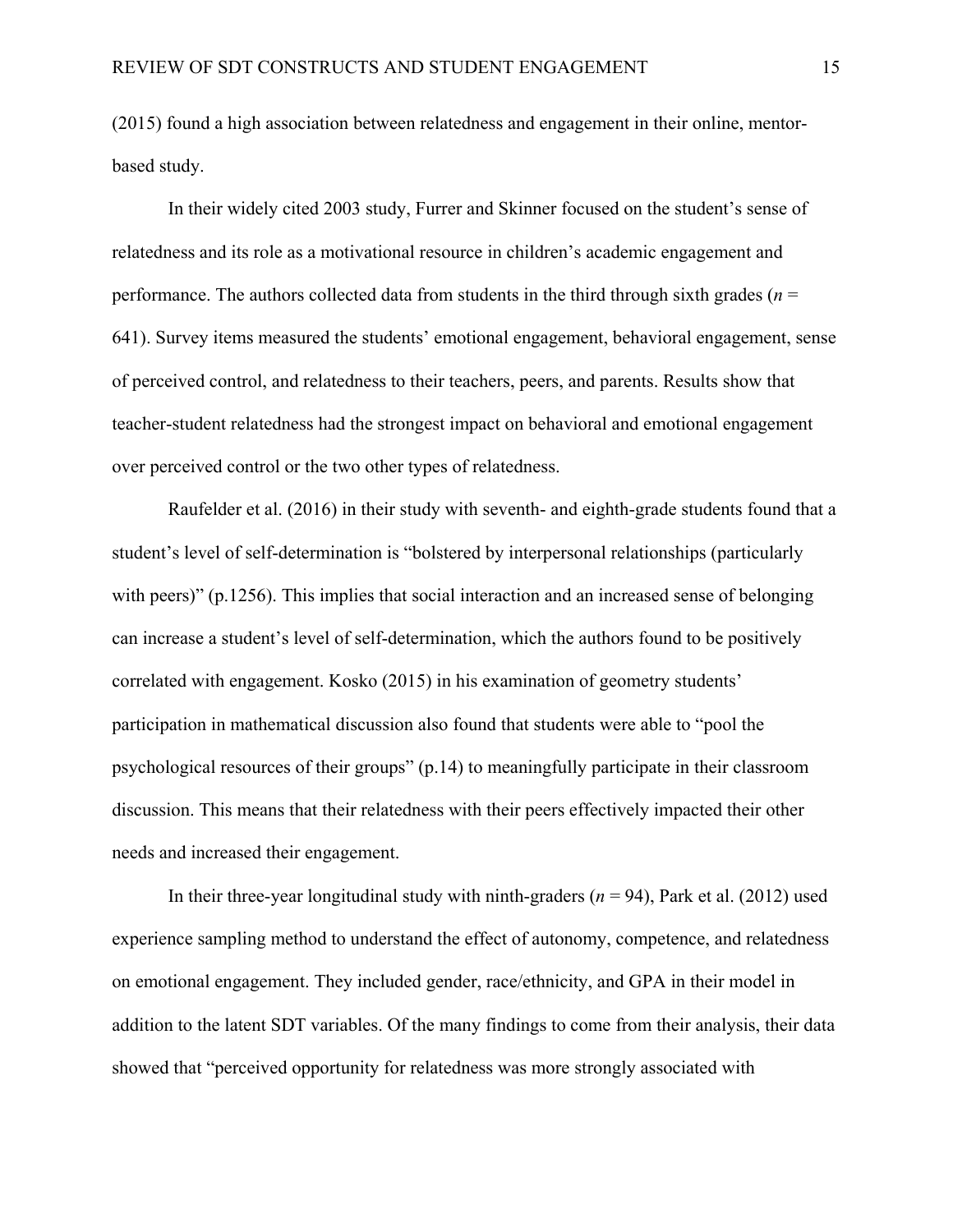(2015) found a high association between relatedness and engagement in their online, mentor-based study.

In their widely cited 2003 study, Furrer and Skinner focused on the student's sense of relatedness and its role as a motivational resource in children's academic engagement and performance. The authors collected data from students in the third through sixth grades ($n$ = 641). Survey items measured the students' emotional engagement, behavioral engagement, sense of perceived control, and relatedness to their teachers, peers, and parents. Results show that teacher-student relatedness had the strongest impact on behavioral and emotional engagement over perceived control or the two other types of relatedness.

Raufelder et al. (2016) in their study with seventh- and eighth-grade students found that a student's level of self-determination is "bolstered by interpersonal relationships (particularly with peers)" (p.1256). This implies that social interaction and an increased sense of belonging can increase a student's level of self-determination, which the authors found to be positively correlated with engagement. Kosko (2015) in his examination of geometry students' participation in mathematical discussion also found that students were able to "pool the psychological resources of their groups" (p.14) to meaningfully participate in their classroom discussion. This means that their relatedness with their peers effectively impacted their other needs and increased their engagement.

In their three-year longitudinal study with ninth-graders ($n$ = 94), Park et al. (2012) used experience sampling method to understand the effect of autonomy, competence, and relatedness on emotional engagement. They included gender, race/ethnicity, and GPA in their model in addition to the latent SDT variables. Of the many findings to come from their analysis, their data showed that "perceived opportunity for relatedness was more strongly associated with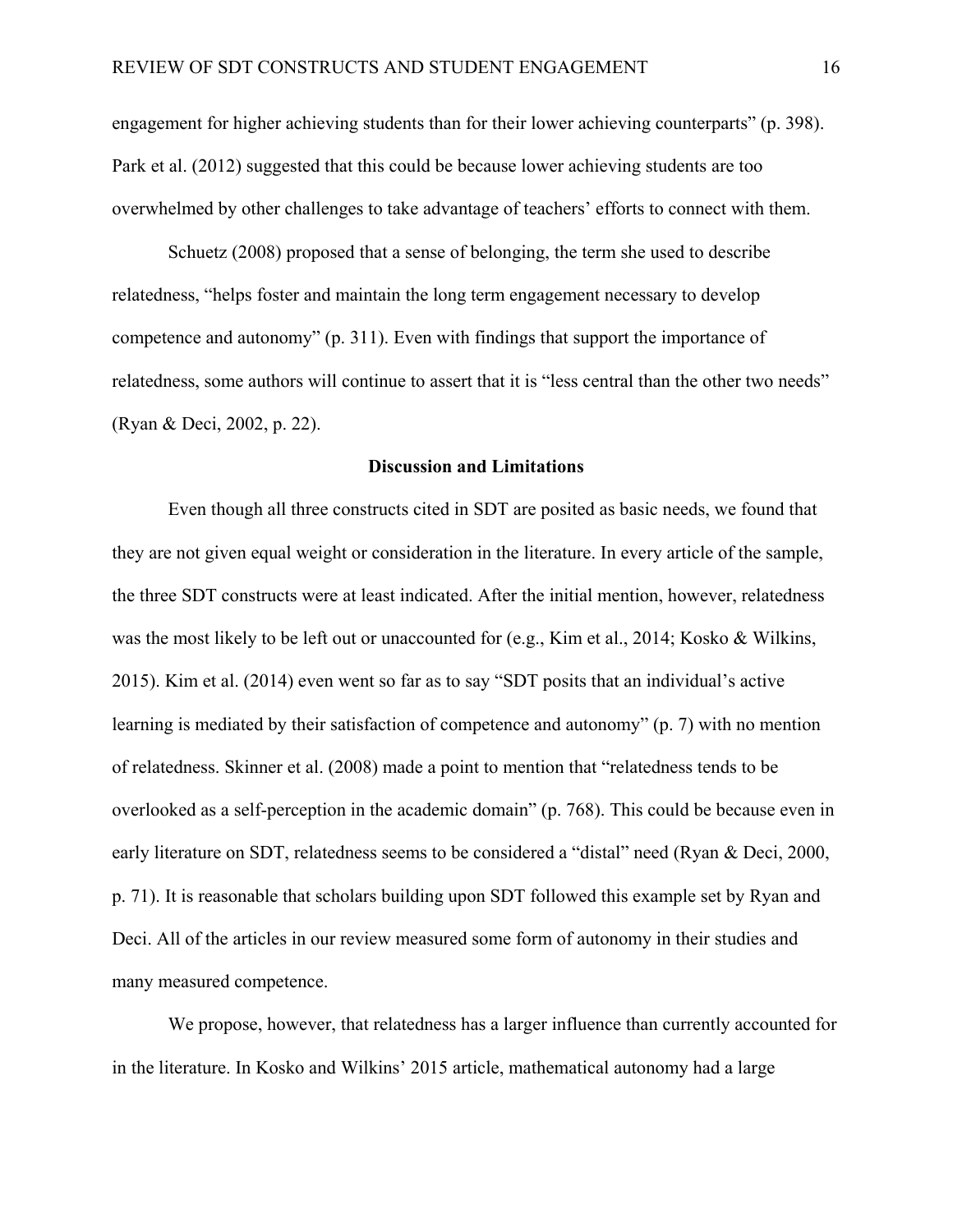engagement for higher achieving students than for their lower achieving counterparts" (p. 398). Park et al. (2012) suggested that this could be because lower achieving students are too overwhelmed by other challenges to take advantage of teachers' efforts to connect with them.

Schuetz (2008) proposed that a sense of belonging, the term she used to describe relatedness, "helps foster and maintain the long term engagement necessary to develop competence and autonomy" (p. 311). Even with findings that support the importance of relatedness, some authors will continue to assert that it is "less central than the other two needs" (Ryan & Deci, 2002, p. 22).

## Discussion and Limitations

Even though all three constructs cited in SDT are posited as basic needs, we found that they are not given equal weight or consideration in the literature. In every article of the sample, the three SDT constructs were at least indicated. After the initial mention, however, relatedness was the most likely to be left out or unaccounted for (e.g., Kim et al., 2014; Kosko & Wilkins, 2015). Kim et al. (2014) even went so far as to say "SDT posits that an individual's active learning is mediated by their satisfaction of competence and autonomy" (p. 7) with no mention of relatedness. Skinner et al. (2008) made a point to mention that "relatedness tends to be overlooked as a self-perception in the academic domain" (p. 768). This could be because even in early literature on SDT, relatedness seems to be considered a "distal" need (Ryan & Deci, 2000, p. 71). It is reasonable that scholars building upon SDT followed this example set by Ryan and Deci. All of the articles in our review measured some form of autonomy in their studies and many measured competence.

We propose, however, that relatedness has a larger influence than currently accounted for in the literature. In Kosko and Wilkins' 2015 article, mathematical autonomy had a large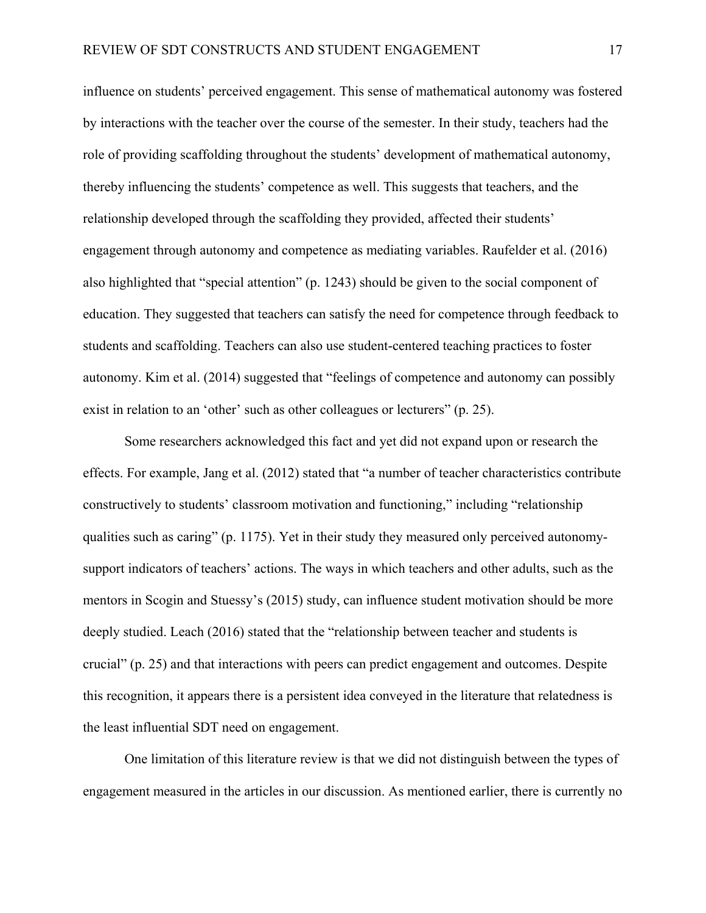influence on students' perceived engagement. This sense of mathematical autonomy was fostered by interactions with the teacher over the course of the semester. In their study, teachers had the role of providing scaffolding throughout the students' development of mathematical autonomy, thereby influencing the students' competence as well. This suggests that teachers, and the relationship developed through the scaffolding they provided, affected their students' engagement through autonomy and competence as mediating variables. Raufelder et al. (2016) also highlighted that "special attention" (p. 1243) should be given to the social component of education. They suggested that teachers can satisfy the need for competence through feedback to students and scaffolding. Teachers can also use student-centered teaching practices to foster autonomy. Kim et al. (2014) suggested that "feelings of competence and autonomy can possibly exist in relation to an 'other' such as other colleagues or lecturers" (p. 25).

Some researchers acknowledged this fact and yet did not expand upon or research the effects. For example, Jang et al. (2012) stated that "a number of teacher characteristics contribute constructively to students' classroom motivation and functioning," including "relationship qualities such as caring" (p. 1175). Yet in their study they measured only perceived autonomy-support indicators of teachers' actions. The ways in which teachers and other adults, such as the mentors in Scogin and Stuessy's (2015) study, can influence student motivation should be more deeply studied. Leach (2016) stated that the "relationship between teacher and students is crucial" (p. 25) and that interactions with peers can predict engagement and outcomes. Despite this recognition, it appears there is a persistent idea conveyed in the literature that relatedness is the least influential SDT need on engagement.

One limitation of this literature review is that we did not distinguish between the types of engagement measured in the articles in our discussion. As mentioned earlier, there is currently no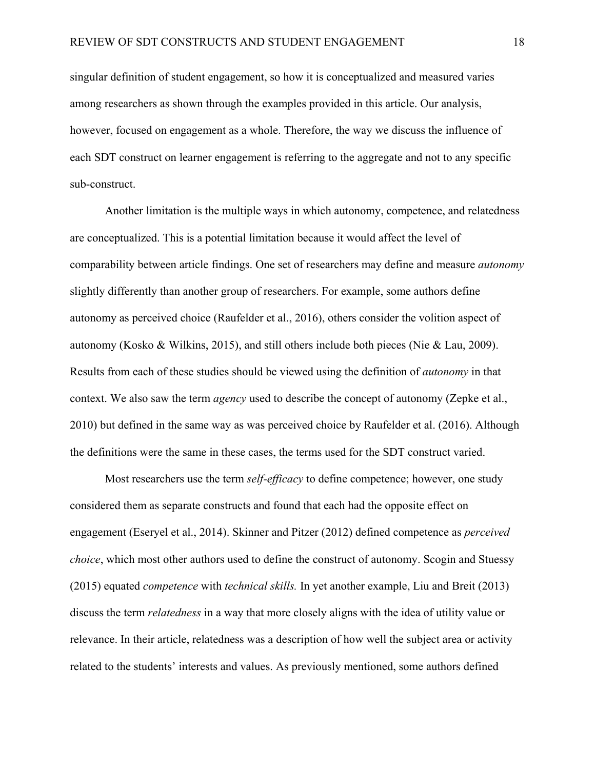singular definition of student engagement, so how it is conceptualized and measured varies among researchers as shown through the examples provided in this article. Our analysis, however, focused on engagement as a whole. Therefore, the way we discuss the influence of each SDT construct on learner engagement is referring to the aggregate and not to any specific sub-construct.

Another limitation is the multiple ways in which autonomy, competence, and relatedness are conceptualized. This is a potential limitation because it would affect the level of comparability between article findings. One set of researchers may define and measure *autonomy* slightly differently than another group of researchers. For example, some authors define autonomy as perceived choice (Raufelder et al., 2016), others consider the volition aspect of autonomy (Kosko & Wilkins, 2015), and still others include both pieces (Nie & Lau, 2009). Results from each of these studies should be viewed using the definition of *autonomy* in that context. We also saw the term *agency* used to describe the concept of autonomy (Zepke et al., 2010) but defined in the same way as was perceived choice by Raufelder et al. (2016). Although the definitions were the same in these cases, the terms used for the SDT construct varied.

Most researchers use the term *self-efficacy* to define competence; however, one study considered them as separate constructs and found that each had the opposite effect on engagement (Eseryel et al., 2014). Skinner and Pitzer (2012) defined competence as *perceived choice*, which most other authors used to define the construct of autonomy. Scogin and Stuessy (2015) equated *competence* with *technical skills.* In yet another example, Liu and Breit (2013) discuss the term *relatedness* in a way that more closely aligns with the idea of utility value or relevance. In their article, relatedness was a description of how well the subject area or activity related to the students' interests and values. As previously mentioned, some authors defined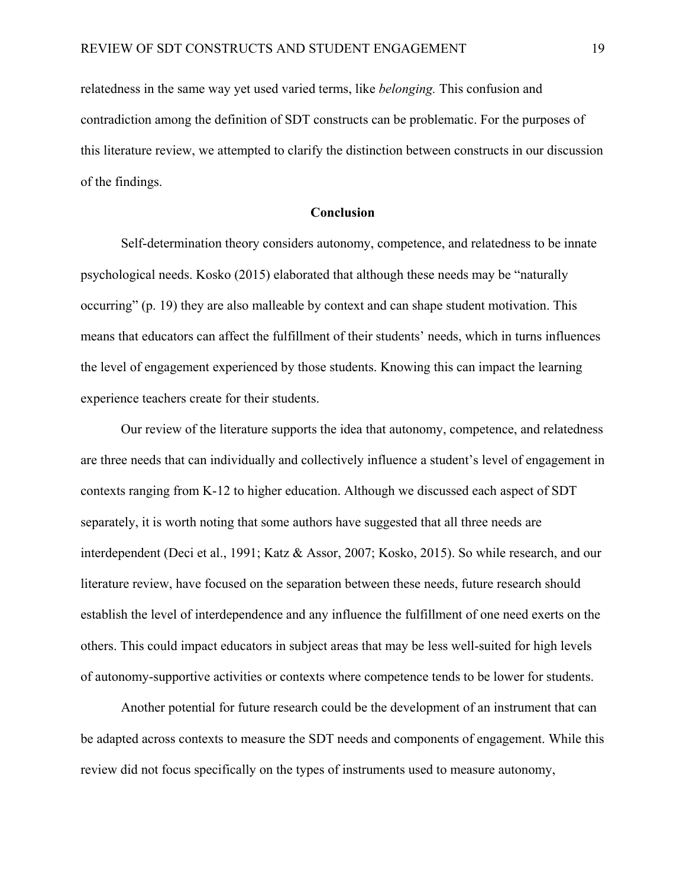relatedness in the same way yet used varied terms, like *belonging.* This confusion and contradiction among the definition of SDT constructs can be problematic. For the purposes of this literature review, we attempted to clarify the distinction between constructs in our discussion of the findings.

## Conclusion

Self-determination theory considers autonomy, competence, and relatedness to be innate psychological needs. Kosko (2015) elaborated that although these needs may be "naturally occurring" (p. 19) they are also malleable by context and can shape student motivation. This means that educators can affect the fulfillment of their students' needs, which in turns influences the level of engagement experienced by those students. Knowing this can impact the learning experience teachers create for their students.

Our review of the literature supports the idea that autonomy, competence, and relatedness are three needs that can individually and collectively influence a student's level of engagement in contexts ranging from K-12 to higher education. Although we discussed each aspect of SDT separately, it is worth noting that some authors have suggested that all three needs are interdependent (Deci et al., 1991; Katz & Assor, 2007; Kosko, 2015). So while research, and our literature review, have focused on the separation between these needs, future research should establish the level of interdependence and any influence the fulfillment of one need exerts on the others. This could impact educators in subject areas that may be less well-suited for high levels of autonomy-supportive activities or contexts where competence tends to be lower for students.

Another potential for future research could be the development of an instrument that can be adapted across contexts to measure the SDT needs and components of engagement. While this review did not focus specifically on the types of instruments used to measure autonomy,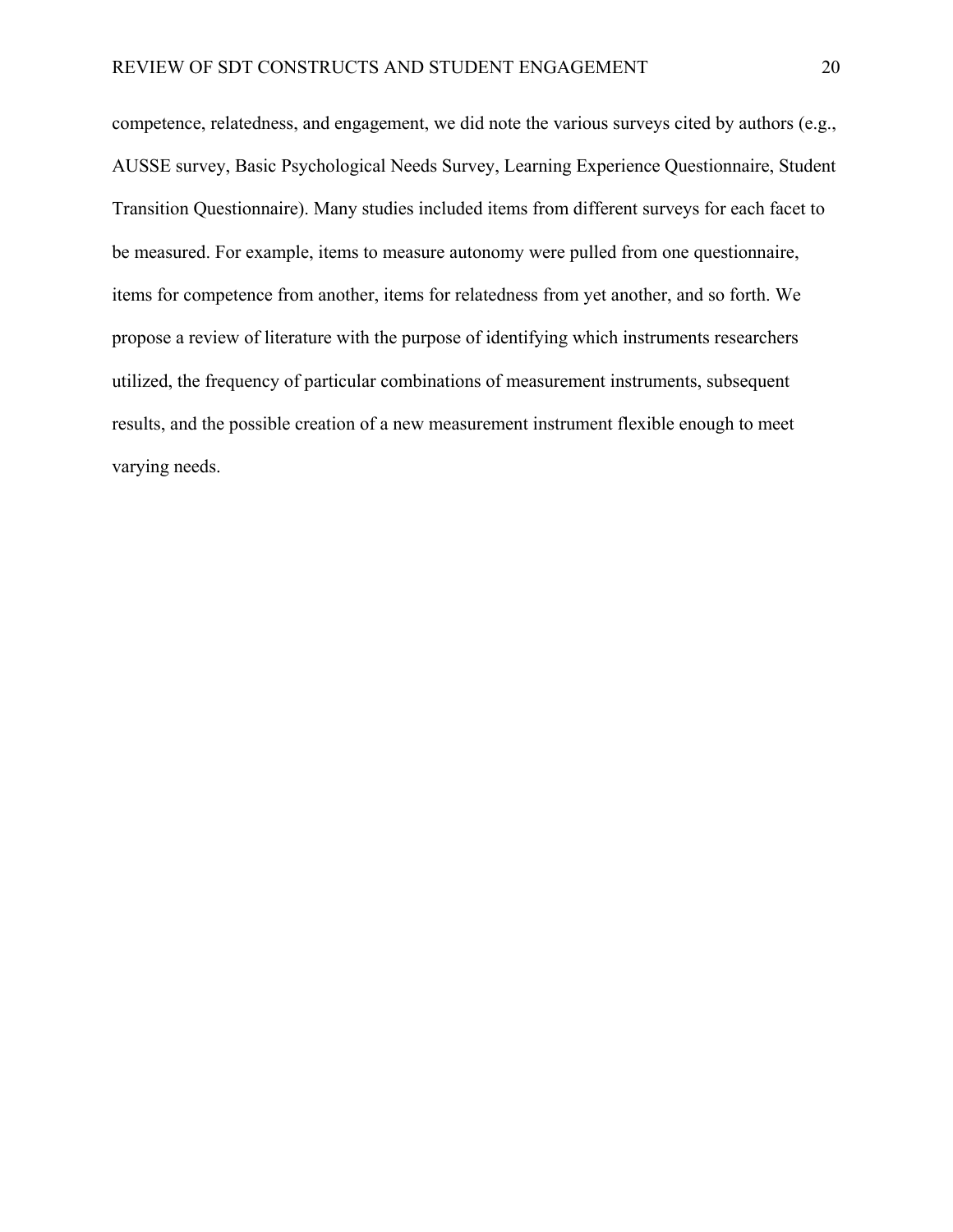competence, relatedness, and engagement, we did note the various surveys cited by authors (e.g., AUSSE survey, Basic Psychological Needs Survey, Learning Experience Questionnaire, Student Transition Questionnaire). Many studies included items from different surveys for each facet to be measured. For example, items to measure autonomy were pulled from one questionnaire, items for competence from another, items for relatedness from yet another, and so forth. We propose a review of literature with the purpose of identifying which instruments researchers utilized, the frequency of particular combinations of measurement instruments, subsequent results, and the possible creation of a new measurement instrument flexible enough to meet varying needs.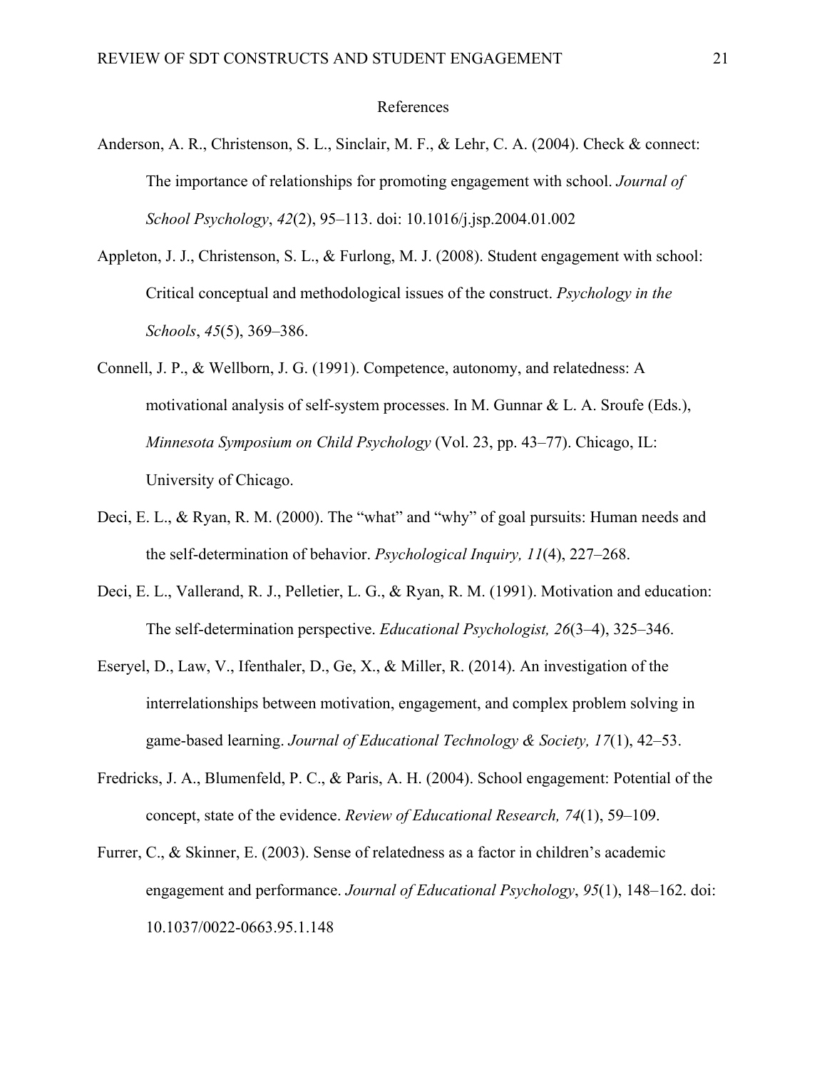# References

Anderson, A. R., Christenson, S. L., Sinclair, M. F., & Lehr, C. A. (2004). Check & connect: The importance of relationships for promoting engagement with school. *Journal of School Psychology*, *42*(2), 95–113. doi: 10.1016/j.jsp.2004.01.002

Appleton, J. J., Christenson, S. L., & Furlong, M. J. (2008). Student engagement with school: Critical conceptual and methodological issues of the construct. *Psychology in the Schools*, *45*(5), 369–386.

Connell, J. P., & Wellborn, J. G. (1991). Competence, autonomy, and relatedness: A motivational analysis of self-system processes. In M. Gunnar & L. A. Sroufe (Eds.), *Minnesota Symposium on Child Psychology* (Vol. 23, pp. 43–77). Chicago, IL: University of Chicago.

Deci, E. L., & Ryan, R. M. (2000). The "what" and "why" of goal pursuits: Human needs and the self-determination of behavior. *Psychological Inquiry, 11*(4), 227–268.

Deci, E. L., Vallerand, R. J., Pelletier, L. G., & Ryan, R. M. (1991). Motivation and education: The self-determination perspective. *Educational Psychologist, 26*(3–4), 325–346.

Eseryel, D., Law, V., Ifenthaler, D., Ge, X., & Miller, R. (2014). An investigation of the interrelationships between motivation, engagement, and complex problem solving in game-based learning. *Journal of Educational Technology & Society, 17*(1), 42–53.

Fredricks, J. A., Blumenfeld, P. C., & Paris, A. H. (2004). School engagement: Potential of the concept, state of the evidence. *Review of Educational Research, 74*(1), 59–109.

Furrer, C., & Skinner, E. (2003). Sense of relatedness as a factor in children's academic engagement and performance. *Journal of Educational Psychology*, *95*(1), 148–162. doi: 10.1037/0022-0663.95.1.148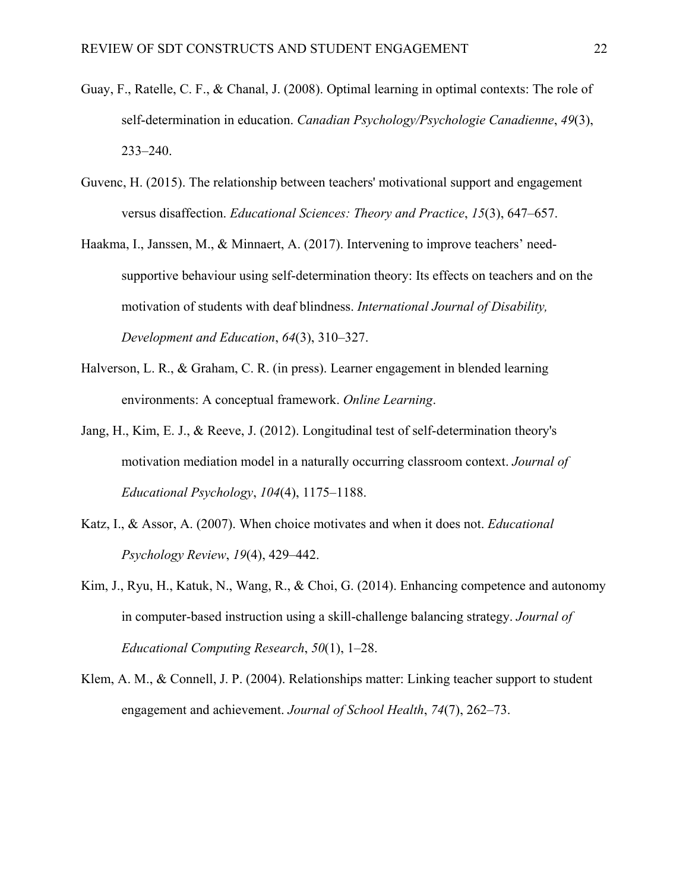Guay, F., Ratelle, C. F., & Chanal, J. (2008). Optimal learning in optimal contexts: The role of self-determination in education. *Canadian Psychology/Psychologie Canadienne*, *49*(3), 233–240.

Guvenc, H. (2015). The relationship between teachers' motivational support and engagement versus disaffection. *Educational Sciences: Theory and Practice*, *15*(3), 647–657.

Haakma, I., Janssen, M., & Minnaert, A. (2017). Intervening to improve teachers' need-supportive behaviour using self-determination theory: Its effects on teachers and on the motivation of students with deaf blindness. *International Journal of Disability, Development and Education*, *64*(3), 310–327.

Halverson, L. R., & Graham, C. R. (in press). Learner engagement in blended learning environments: A conceptual framework. *Online Learning*.

Jang, H., Kim, E. J., & Reeve, J. (2012). Longitudinal test of self-determination theory's motivation mediation model in a naturally occurring classroom context. *Journal of Educational Psychology*, *104*(4), 1175–1188.

Katz, I., & Assor, A. (2007). When choice motivates and when it does not. *Educational Psychology Review*, *19*(4), 429–442.

Kim, J., Ryu, H., Katuk, N., Wang, R., & Choi, G. (2014). Enhancing competence and autonomy in computer-based instruction using a skill-challenge balancing strategy. *Journal of Educational Computing Research*, *50*(1), 1–28.

Klem, A. M., & Connell, J. P. (2004). Relationships matter: Linking teacher support to student engagement and achievement. *Journal of School Health*, *74*(7), 262–73.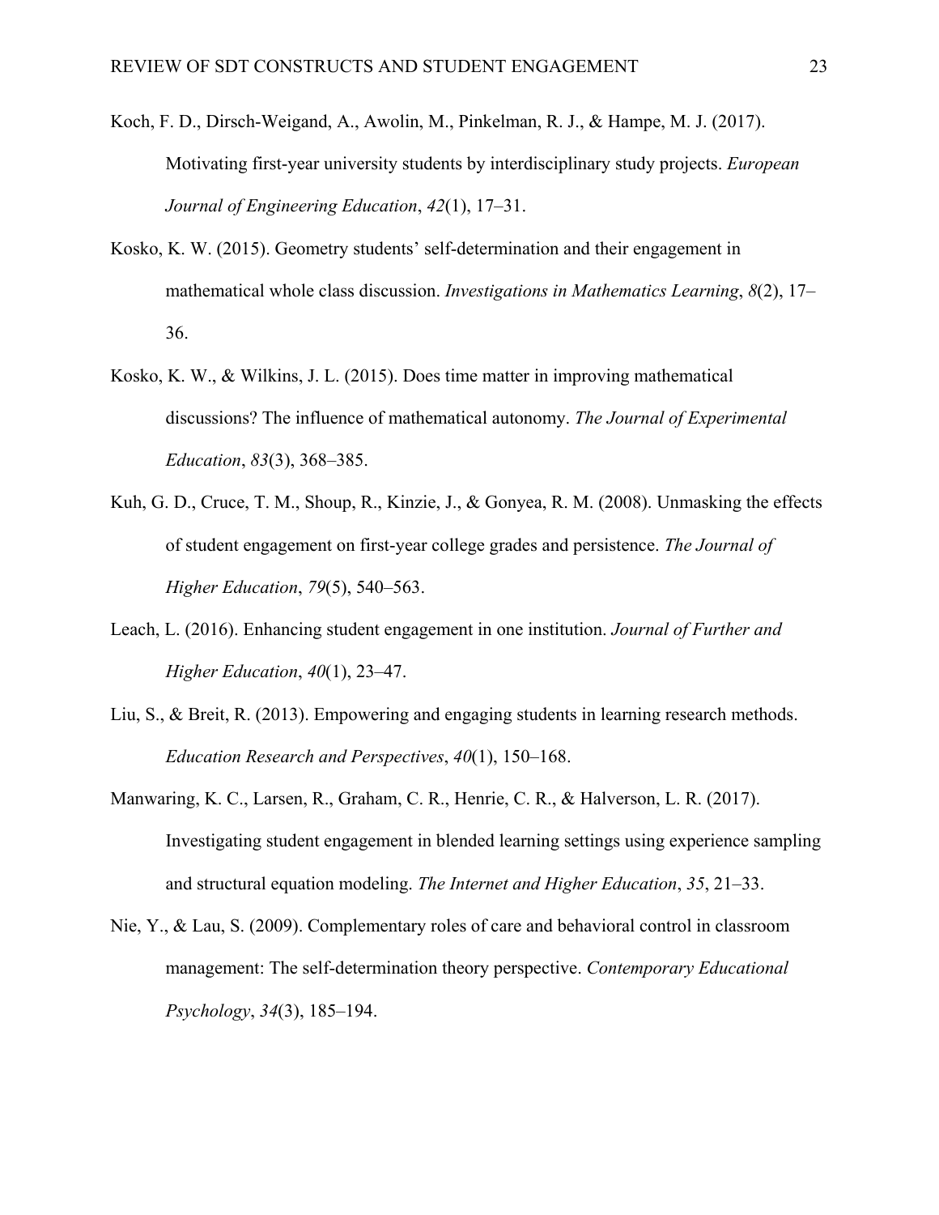Koch, F. D., Dirsch-Weigand, A., Awolin, M., Pinkelman, R. J., & Hampe, M. J. (2017). Motivating first-year university students by interdisciplinary study projects. *European Journal of Engineering Education*, *42*(1), 17–31.

Kosko, K. W. (2015). Geometry students' self-determination and their engagement in mathematical whole class discussion. *Investigations in Mathematics Learning*, *8*(2), 17–36.

Kosko, K. W., & Wilkins, J. L. (2015). Does time matter in improving mathematical discussions? The influence of mathematical autonomy. *The Journal of Experimental Education*, *83*(3), 368–385.

Kuh, G. D., Cruce, T. M., Shoup, R., Kinzie, J., & Gonyea, R. M. (2008). Unmasking the effects of student engagement on first-year college grades and persistence. *The Journal of Higher Education*, *79*(5), 540–563.

Leach, L. (2016). Enhancing student engagement in one institution. *Journal of Further and Higher Education*, *40*(1), 23–47.

Liu, S., & Breit, R. (2013). Empowering and engaging students in learning research methods. *Education Research and Perspectives*, *40*(1), 150–168.

Manwaring, K. C., Larsen, R., Graham, C. R., Henrie, C. R., & Halverson, L. R. (2017). Investigating student engagement in blended learning settings using experience sampling and structural equation modeling. *The Internet and Higher Education*, *35*, 21–33.

Nie, Y., & Lau, S. (2009). Complementary roles of care and behavioral control in classroom management: The self-determination theory perspective. *Contemporary Educational Psychology*, *34*(3), 185–194.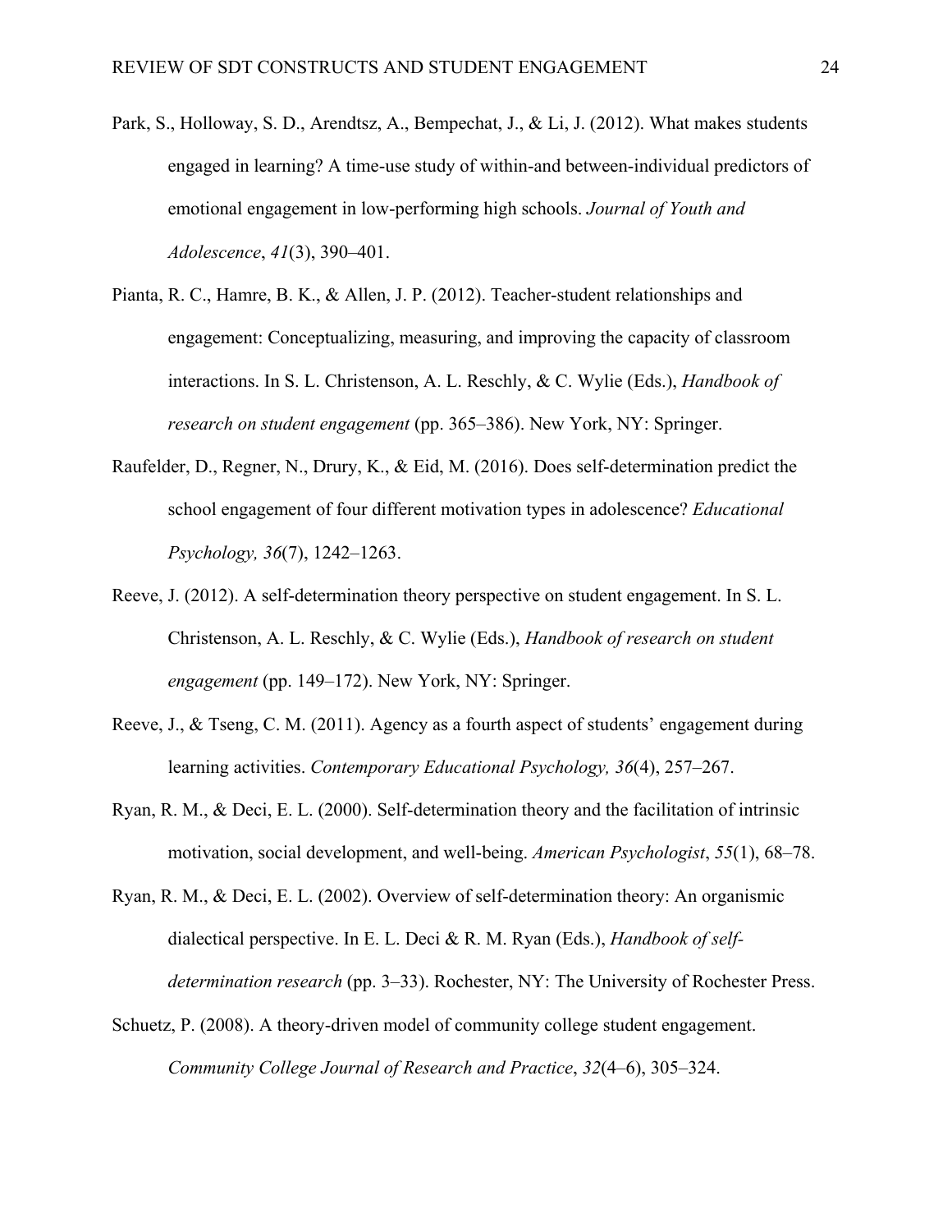Park, S., Holloway, S. D., Arendtsz, A., Bempechat, J., & Li, J. (2012). What makes students engaged in learning? A time-use study of within-and between-individual predictors of emotional engagement in low-performing high schools. *Journal of Youth and Adolescence*, *41*(3), 390–401.

Pianta, R. C., Hamre, B. K., & Allen, J. P. (2012). Teacher-student relationships and engagement: Conceptualizing, measuring, and improving the capacity of classroom interactions. In S. L. Christenson, A. L. Reschly, & C. Wylie (Eds.), *Handbook of research on student engagement* (pp. 365–386). New York, NY: Springer.

Raufelder, D., Regner, N., Drury, K., & Eid, M. (2016). Does self-determination predict the school engagement of four different motivation types in adolescence? *Educational Psychology, 36*(7), 1242–1263.

Reeve, J. (2012). A self-determination theory perspective on student engagement. In S. L. Christenson, A. L. Reschly, & C. Wylie (Eds.), *Handbook of research on student engagement* (pp. 149–172). New York, NY: Springer.

Reeve, J., & Tseng, C. M. (2011). Agency as a fourth aspect of students' engagement during learning activities. *Contemporary Educational Psychology, 36*(4), 257–267.

Ryan, R. M., & Deci, E. L. (2000). Self-determination theory and the facilitation of intrinsic motivation, social development, and well-being. *American Psychologist*, *55*(1), 68–78.

Ryan, R. M., & Deci, E. L. (2002). Overview of self-determination theory: An organismic dialectical perspective. In E. L. Deci & R. M. Ryan (Eds.), *Handbook of self-determination research* (pp. 3–33). Rochester, NY: The University of Rochester Press.

Schuetz, P. (2008). A theory-driven model of community college student engagement. *Community College Journal of Research and Practice*, *32*(4–6), 305–324.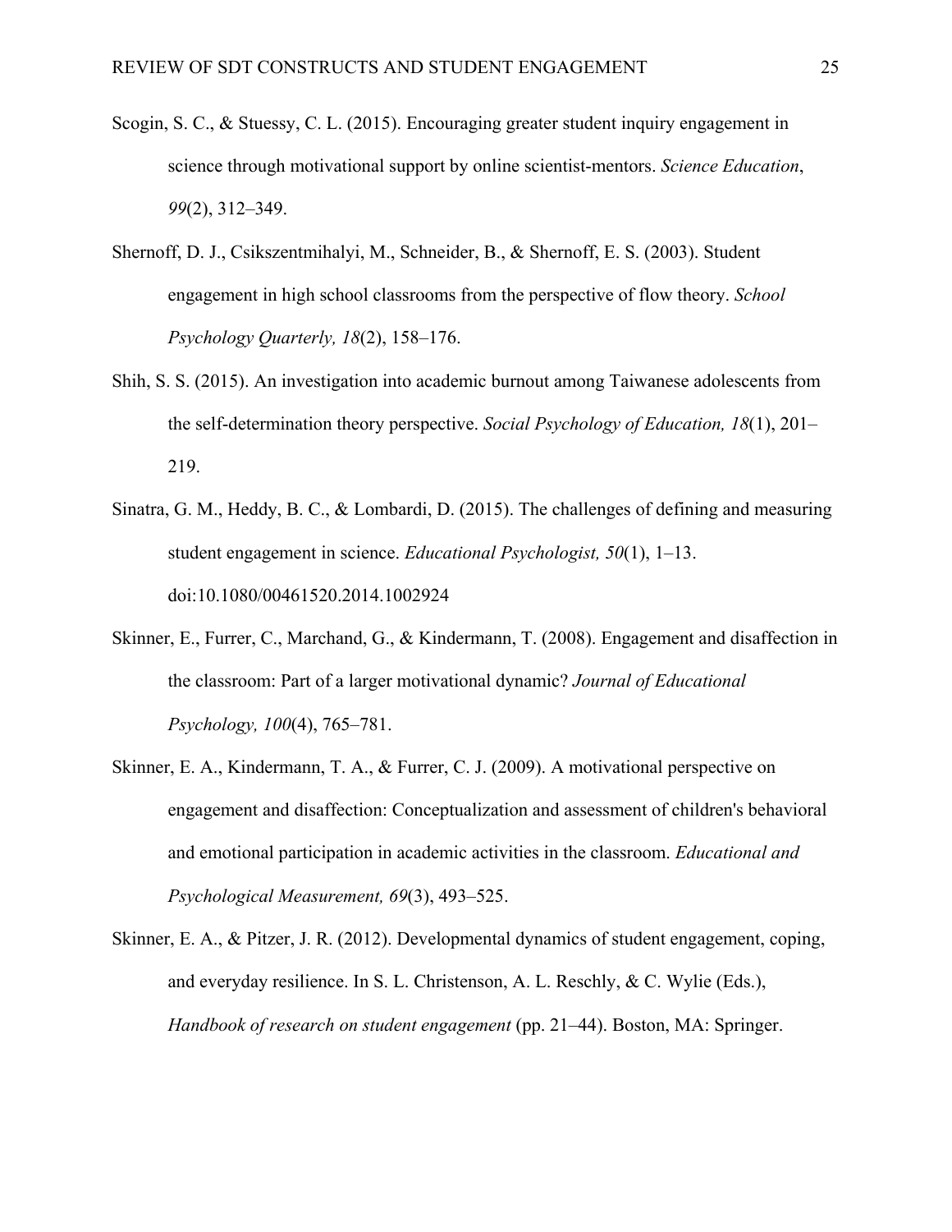Scogin, S. C., & Stuessy, C. L. (2015). Encouraging greater student inquiry engagement in science through motivational support by online scientist-mentors. *Science Education*, *99*(2), 312–349.

Shernoff, D. J., Csikszentmihalyi, M., Schneider, B., & Shernoff, E. S. (2003). Student engagement in high school classrooms from the perspective of flow theory. *School Psychology Quarterly, 18*(2), 158–176.

Shih, S. S. (2015). An investigation into academic burnout among Taiwanese adolescents from the self-determination theory perspective. *Social Psychology of Education, 18*(1), 201–219.

Sinatra, G. M., Heddy, B. C., & Lombardi, D. (2015). The challenges of defining and measuring student engagement in science. *Educational Psychologist, 50*(1), 1–13. doi:10.1080/00461520.2014.1002924

Skinner, E., Furrer, C., Marchand, G., & Kindermann, T. (2008). Engagement and disaffection in the classroom: Part of a larger motivational dynamic? *Journal of Educational Psychology, 100*(4), 765–781.

Skinner, E. A., Kindermann, T. A., & Furrer, C. J. (2009). A motivational perspective on engagement and disaffection: Conceptualization and assessment of children's behavioral and emotional participation in academic activities in the classroom. *Educational and Psychological Measurement, 69*(3), 493–525.

Skinner, E. A., & Pitzer, J. R. (2012). Developmental dynamics of student engagement, coping, and everyday resilience. In S. L. Christenson, A. L. Reschly, & C. Wylie (Eds.), *Handbook of research on student engagement* (pp. 21–44). Boston, MA: Springer.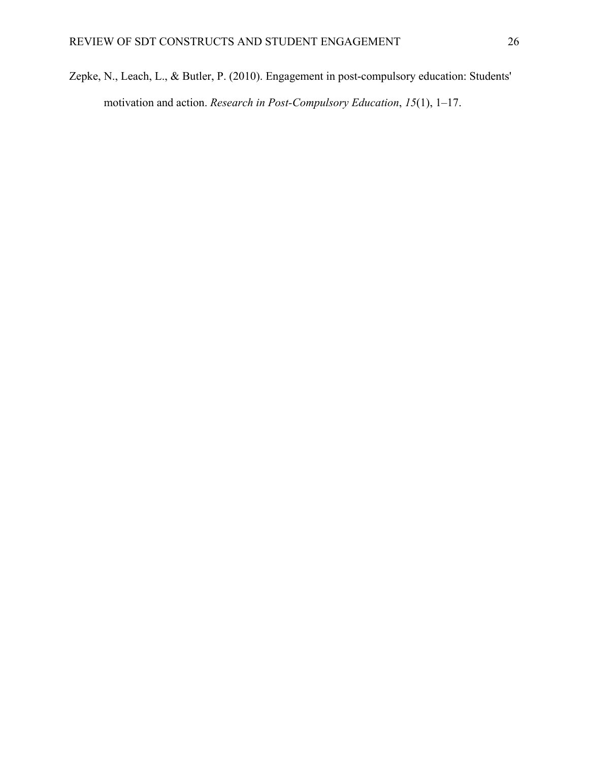Zepke, N., Leach, L., & Butler, P. (2010). Engagement in post-compulsory education: Students' motivation and action. *Research in Post-Compulsory Education*, *15*(1), 1–17.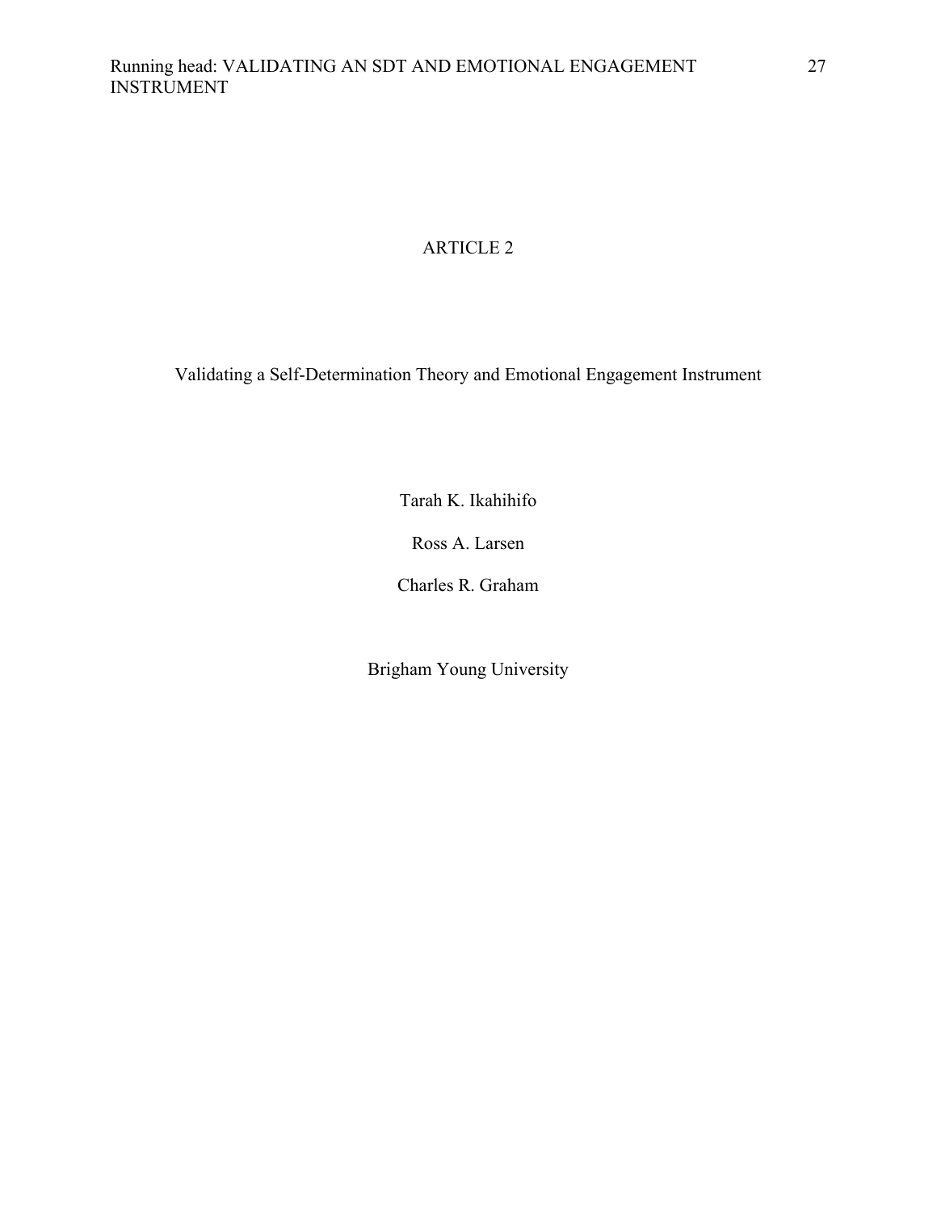# ARTICLE 2

## Validating a Self-Determination Theory and Emotional Engagement Instrument

Tarah K. Ikahihifo

Ross A. Larsen

Charles R. Graham

Brigham Young University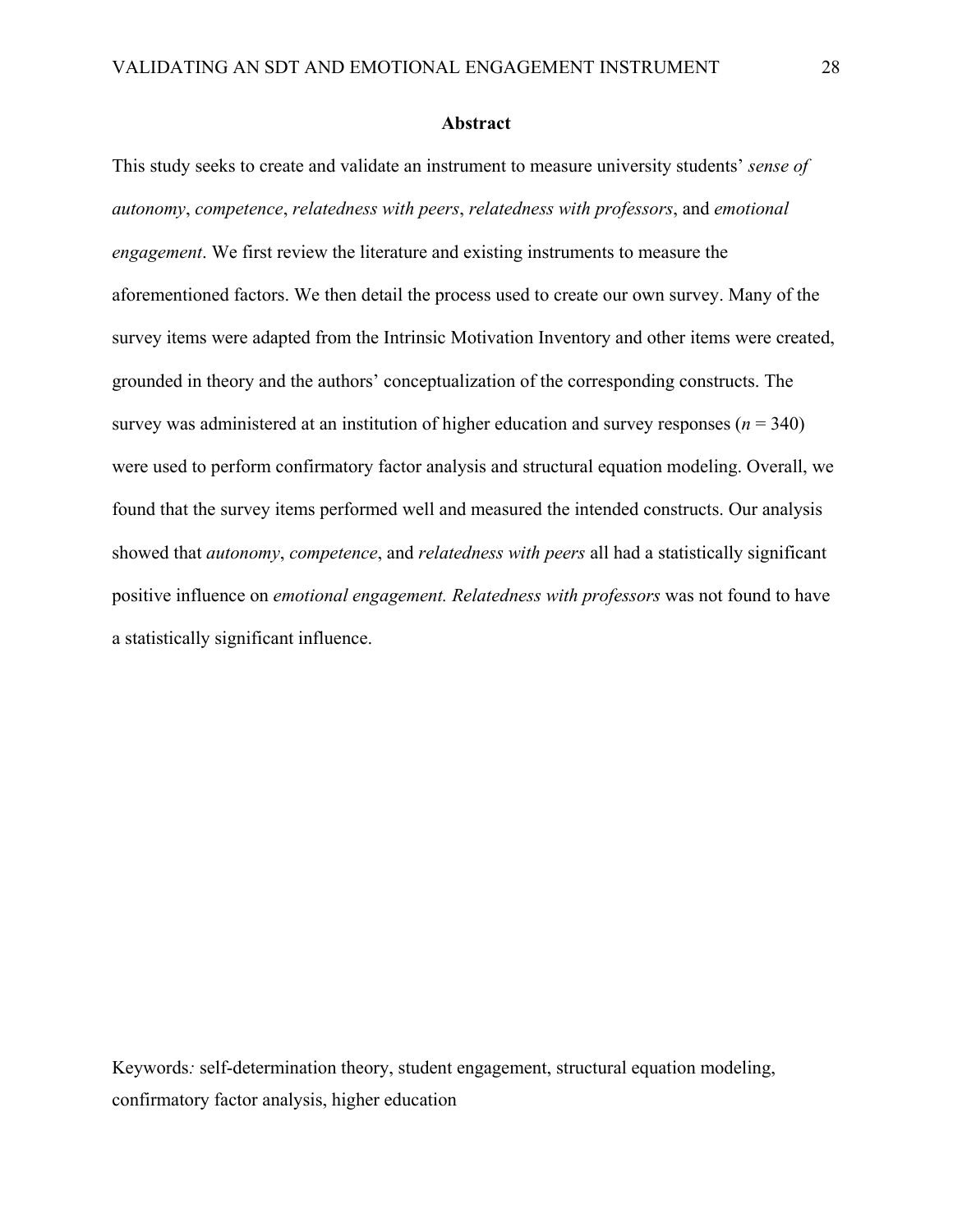## Abstract

This study seeks to create and validate an instrument to measure university students' *sense of autonomy*, *competence*, *relatedness with peers*, *relatedness with professors*, and *emotional engagement*. We first review the literature and existing instruments to measure the aforementioned factors. We then detail the process used to create our own survey. Many of the survey items were adapted from the Intrinsic Motivation Inventory and other items were created, grounded in theory and the authors' conceptualization of the corresponding constructs. The survey was administered at an institution of higher education and survey responses ($n$ = 340) were used to perform confirmatory factor analysis and structural equation modeling. Overall, we found that the survey items performed well and measured the intended constructs. Our analysis showed that *autonomy*, *competence*, and *relatedness with peers* all had a statistically significant positive influence on *emotional engagement. Relatedness with professors* was not found to have a statistically significant influence.

Keywords*:* self-determination theory, student engagement, structural equation modeling, confirmatory factor analysis, higher education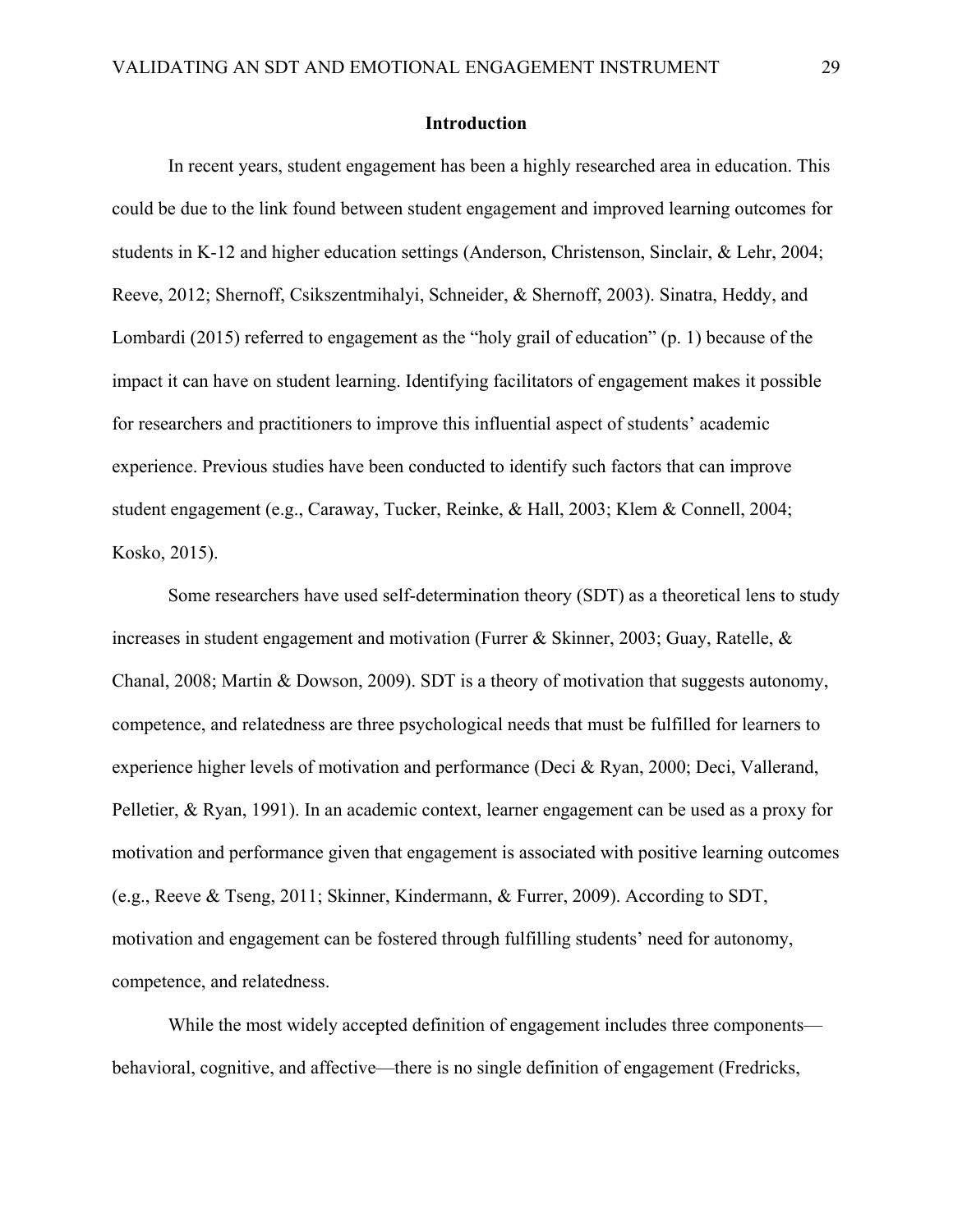## Introduction

In recent years, student engagement has been a highly researched area in education. This could be due to the link found between student engagement and improved learning outcomes for students in K-12 and higher education settings (Anderson, Christenson, Sinclair, & Lehr, 2004; Reeve, 2012; Shernoff, Csikszentmihalyi, Schneider, & Shernoff, 2003). Sinatra, Heddy, and Lombardi (2015) referred to engagement as the "holy grail of education" (p. 1) because of the impact it can have on student learning. Identifying facilitators of engagement makes it possible for researchers and practitioners to improve this influential aspect of students' academic experience. Previous studies have been conducted to identify such factors that can improve student engagement (e.g., Caraway, Tucker, Reinke, & Hall, 2003; Klem & Connell, 2004; Kosko, 2015).

Some researchers have used self-determination theory (SDT) as a theoretical lens to study increases in student engagement and motivation (Furrer & Skinner, 2003; Guay, Ratelle, & Chanal, 2008; Martin & Dowson, 2009). SDT is a theory of motivation that suggests autonomy, competence, and relatedness are three psychological needs that must be fulfilled for learners to experience higher levels of motivation and performance (Deci & Ryan, 2000; Deci, Vallerand, Pelletier, & Ryan, 1991). In an academic context, learner engagement can be used as a proxy for motivation and performance given that engagement is associated with positive learning outcomes (e.g., Reeve & Tseng, 2011; Skinner, Kindermann, & Furrer, 2009). According to SDT, motivation and engagement can be fostered through fulfilling students' need for autonomy, competence, and relatedness.

While the most widely accepted definition of engagement includes three components—behavioral, cognitive, and affective—there is no single definition of engagement (Fredricks,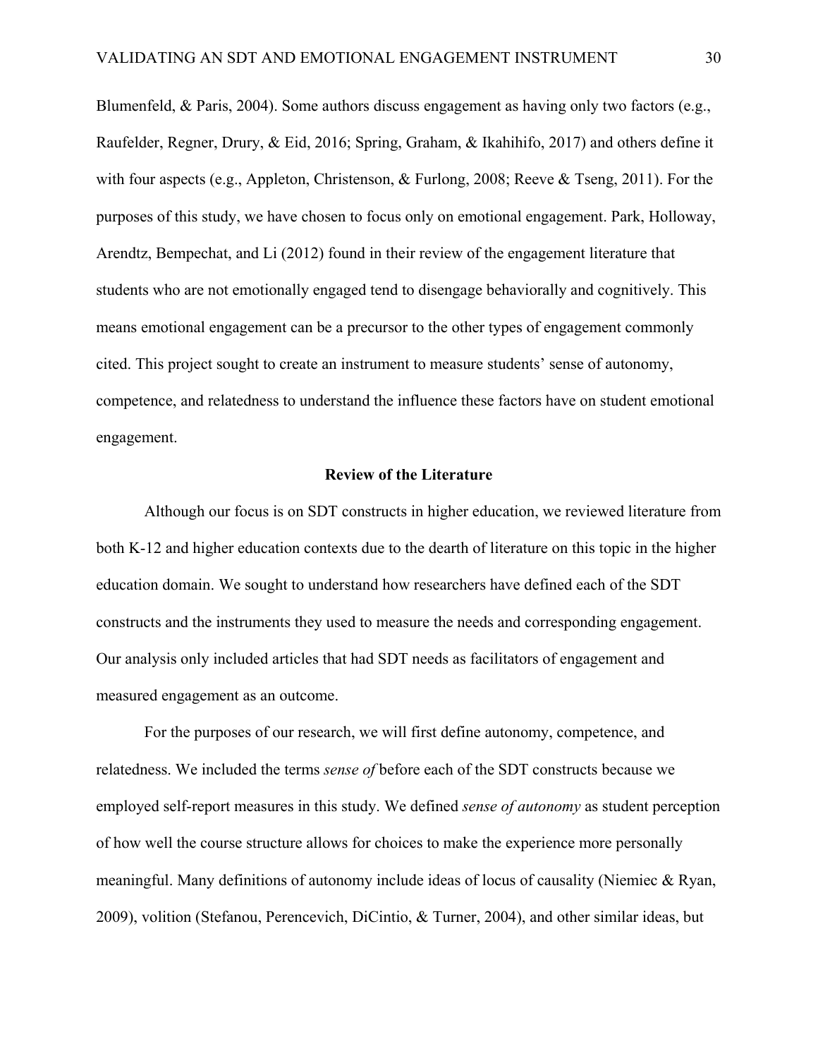Blumenfeld, & Paris, 2004). Some authors discuss engagement as having only two factors (e.g., Raufelder, Regner, Drury, & Eid, 2016; Spring, Graham, & Ikahihifo, 2017) and others define it with four aspects (e.g., Appleton, Christenson, & Furlong, 2008; Reeve & Tseng, 2011). For the purposes of this study, we have chosen to focus only on emotional engagement. Park, Holloway, Arendtz, Bempechat, and Li (2012) found in their review of the engagement literature that students who are not emotionally engaged tend to disengage behaviorally and cognitively. This means emotional engagement can be a precursor to the other types of engagement commonly cited. This project sought to create an instrument to measure students' sense of autonomy, competence, and relatedness to understand the influence these factors have on student emotional engagement.

## Review of the Literature

Although our focus is on SDT constructs in higher education, we reviewed literature from both K-12 and higher education contexts due to the dearth of literature on this topic in the higher education domain. We sought to understand how researchers have defined each of the SDT constructs and the instruments they used to measure the needs and corresponding engagement. Our analysis only included articles that had SDT needs as facilitators of engagement and measured engagement as an outcome.

For the purposes of our research, we will first define autonomy, competence, and relatedness. We included the terms *sense of* before each of the SDT constructs because we employed self-report measures in this study. We defined *sense of autonomy* as student perception of how well the course structure allows for choices to make the experience more personally meaningful. Many definitions of autonomy include ideas of locus of causality (Niemiec & Ryan, 2009), volition (Stefanou, Perencevich, DiCintio, & Turner, 2004), and other similar ideas, but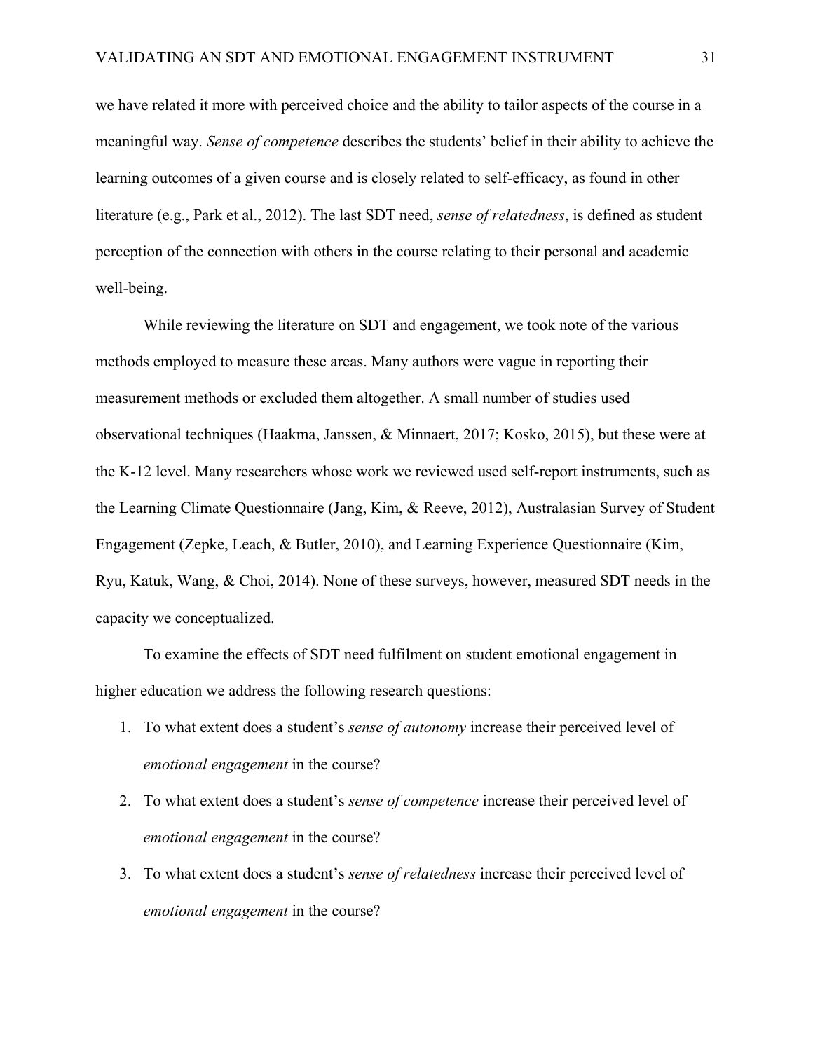we have related it more with perceived choice and the ability to tailor aspects of the course in a meaningful way. *Sense of competence* describes the students' belief in their ability to achieve the learning outcomes of a given course and is closely related to self-efficacy, as found in other literature (e.g., Park et al., 2012). The last SDT need, *sense of relatedness*, is defined as student perception of the connection with others in the course relating to their personal and academic well-being.

While reviewing the literature on SDT and engagement, we took note of the various methods employed to measure these areas. Many authors were vague in reporting their measurement methods or excluded them altogether. A small number of studies used observational techniques (Haakma, Janssen, & Minnaert, 2017; Kosko, 2015), but these were at the K-12 level. Many researchers whose work we reviewed used self-report instruments, such as the Learning Climate Questionnaire (Jang, Kim, & Reeve, 2012), Australasian Survey of Student Engagement (Zepke, Leach, & Butler, 2010), and Learning Experience Questionnaire (Kim, Ryu, Katuk, Wang, & Choi, 2014). None of these surveys, however, measured SDT needs in the capacity we conceptualized.

To examine the effects of SDT need fulfilment on student emotional engagement in higher education we address the following research questions:

1. To what extent does a student's *sense of autonomy* increase their perceived level of *emotional engagement* in the course?
2. To what extent does a student's *sense of competence* increase their perceived level of *emotional engagement* in the course?
3. To what extent does a student's *sense of relatedness* increase their perceived level of *emotional engagement* in the course?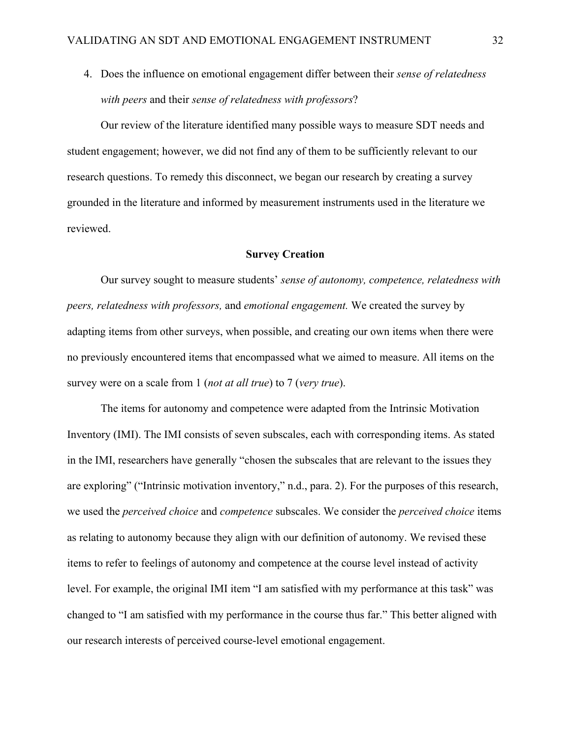4. Does the influence on emotional engagement differ between their *sense of relatedness with peers* and their *sense of relatedness with professors*?

Our review of the literature identified many possible ways to measure SDT needs and student engagement; however, we did not find any of them to be sufficiently relevant to our research questions. To remedy this disconnect, we began our research by creating a survey grounded in the literature and informed by measurement instruments used in the literature we reviewed.

## Survey Creation

Our survey sought to measure students' *sense of autonomy, competence, relatedness with peers, relatedness with professors,* and *emotional engagement.* We created the survey by adapting items from other surveys, when possible, and creating our own items when there were no previously encountered items that encompassed what we aimed to measure. All items on the survey were on a scale from 1 (*not at all true*) to 7 (*very true*).

The items for autonomy and competence were adapted from the Intrinsic Motivation Inventory (IMI). The IMI consists of seven subscales, each with corresponding items. As stated in the IMI, researchers have generally "chosen the subscales that are relevant to the issues they are exploring" ("Intrinsic motivation inventory," n.d., para. 2). For the purposes of this research, we used the *perceived choice* and *competence* subscales. We consider the *perceived choice* items as relating to autonomy because they align with our definition of autonomy. We revised these items to refer to feelings of autonomy and competence at the course level instead of activity level. For example, the original IMI item "I am satisfied with my performance at this task" was changed to "I am satisfied with my performance in the course thus far." This better aligned with our research interests of perceived course-level emotional engagement.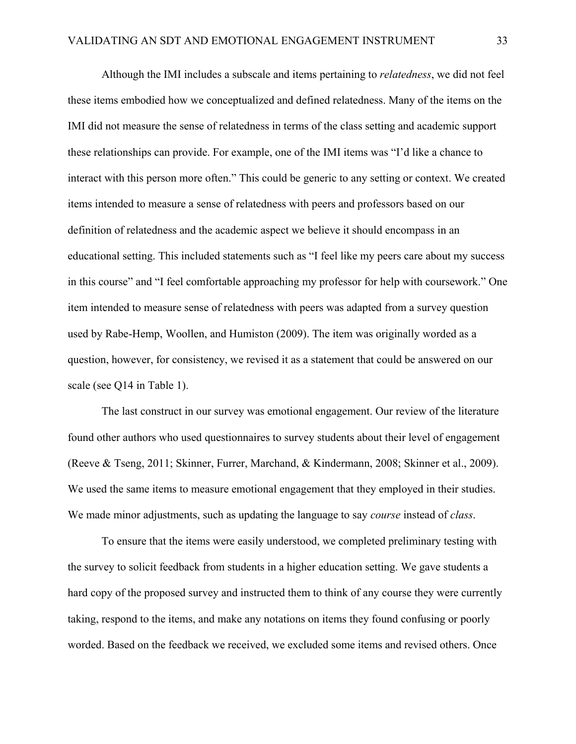Although the IMI includes a subscale and items pertaining to *relatedness*, we did not feel these items embodied how we conceptualized and defined relatedness. Many of the items on the IMI did not measure the sense of relatedness in terms of the class setting and academic support these relationships can provide. For example, one of the IMI items was "I'd like a chance to interact with this person more often." This could be generic to any setting or context. We created items intended to measure a sense of relatedness with peers and professors based on our definition of relatedness and the academic aspect we believe it should encompass in an educational setting. This included statements such as "I feel like my peers care about my success in this course" and "I feel comfortable approaching my professor for help with coursework." One item intended to measure sense of relatedness with peers was adapted from a survey question used by Rabe-Hemp, Woollen, and Humiston (2009). The item was originally worded as a question, however, for consistency, we revised it as a statement that could be answered on our scale (see Q14 in Table 1).

The last construct in our survey was emotional engagement. Our review of the literature found other authors who used questionnaires to survey students about their level of engagement (Reeve & Tseng, 2011; Skinner, Furrer, Marchand, & Kindermann, 2008; Skinner et al., 2009). We used the same items to measure emotional engagement that they employed in their studies. We made minor adjustments, such as updating the language to say *course* instead of *class*.

To ensure that the items were easily understood, we completed preliminary testing with the survey to solicit feedback from students in a higher education setting. We gave students a hard copy of the proposed survey and instructed them to think of any course they were currently taking, respond to the items, and make any notations on items they found confusing or poorly worded. Based on the feedback we received, we excluded some items and revised others. Once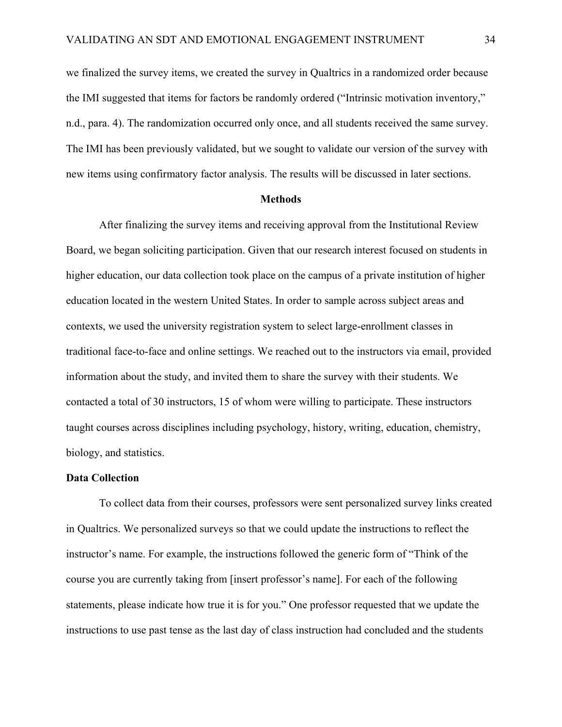we finalized the survey items, we created the survey in Qualtrics in a randomized order because the IMI suggested that items for factors be randomly ordered ("Intrinsic motivation inventory," n.d., para. 4). The randomization occurred only once, and all students received the same survey. The IMI has been previously validated, but we sought to validate our version of the survey with new items using confirmatory factor analysis. The results will be discussed in later sections.

## Methods

After finalizing the survey items and receiving approval from the Institutional Review Board, we began soliciting participation. Given that our research interest focused on students in higher education, our data collection took place on the campus of a private institution of higher education located in the western United States. In order to sample across subject areas and contexts, we used the university registration system to select large-enrollment classes in traditional face-to-face and online settings. We reached out to the instructors via email, provided information about the study, and invited them to share the survey with their students. We contacted a total of 30 instructors, 15 of whom were willing to participate. These instructors taught courses across disciplines including psychology, history, writing, education, chemistry, biology, and statistics.

### Data Collection

To collect data from their courses, professors were sent personalized survey links created in Qualtrics. We personalized surveys so that we could update the instructions to reflect the instructor's name. For example, the instructions followed the generic form of "Think of the course you are currently taking from [insert professor's name]. For each of the following statements, please indicate how true it is for you." One professor requested that we update the instructions to use past tense as the last day of class instruction had concluded and the students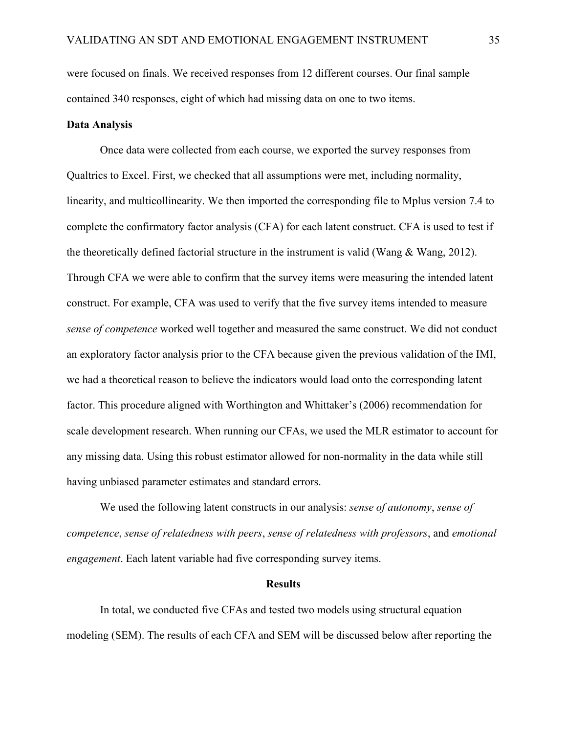were focused on finals. We received responses from 12 different courses. Our final sample contained 340 responses, eight of which had missing data on one to two items.

### Data Analysis

Once data were collected from each course, we exported the survey responses from Qualtrics to Excel. First, we checked that all assumptions were met, including normality, linearity, and multicollinearity. We then imported the corresponding file to Mplus version 7.4 to complete the confirmatory factor analysis (CFA) for each latent construct. CFA is used to test if the theoretically defined factorial structure in the instrument is valid (Wang & Wang, 2012). Through CFA we were able to confirm that the survey items were measuring the intended latent construct. For example, CFA was used to verify that the five survey items intended to measure *sense of competence* worked well together and measured the same construct. We did not conduct an exploratory factor analysis prior to the CFA because given the previous validation of the IMI, we had a theoretical reason to believe the indicators would load onto the corresponding latent factor. This procedure aligned with Worthington and Whittaker's (2006) recommendation for scale development research. When running our CFAs, we used the MLR estimator to account for any missing data. Using this robust estimator allowed for non-normality in the data while still having unbiased parameter estimates and standard errors.

We used the following latent constructs in our analysis: *sense of autonomy*, *sense of competence*, *sense of relatedness with peers*, *sense of relatedness with professors*, and *emotional engagement*. Each latent variable had five corresponding survey items.

## Results

In total, we conducted five CFAs and tested two models using structural equation modeling (SEM). The results of each CFA and SEM will be discussed below after reporting the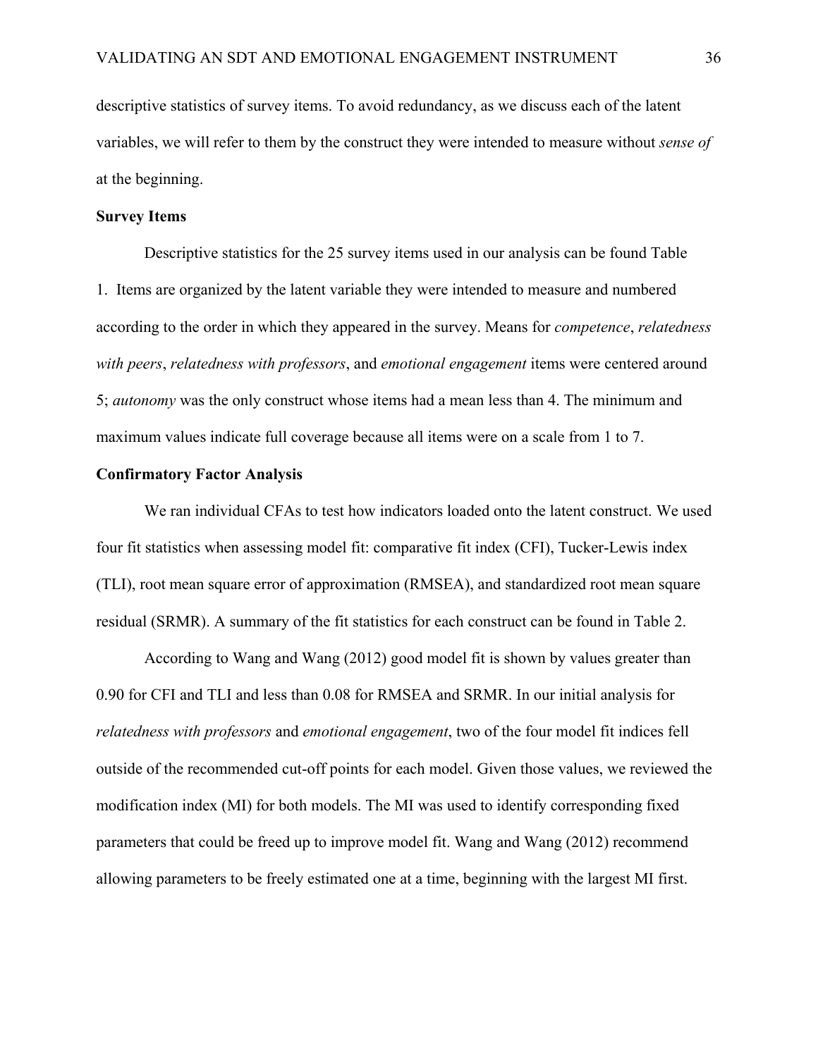descriptive statistics of survey items. To avoid redundancy, as we discuss each of the latent variables, we will refer to them by the construct they were intended to measure without *sense of* at the beginning.

### Survey Items

Descriptive statistics for the 25 survey items used in our analysis can be found Table 1. Items are organized by the latent variable they were intended to measure and numbered according to the order in which they appeared in the survey. Means for *competence*, *relatedness with peers*, *relatedness with professors*, and *emotional engagement* items were centered around 5; *autonomy* was the only construct whose items had a mean less than 4. The minimum and maximum values indicate full coverage because all items were on a scale from 1 to 7.

### Confirmatory Factor Analysis

We ran individual CFAs to test how indicators loaded onto the latent construct. We used four fit statistics when assessing model fit: comparative fit index (CFI), Tucker-Lewis index (TLI), root mean square error of approximation (RMSEA), and standardized root mean square residual (SRMR). A summary of the fit statistics for each construct can be found in Table 2.

According to Wang and Wang (2012) good model fit is shown by values greater than 0.90 for CFI and TLI and less than 0.08 for RMSEA and SRMR. In our initial analysis for *relatedness with professors* and *emotional engagement*, two of the four model fit indices fell outside of the recommended cut-off points for each model. Given those values, we reviewed the modification index (MI) for both models. The MI was used to identify corresponding fixed parameters that could be freed up to improve model fit. Wang and Wang (2012) recommend allowing parameters to be freely estimated one at a time, beginning with the largest MI first.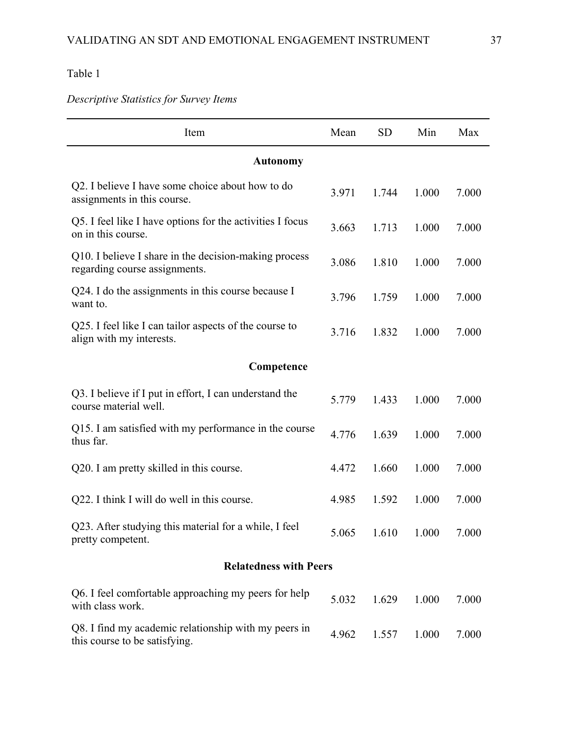Table 1

*Descriptive Statistics for Survey Items*

| Item | Mean | SD | Min | Max |
|---|---|---|---|---|
| **Autonomy** | | | | |
| Q2. I believe I have some choice about how to do assignments in this course. | 3.971 | 1.744 | 1.000 | 7.000 |
| Q5. I feel like I have options for the activities I focus on in this course. | 3.663 | 1.713 | 1.000 | 7.000 |
| Q10. I believe I share in the decision-making process regarding course assignments. | 3.086 | 1.810 | 1.000 | 7.000 |
| Q24. I do the assignments in this course because I want to. | 3.796 | 1.759 | 1.000 | 7.000 |
| Q25. I feel like I can tailor aspects of the course to align with my interests. | 3.716 | 1.832 | 1.000 | 7.000 |
| **Competence** | | | | |
| Q3. I believe if I put in effort, I can understand the course material well. | 5.779 | 1.433 | 1.000 | 7.000 |
| Q15. I am satisfied with my performance in the course thus far. | 4.776 | 1.639 | 1.000 | 7.000 |
| Q20. I am pretty skilled in this course. | 4.472 | 1.660 | 1.000 | 7.000 |
| Q22. I think I will do well in this course. | 4.985 | 1.592 | 1.000 | 7.000 |
| Q23. After studying this material for a while, I feel pretty competent. | 5.065 | 1.610 | 1.000 | 7.000 |
| **Relatedness with Peers** | | | | |
| Q6. I feel comfortable approaching my peers for help with class work. | 5.032 | 1.629 | 1.000 | 7.000 |
| Q8. I find my academic relationship with my peers in this course to be satisfying. | 4.962 | 1.557 | 1.000 | 7.000 |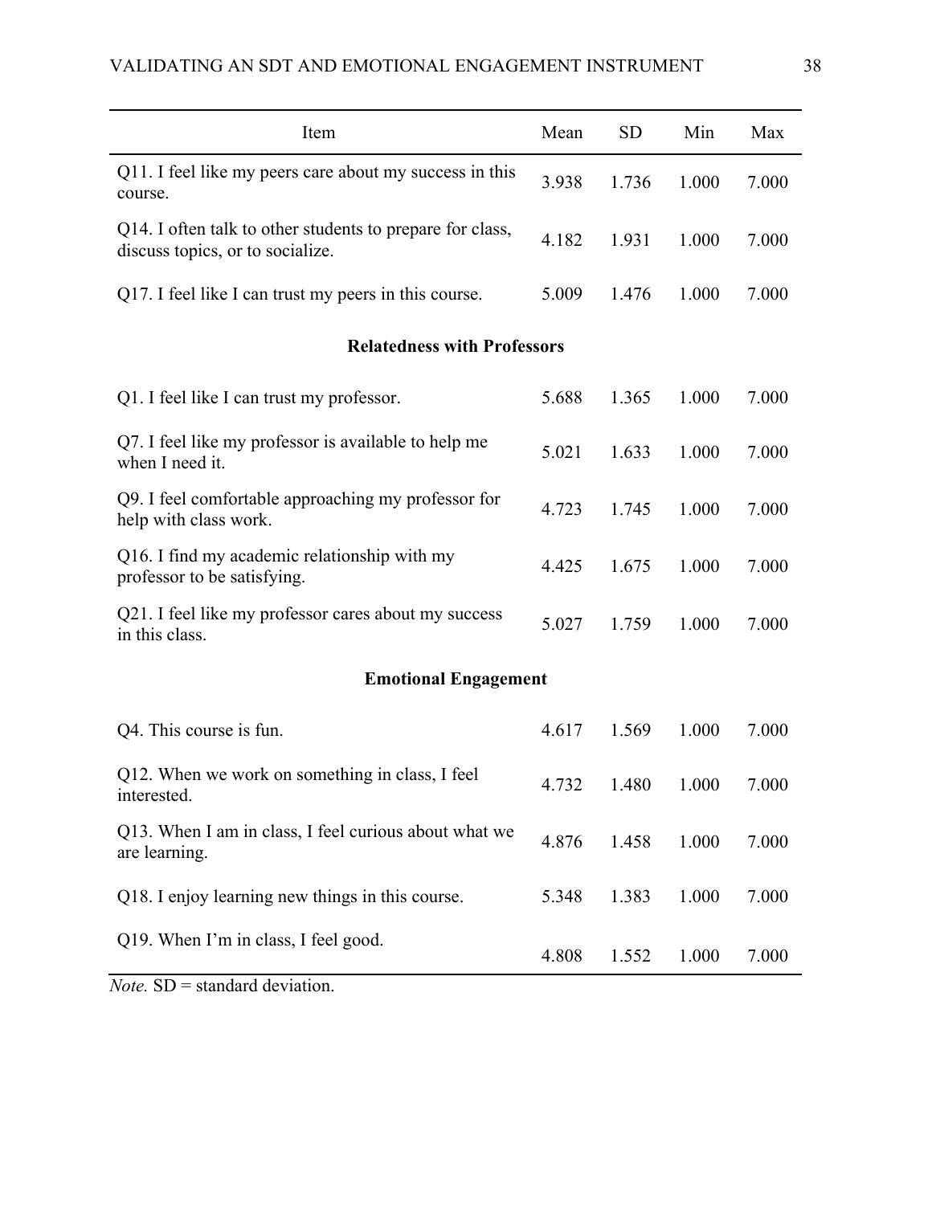| Item | Mean | SD | Min | Max |
|---|---|---|---|---|
| Q11. I feel like my peers care about my success in this course. | 3.938 | 1.736 | 1.000 | 7.000 |
| Q14. I often talk to other students to prepare for class, discuss topics, or to socialize. | 4.182 | 1.931 | 1.000 | 7.000 |
| Q17. I feel like I can trust my peers in this course. | 5.009 | 1.476 | 1.000 | 7.000 |
| **Relatedness with Professors** | | | | |
| Q1. I feel like I can trust my professor. | 5.688 | 1.365 | 1.000 | 7.000 |
| Q7. I feel like my professor is available to help me when I need it. | 5.021 | 1.633 | 1.000 | 7.000 |
| Q9. I feel comfortable approaching my professor for help with class work. | 4.723 | 1.745 | 1.000 | 7.000 |
| Q16. I find my academic relationship with my professor to be satisfying. | 4.425 | 1.675 | 1.000 | 7.000 |
| Q21. I feel like my professor cares about my success in this class. | 5.027 | 1.759 | 1.000 | 7.000 |
| **Emotional Engagement** | | | | |
| Q4. This course is fun. | 4.617 | 1.569 | 1.000 | 7.000 |
| Q12. When we work on something in class, I feel interested. | 4.732 | 1.480 | 1.000 | 7.000 |
| Q13. When I am in class, I feel curious about what we are learning. | 4.876 | 1.458 | 1.000 | 7.000 |
| Q18. I enjoy learning new things in this course. | 5.348 | 1.383 | 1.000 | 7.000 |
| Q19. When I'm in class, I feel good. | 4.808 | 1.552 | 1.000 | 7.000 |

*Note.* SD = standard deviation.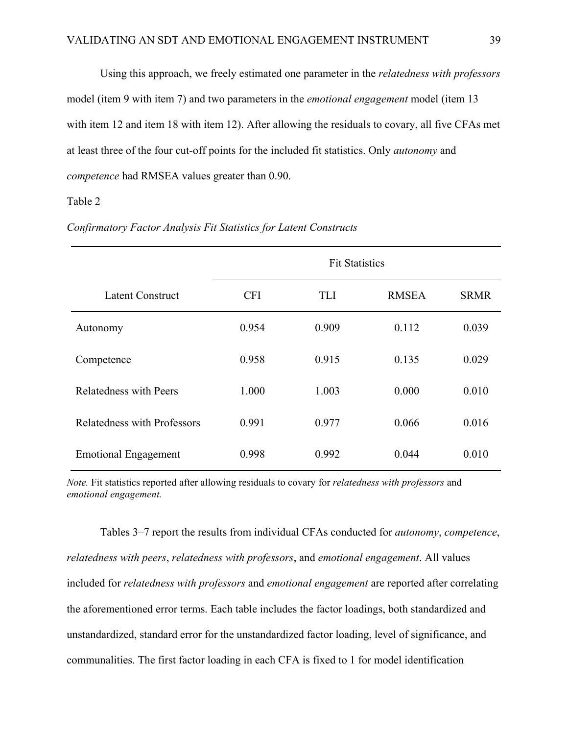Using this approach, we freely estimated one parameter in the *relatedness with professors* model (item 9 with item 7) and two parameters in the *emotional engagement* model (item 13 with item 12 and item 18 with item 12). After allowing the residuals to covary, all five CFAs met at least three of the four cut-off points for the included fit statistics. Only *autonomy* and *competence* had RMSEA values greater than 0.90.

Table 2

*Confirmatory Factor Analysis Fit Statistics for Latent Constructs*

| | Fit Statistics | | | |
|---|---|---|---|---|
| Latent Construct | CFI | TLI | RMSEA | SRMR |
| Autonomy | 0.954 | 0.909 | 0.112 | 0.039 |
| Competence | 0.958 | 0.915 | 0.135 | 0.029 |
| Relatedness with Peers | 1.000 | 1.003 | 0.000 | 0.010 |
| Relatedness with Professors | 0.991 | 0.977 | 0.066 | 0.016 |
| Emotional Engagement | 0.998 | 0.992 | 0.044 | 0.010 |

*Note.* Fit statistics reported after allowing residuals to covary for *relatedness with professors* and *emotional engagement.*

Tables 3–7 report the results from individual CFAs conducted for *autonomy*, *competence*, *relatedness with peers*, *relatedness with professors*, and *emotional engagement*. All values included for *relatedness with professors* and *emotional engagement* are reported after correlating the aforementioned error terms. Each table includes the factor loadings, both standardized and unstandardized, standard error for the unstandardized factor loading, level of significance, and communalities. The first factor loading in each CFA is fixed to 1 for model identification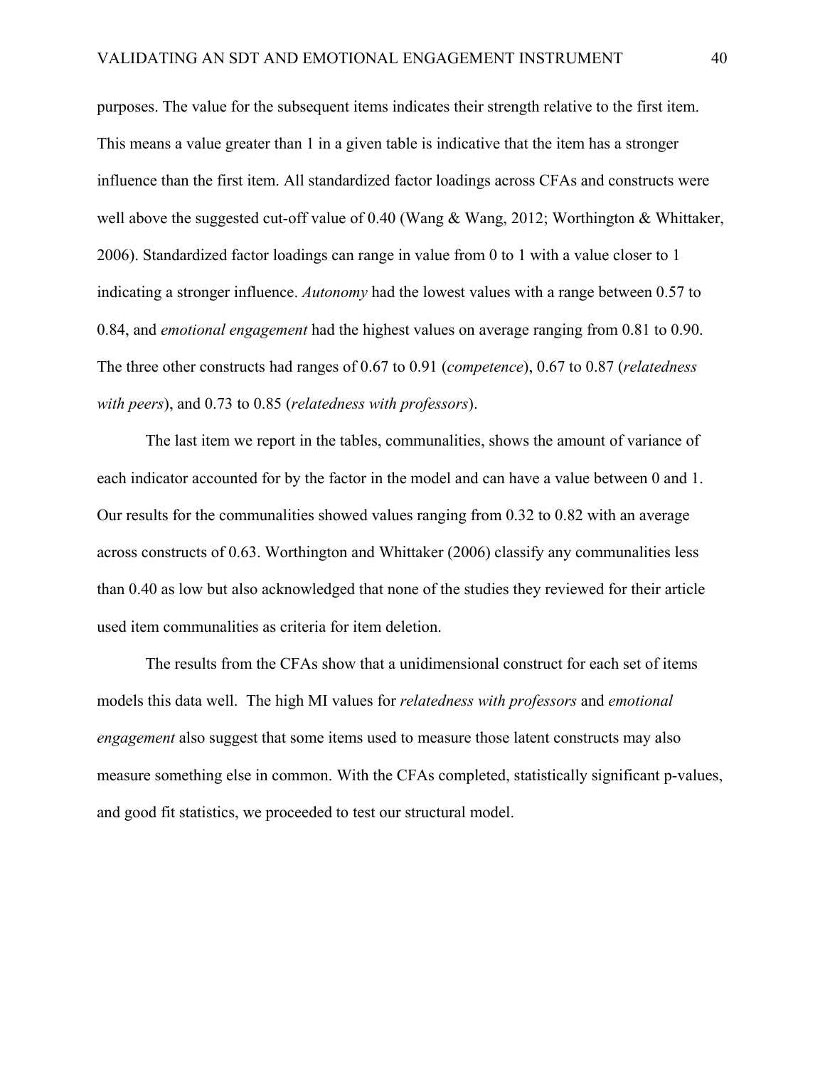purposes. The value for the subsequent items indicates their strength relative to the first item. This means a value greater than 1 in a given table is indicative that the item has a stronger influence than the first item. All standardized factor loadings across CFAs and constructs were well above the suggested cut-off value of 0.40 (Wang & Wang, 2012; Worthington & Whittaker, 2006). Standardized factor loadings can range in value from 0 to 1 with a value closer to 1 indicating a stronger influence. *Autonomy* had the lowest values with a range between 0.57 to 0.84, and *emotional engagement* had the highest values on average ranging from 0.81 to 0.90. The three other constructs had ranges of 0.67 to 0.91 (*competence*), 0.67 to 0.87 (*relatedness with peers*), and 0.73 to 0.85 (*relatedness with professors*).

The last item we report in the tables, communalities, shows the amount of variance of each indicator accounted for by the factor in the model and can have a value between 0 and 1. Our results for the communalities showed values ranging from 0.32 to 0.82 with an average across constructs of 0.63. Worthington and Whittaker (2006) classify any communalities less than 0.40 as low but also acknowledged that none of the studies they reviewed for their article used item communalities as criteria for item deletion.

The results from the CFAs show that a unidimensional construct for each set of items models this data well. The high MI values for *relatedness with professors* and *emotional engagement* also suggest that some items used to measure those latent constructs may also measure something else in common. With the CFAs completed, statistically significant p-values, and good fit statistics, we proceeded to test our structural model.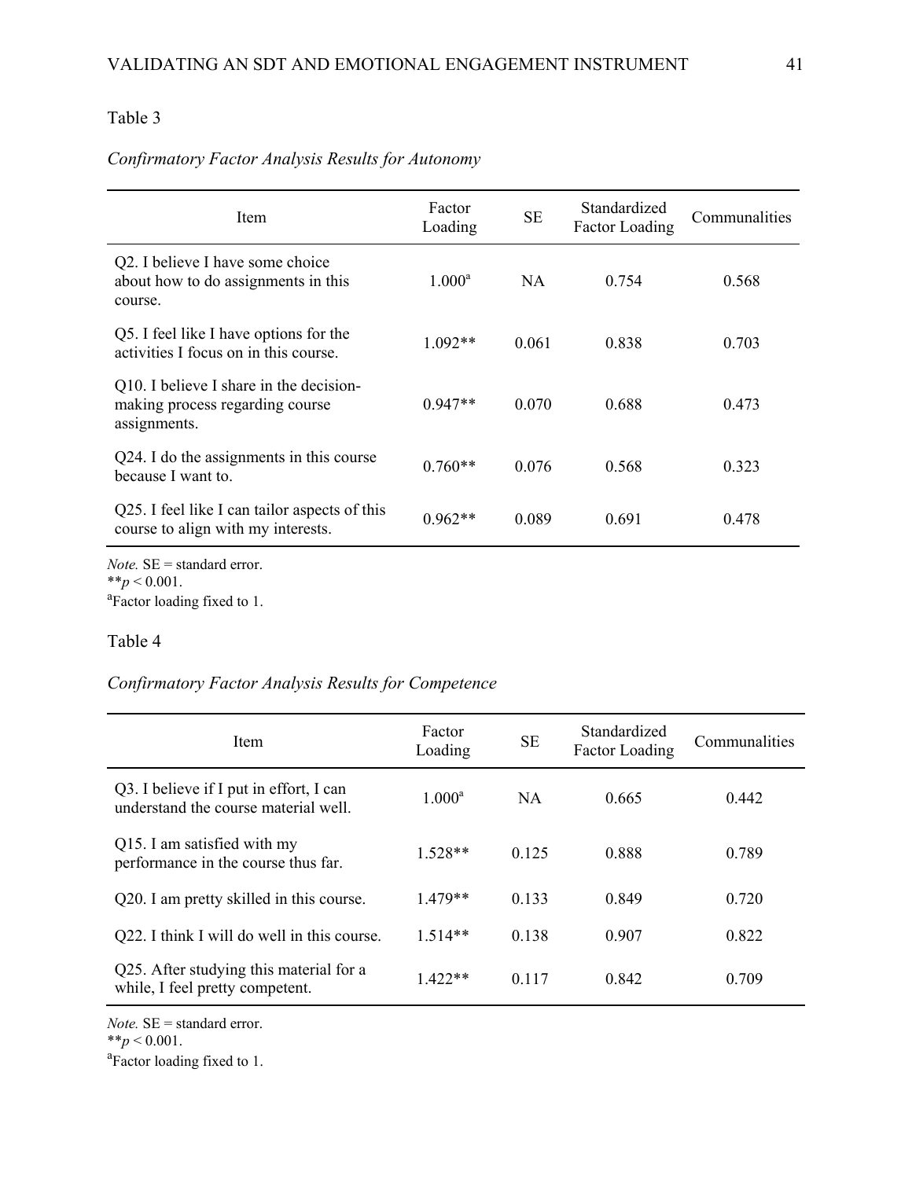Table 3

*Confirmatory Factor Analysis Results for Autonomy*

| Item | Factor Loading | SE | Standardized Factor Loading | Communalities |
|---|---|---|---|---|
| Q2. I believe I have some choice about how to do assignments in this course. | 1.000[a] | NA | 0.754 | 0.568 |
| Q5. I feel like I have options for the activities I focus on in this course. | 1.092** | 0.061 | 0.838 | 0.703 |
| Q10. I believe I share in the decision-making process regarding course assignments. | 0.947** | 0.070 | 0.688 | 0.473 |
| Q24. I do the assignments in this course because I want to. | 0.760** | 0.076 | 0.568 | 0.323 |
| Q25. I feel like I can tailor aspects of this course to align with my interests. | 0.962** | 0.089 | 0.691 | 0.478 |

*Note.* SE = standard error.
** $p < 0.001$.
[a]Factor loading fixed to 1.

Table 4

*Confirmatory Factor Analysis Results for Competence*

| Item | Factor Loading | SE | Standardized Factor Loading | Communalities |
|---|---|---|---|---|
| Q3. I believe if I put in effort, I can understand the course material well. | 1.000[a] | NA | 0.665 | 0.442 |
| Q15. I am satisfied with my performance in the course thus far. | 1.528** | 0.125 | 0.888 | 0.789 |
| Q20. I am pretty skilled in this course. | 1.479** | 0.133 | 0.849 | 0.720 |
| Q22. I think I will do well in this course. | 1.514** | 0.138 | 0.907 | 0.822 |
| Q25. After studying this material for a while, I feel pretty competent. | 1.422** | 0.117 | 0.842 | 0.709 |

*Note.* SE = standard error.
** $p < 0.001$.
[a]Factor loading fixed to 1.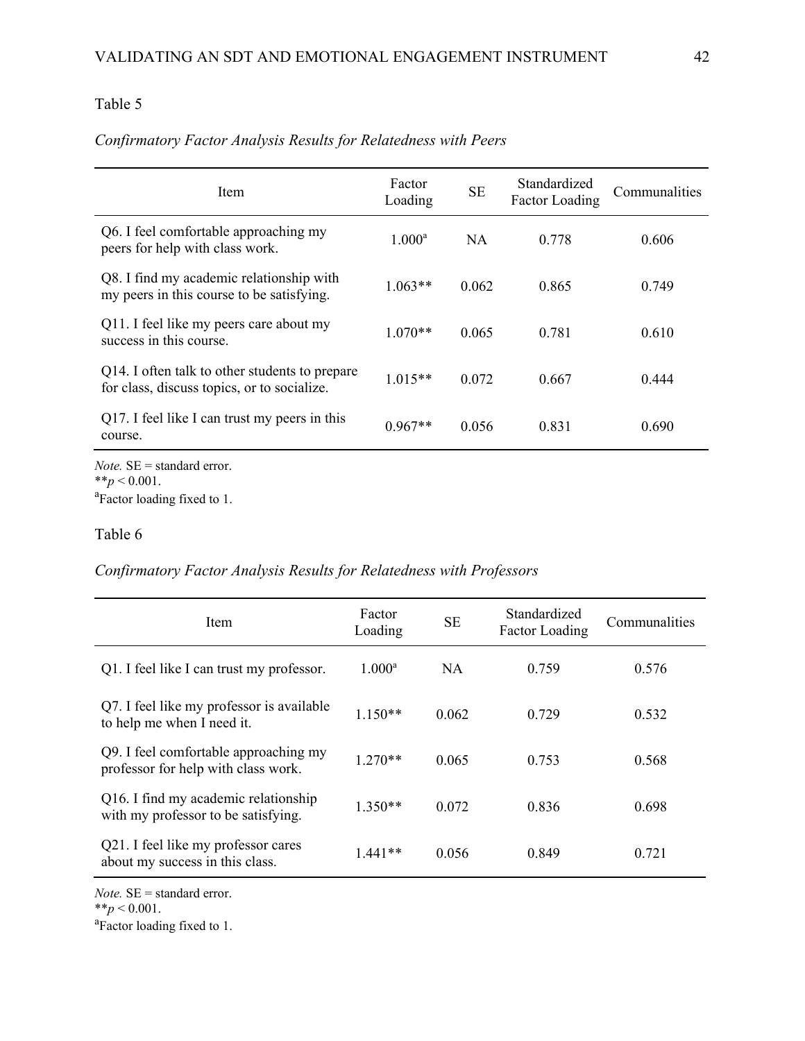Table 5

*Confirmatory Factor Analysis Results for Relatedness with Peers*

| Item | Factor Loading | SE | Standardized Factor Loading | Communalities |
|---|---|---|---|---|
| Q6. I feel comfortable approaching my peers for help with class work. | 1.000[a] | NA | 0.778 | 0.606 |
| Q8. I find my academic relationship with my peers in this course to be satisfying. | 1.063** | 0.062 | 0.865 | 0.749 |
| Q11. I feel like my peers care about my success in this course. | 1.070** | 0.065 | 0.781 | 0.610 |
| Q14. I often talk to other students to prepare for class, discuss topics, or to socialize. | 1.015** | 0.072 | 0.667 | 0.444 |
| Q17. I feel like I can trust my peers in this course. | 0.967** | 0.056 | 0.831 | 0.690 |

*Note.* SE = standard error.
**$p < 0.001$.
[a]Factor loading fixed to 1.

Table 6

*Confirmatory Factor Analysis Results for Relatedness with Professors*

| Item | Factor Loading | SE | Standardized Factor Loading | Communalities |
|---|---|---|---|---|
| Q1. I feel like I can trust my professor. | 1.000[a] | NA | 0.759 | 0.576 |
| Q7. I feel like my professor is available to help me when I need it. | 1.150** | 0.062 | 0.729 | 0.532 |
| Q9. I feel comfortable approaching my professor for help with class work. | 1.270** | 0.065 | 0.753 | 0.568 |
| Q16. I find my academic relationship with my professor to be satisfying. | 1.350** | 0.072 | 0.836 | 0.698 |
| Q21. I feel like my professor cares about my success in this class. | 1.441** | 0.056 | 0.849 | 0.721 |

*Note.* SE = standard error.
**$p < 0.001$.
[a]Factor loading fixed to 1.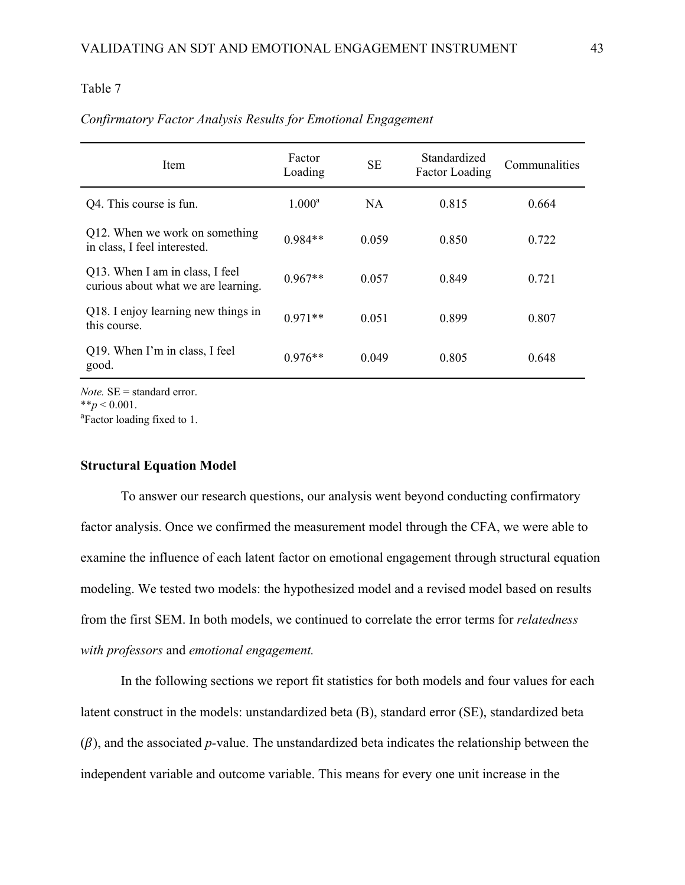Table 7

*Confirmatory Factor Analysis Results for Emotional Engagement*

| Item | Factor Loading | SE | Standardized Factor Loading | Communalities |
|---|---|---|---|---|
| Q4. This course is fun. | 1.000[a] | NA | 0.815 | 0.664 |
| Q12. When we work on something in class, I feel interested. | 0.984** | 0.059 | 0.850 | 0.722 |
| Q13. When I am in class, I feel curious about what we are learning. | 0.967** | 0.057 | 0.849 | 0.721 |
| Q18. I enjoy learning new things in this course. | 0.971** | 0.051 | 0.899 | 0.807 |
| Q19. When I'm in class, I feel good. | 0.976** | 0.049 | 0.805 | 0.648 |

*Note.* SE = standard error.
**$p < 0.001$.
[a]Factor loading fixed to 1.

**Structural Equation Model**

To answer our research questions, our analysis went beyond conducting confirmatory factor analysis. Once we confirmed the measurement model through the CFA, we were able to examine the influence of each latent factor on emotional engagement through structural equation modeling. We tested two models: the hypothesized model and a revised model based on results from the first SEM. In both models, we continued to correlate the error terms for *relatedness with professors* and *emotional engagement.*

In the following sections we report fit statistics for both models and four values for each latent construct in the models: unstandardized beta (B), standard error (SE), standardized beta ($\beta$), and the associated *p*-value. The unstandardized beta indicates the relationship between the independent variable and outcome variable. This means for every one unit increase in the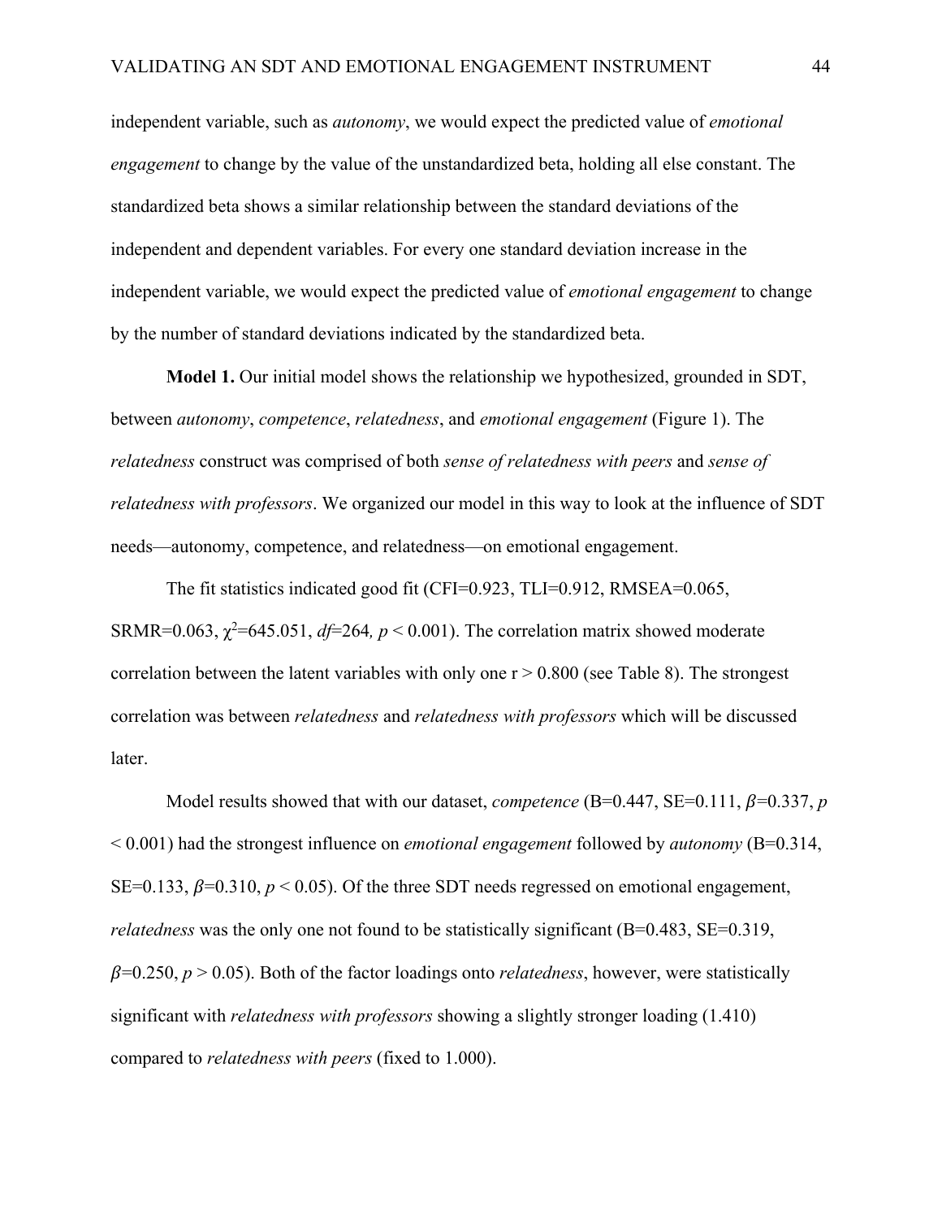independent variable, such as *autonomy*, we would expect the predicted value of *emotional engagement* to change by the value of the unstandardized beta, holding all else constant. The standardized beta shows a similar relationship between the standard deviations of the independent and dependent variables. For every one standard deviation increase in the independent variable, we would expect the predicted value of *emotional engagement* to change by the number of standard deviations indicated by the standardized beta.

**Model 1.** Our initial model shows the relationship we hypothesized, grounded in SDT, between *autonomy*, *competence*, *relatedness*, and *emotional engagement* (Figure 1). The *relatedness* construct was comprised of both *sense of relatedness with peers* and *sense of relatedness with professors*. We organized our model in this way to look at the influence of SDT needs—autonomy, competence, and relatedness—on emotional engagement.

The fit statistics indicated good fit (CFI=0.923, TLI=0.912, RMSEA=0.065, SRMR=0.063, $\chi^2$=645.051, *df*=264, $p < 0.001$). The correlation matrix showed moderate correlation between the latent variables with only one $r > 0.800$ (see Table 8). The strongest correlation was between *relatedness* and *relatedness with professors* which will be discussed later.

Model results showed that with our dataset, *competence* (B=0.447, SE=0.111, $\beta$=0.337, $p < 0.001$) had the strongest influence on *emotional engagement* followed by *autonomy* (B=0.314, SE=0.133, $\beta$=0.310, $p < 0.05$). Of the three SDT needs regressed on emotional engagement, *relatedness* was the only one not found to be statistically significant (B=0.483, SE=0.319, $\beta$=0.250, $p > 0.05$). Both of the factor loadings onto *relatedness*, however, were statistically significant with *relatedness with professors* showing a slightly stronger loading (1.410) compared to *relatedness with peers* (fixed to 1.000).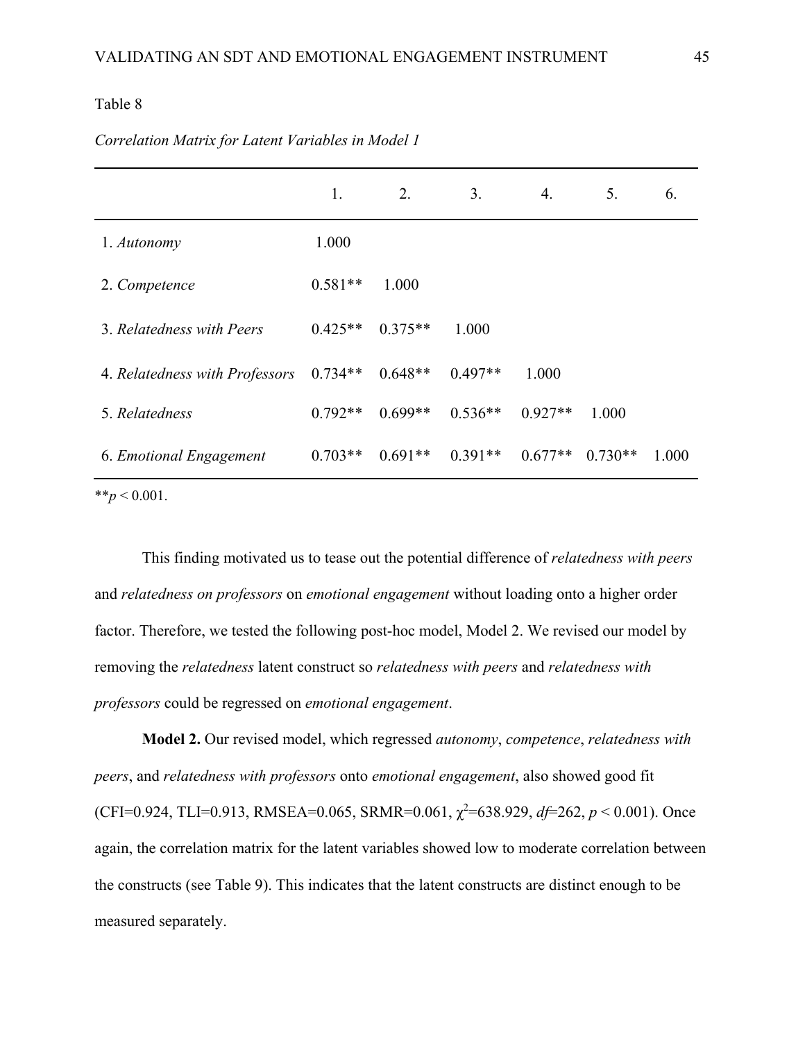Table 8

*Correlation Matrix for Latent Variables in Model 1*

| | 1. | 2. | 3. | 4. | 5. | 6. |
|---|---|---|---|---|---|---|
| 1. *Autonomy* | 1.000 | | | | | |
| 2. *Competence* | 0.581** | 1.000 | | | | |
| 3. *Relatedness with Peers* | 0.425** | 0.375** | 1.000 | | | |
| 4. *Relatedness with Professors* | 0.734** | 0.648** | 0.497** | 1.000 | | |
| 5. *Relatedness* | 0.792** | 0.699** | 0.536** | 0.927** | 1.000 | |
| 6. *Emotional Engagement* | 0.703** | 0.691** | 0.391** | 0.677** | 0.730** | 1.000 |

**$p < 0.001$.

This finding motivated us to tease out the potential difference of *relatedness with peers* and *relatedness on professors* on *emotional engagement* without loading onto a higher order factor. Therefore, we tested the following post-hoc model, Model 2. We revised our model by removing the *relatedness* latent construct so *relatedness with peers* and *relatedness with professors* could be regressed on *emotional engagement*.

**Model 2.** Our revised model, which regressed *autonomy*, *competence*, *relatedness with peers*, and *relatedness with professors* onto *emotional engagement*, also showed good fit (CFI=0.924, TLI=0.913, RMSEA=0.065, SRMR=0.061, $\chi^2$=638.929, *df*=262, $p < 0.001$). Once again, the correlation matrix for the latent variables showed low to moderate correlation between the constructs (see Table 9). This indicates that the latent constructs are distinct enough to be measured separately.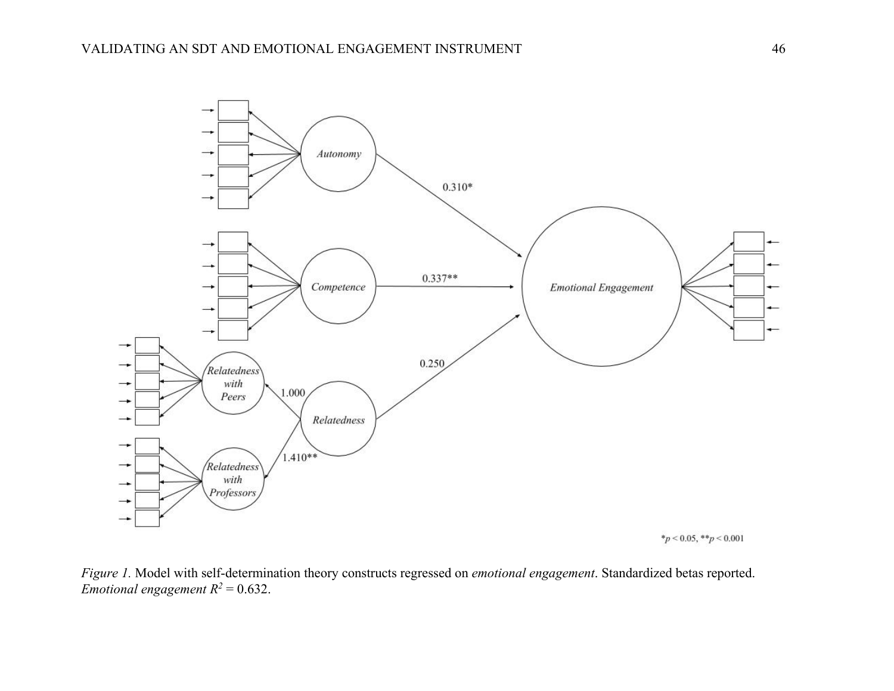Autonomy

Competence

Relatedness with Peers

Relatedness with Professors

Relatedness

Emotional Engagement

0.310*

0.337**

0.250

1.000

1.410**

*$p < 0.05$, **$p < 0.001$

*Figure 1.* Model with self-determination theory constructs regressed on *emotional engagement*. Standardized betas reported. *Emotional engagement* $R^2 = 0.632$.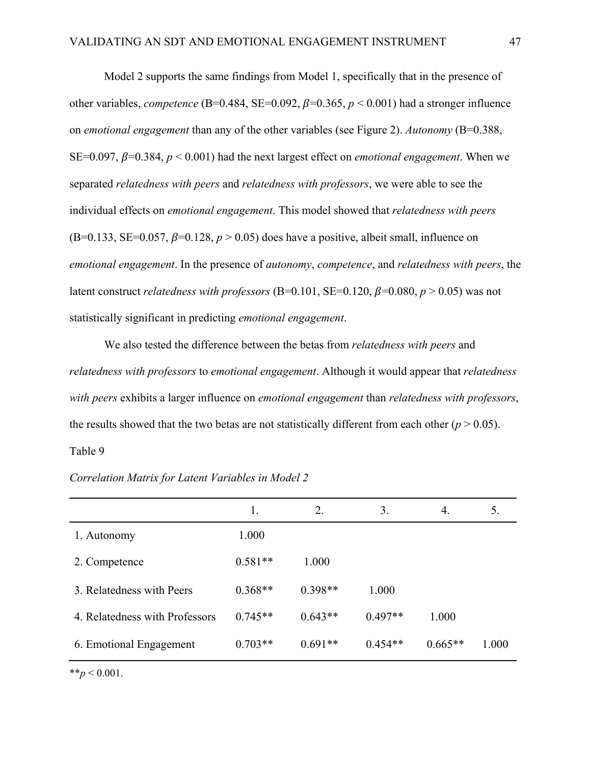Model 2 supports the same findings from Model 1, specifically that in the presence of other variables, *competence* (B=0.484, SE=0.092, $\beta$=0.365, $p < 0.001$) had a stronger influence on *emotional engagement* than any of the other variables (see Figure 2). *Autonomy* (B=0.388, SE=0.097, $\beta$=0.384, $p < 0.001$) had the next largest effect on *emotional engagement*. When we separated *relatedness with peers* and *relatedness with professors*, we were able to see the individual effects on *emotional engagement*. This model showed that *relatedness with peers* (B=0.133, SE=0.057, $\beta$=0.128, $p > 0.05$) does have a positive, albeit small, influence on *emotional engagement*. In the presence of *autonomy*, *competence*, and *relatedness with peers*, the latent construct *relatedness with professors* (B=0.101, SE=0.120, $\beta$=0.080, $p > 0.05$) was not statistically significant in predicting *emotional engagement*.

We also tested the difference between the betas from *relatedness with peers* and *relatedness with professors* to *emotional engagement*. Although it would appear that *relatedness with peers* exhibits a larger influence on *emotional engagement* than *relatedness with professors*, the results showed that the two betas are not statistically different from each other ($p > 0.05$).

Table 9

*Correlation Matrix for Latent Variables in Model 2*

| | 1. | 2. | 3. | 4. | 5. |
|---|---|---|---|---|---|
| 1. Autonomy | 1.000 | | | | |
| 2. Competence | 0.581** | 1.000 | | | |
| 3. Relatedness with Peers | 0.368** | 0.398** | 1.000 | | |
| 4. Relatedness with Professors | 0.745** | 0.643** | 0.497** | 1.000 | |
| 6. Emotional Engagement | 0.703** | 0.691** | 0.454** | 0.665** | 1.000 |

**$p < 0.001$.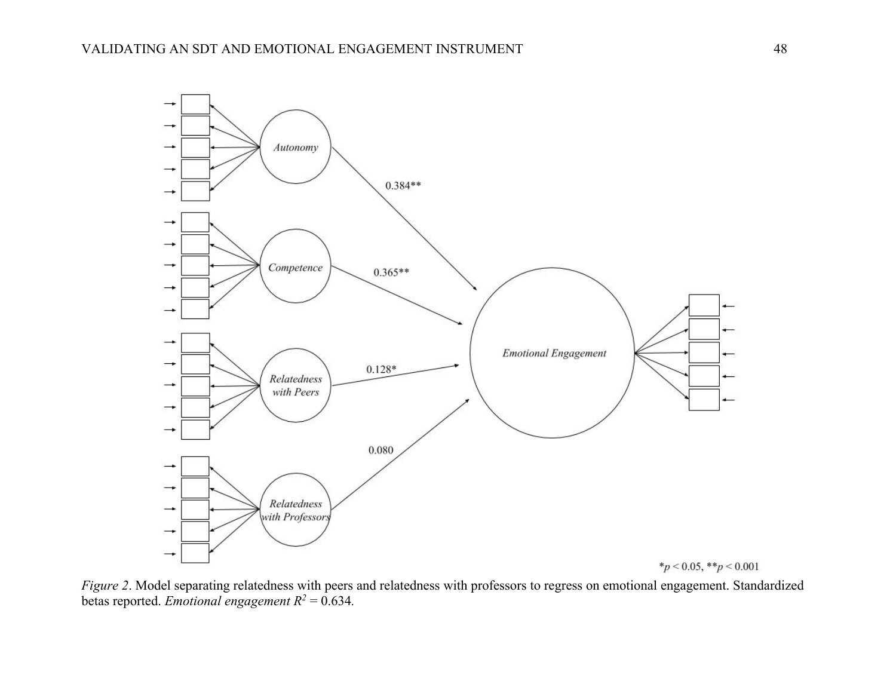Autonomy

0.384**

Competence

0.365**

Relatedness with Peers

0.128*

Relatedness with Professors

0.080

Emotional Engagement

*$p < 0.05$, **$p < 0.001$

*Figure 2*. Model separating relatedness with peers and relatedness with professors to regress on emotional engagement. Standardized betas reported. *Emotional engagement* $R^2 = 0.634$.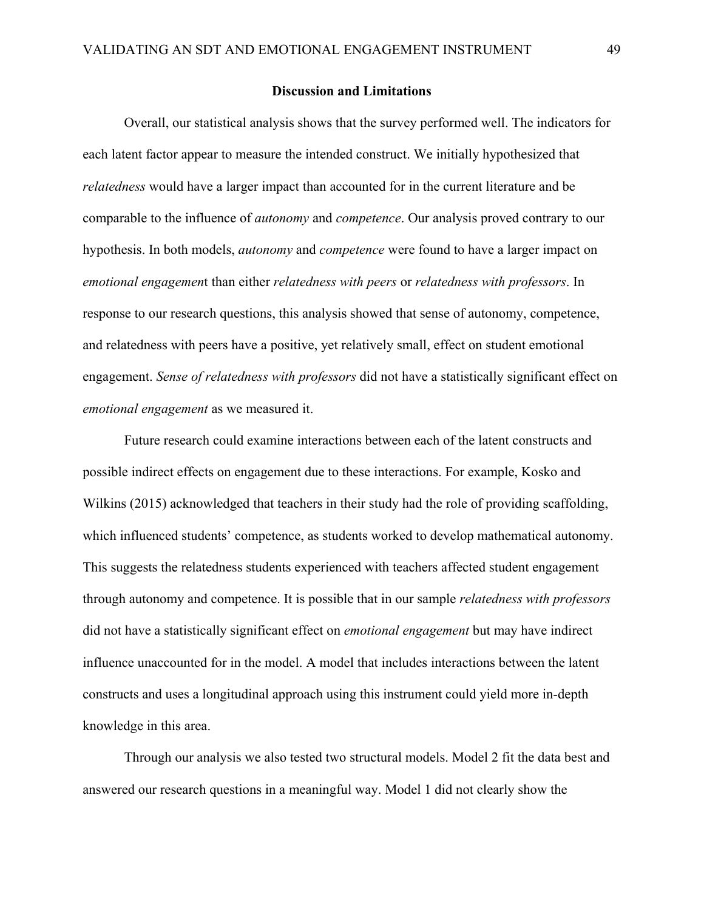## Discussion and Limitations

Overall, our statistical analysis shows that the survey performed well. The indicators for each latent factor appear to measure the intended construct. We initially hypothesized that *relatedness* would have a larger impact than accounted for in the current literature and be comparable to the influence of *autonomy* and *competence*. Our analysis proved contrary to our hypothesis. In both models, *autonomy* and *competence* were found to have a larger impact on *emotional engagemen*t than either *relatedness with peers* or *relatedness with professors*. In response to our research questions, this analysis showed that sense of autonomy, competence, and relatedness with peers have a positive, yet relatively small, effect on student emotional engagement. *Sense of relatedness with professors* did not have a statistically significant effect on *emotional engagement* as we measured it.

Future research could examine interactions between each of the latent constructs and possible indirect effects on engagement due to these interactions. For example, Kosko and Wilkins (2015) acknowledged that teachers in their study had the role of providing scaffolding, which influenced students' competence, as students worked to develop mathematical autonomy. This suggests the relatedness students experienced with teachers affected student engagement through autonomy and competence. It is possible that in our sample *relatedness with professors* did not have a statistically significant effect on *emotional engagement* but may have indirect influence unaccounted for in the model. A model that includes interactions between the latent constructs and uses a longitudinal approach using this instrument could yield more in-depth knowledge in this area.

Through our analysis we also tested two structural models. Model 2 fit the data best and answered our research questions in a meaningful way. Model 1 did not clearly show the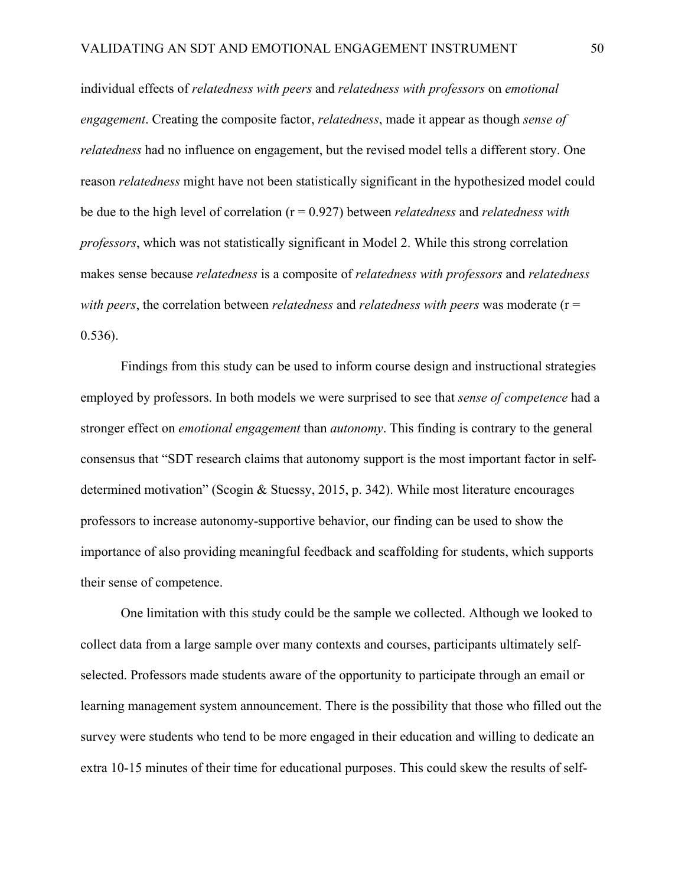individual effects of *relatedness with peers* and *relatedness with professors* on *emotional engagement*. Creating the composite factor, *relatedness*, made it appear as though *sense of relatedness* had no influence on engagement, but the revised model tells a different story. One reason *relatedness* might have not been statistically significant in the hypothesized model could be due to the high level of correlation ($r = 0.927$) between *relatedness* and *relatedness with professors*, which was not statistically significant in Model 2. While this strong correlation makes sense because *relatedness* is a composite of *relatedness with professors* and *relatedness with peers*, the correlation between *relatedness* and *relatedness with peers* was moderate ($r = 0.536$).

Findings from this study can be used to inform course design and instructional strategies employed by professors. In both models we were surprised to see that *sense of competence* had a stronger effect on *emotional engagement* than *autonomy*. This finding is contrary to the general consensus that "SDT research claims that autonomy support is the most important factor in self-determined motivation" (Scogin & Stuessy, 2015, p. 342). While most literature encourages professors to increase autonomy-supportive behavior, our finding can be used to show the importance of also providing meaningful feedback and scaffolding for students, which supports their sense of competence.

One limitation with this study could be the sample we collected. Although we looked to collect data from a large sample over many contexts and courses, participants ultimately self-selected. Professors made students aware of the opportunity to participate through an email or learning management system announcement. There is the possibility that those who filled out the survey were students who tend to be more engaged in their education and willing to dedicate an extra 10-15 minutes of their time for educational purposes. This could skew the results of self-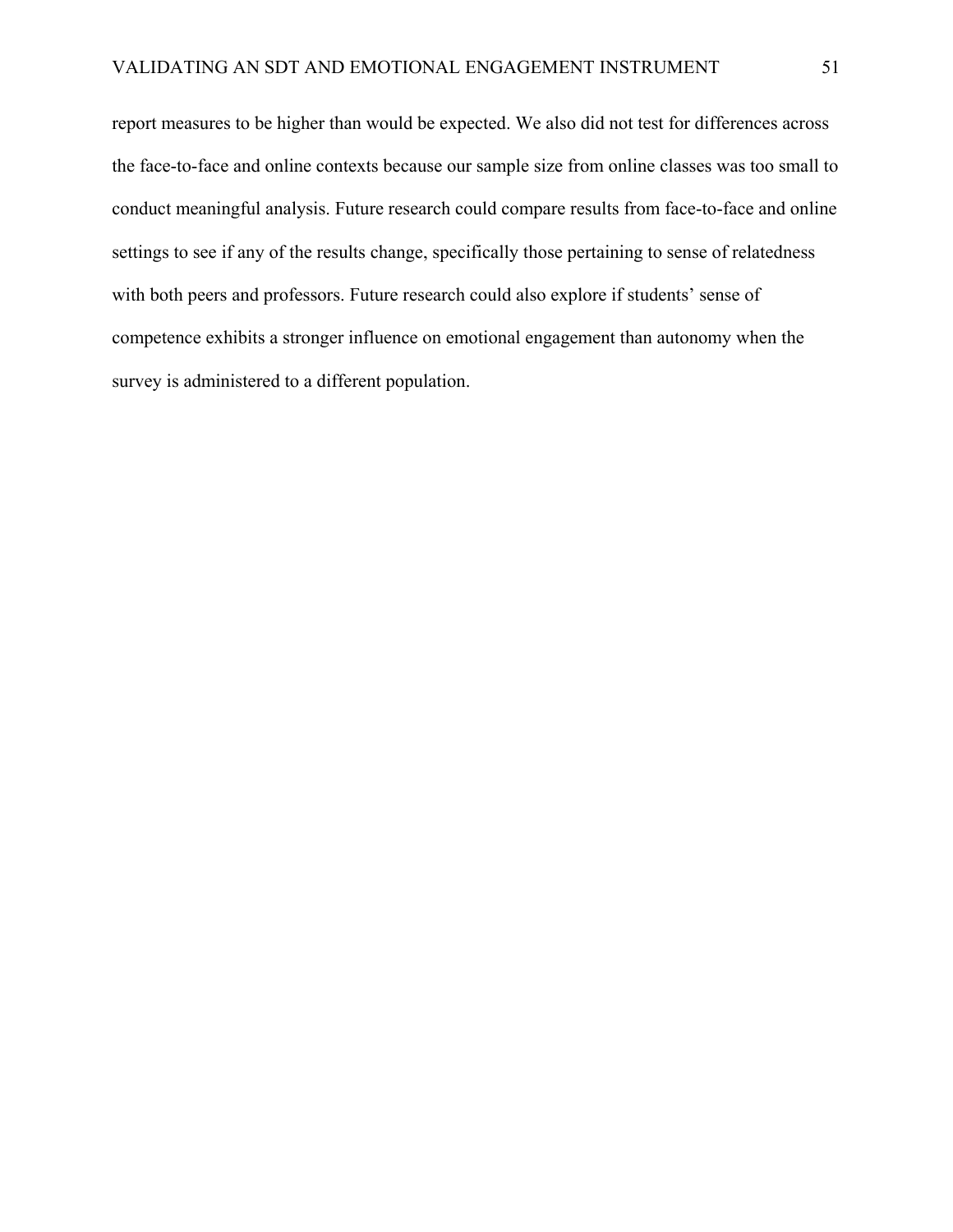report measures to be higher than would be expected. We also did not test for differences across the face-to-face and online contexts because our sample size from online classes was too small to conduct meaningful analysis. Future research could compare results from face-to-face and online settings to see if any of the results change, specifically those pertaining to sense of relatedness with both peers and professors. Future research could also explore if students' sense of competence exhibits a stronger influence on emotional engagement than autonomy when the survey is administered to a different population.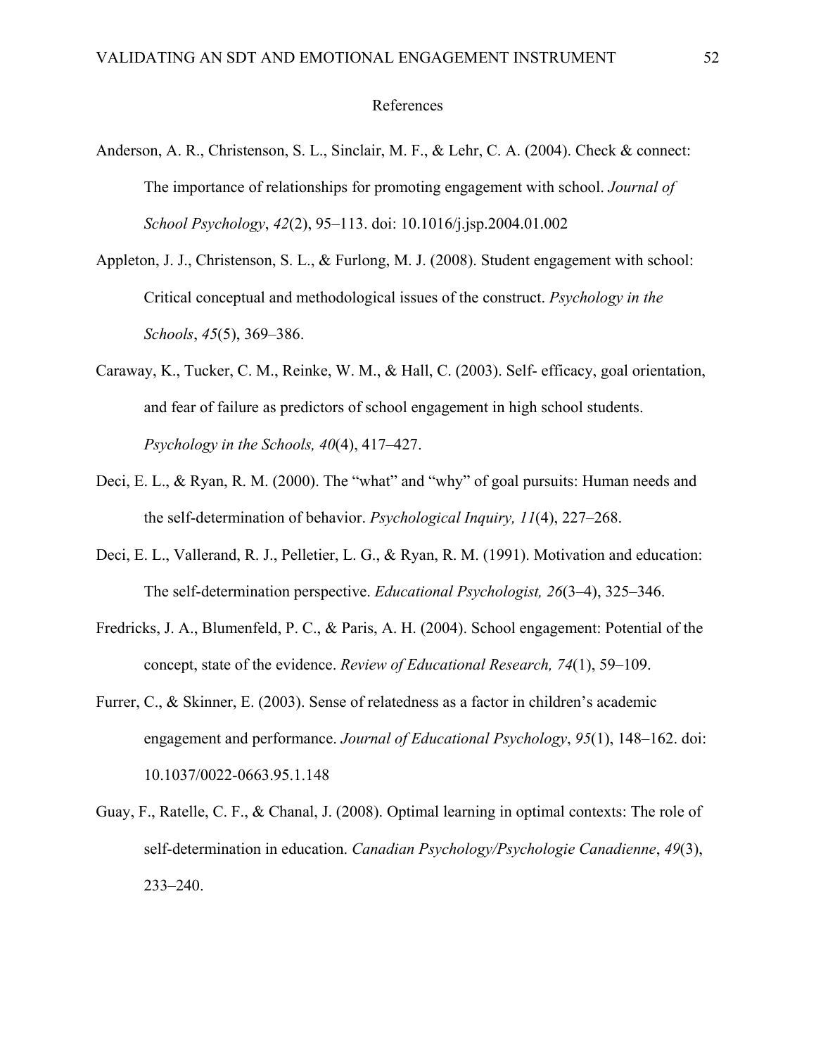# References

Anderson, A. R., Christenson, S. L., Sinclair, M. F., & Lehr, C. A. (2004). Check & connect: The importance of relationships for promoting engagement with school. *Journal of School Psychology*, *42*(2), 95–113. doi: 10.1016/j.jsp.2004.01.002

Appleton, J. J., Christenson, S. L., & Furlong, M. J. (2008). Student engagement with school: Critical conceptual and methodological issues of the construct. *Psychology in the Schools*, *45*(5), 369–386.

Caraway, K., Tucker, C. M., Reinke, W. M., & Hall, C. (2003). Self- efficacy, goal orientation, and fear of failure as predictors of school engagement in high school students. *Psychology in the Schools, 40*(4), 417–427.

Deci, E. L., & Ryan, R. M. (2000). The "what" and "why" of goal pursuits: Human needs and the self-determination of behavior. *Psychological Inquiry, 11*(4), 227–268.

Deci, E. L., Vallerand, R. J., Pelletier, L. G., & Ryan, R. M. (1991). Motivation and education: The self-determination perspective. *Educational Psychologist, 26*(3–4), 325–346.

Fredricks, J. A., Blumenfeld, P. C., & Paris, A. H. (2004). School engagement: Potential of the concept, state of the evidence. *Review of Educational Research, 74*(1), 59–109.

Furrer, C., & Skinner, E. (2003). Sense of relatedness as a factor in children's academic engagement and performance. *Journal of Educational Psychology*, *95*(1), 148–162. doi: 10.1037/0022-0663.95.1.148

Guay, F., Ratelle, C. F., & Chanal, J. (2008). Optimal learning in optimal contexts: The role of self-determination in education. *Canadian Psychology/Psychologie Canadienne*, *49*(3), 233–240.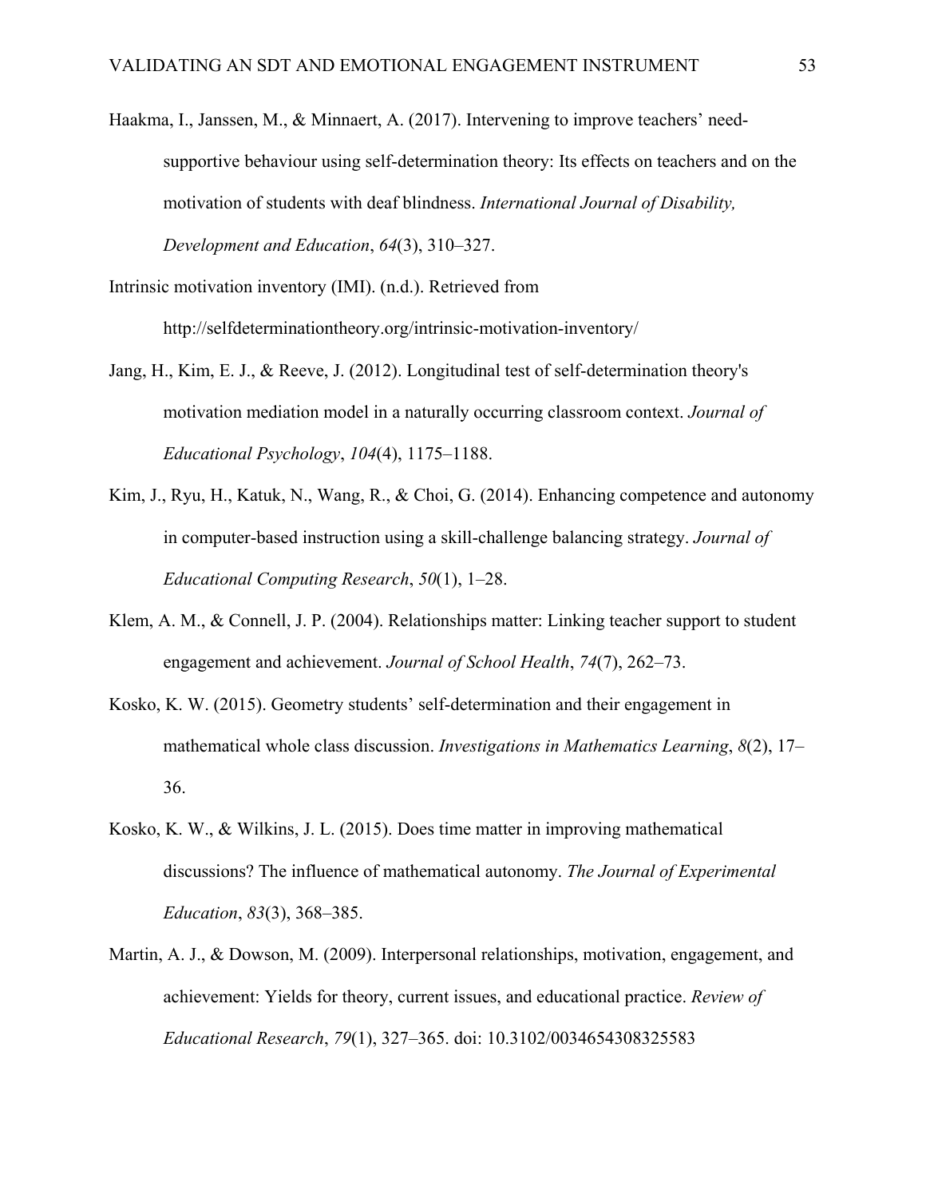Haakma, I., Janssen, M., & Minnaert, A. (2017). Intervening to improve teachers' need-supportive behaviour using self-determination theory: Its effects on teachers and on the motivation of students with deaf blindness. *International Journal of Disability, Development and Education*, *64*(3), 310–327.

Intrinsic motivation inventory (IMI). (n.d.). Retrieved from http://selfdeterminationtheory.org/intrinsic-motivation-inventory/

Jang, H., Kim, E. J., & Reeve, J. (2012). Longitudinal test of self-determination theory's motivation mediation model in a naturally occurring classroom context. *Journal of Educational Psychology*, *104*(4), 1175–1188.

Kim, J., Ryu, H., Katuk, N., Wang, R., & Choi, G. (2014). Enhancing competence and autonomy in computer-based instruction using a skill-challenge balancing strategy. *Journal of Educational Computing Research*, *50*(1), 1–28.

Klem, A. M., & Connell, J. P. (2004). Relationships matter: Linking teacher support to student engagement and achievement. *Journal of School Health*, *74*(7), 262–73.

Kosko, K. W. (2015). Geometry students' self-determination and their engagement in mathematical whole class discussion. *Investigations in Mathematics Learning*, *8*(2), 17–36.

Kosko, K. W., & Wilkins, J. L. (2015). Does time matter in improving mathematical discussions? The influence of mathematical autonomy. *The Journal of Experimental Education*, *83*(3), 368–385.

Martin, A. J., & Dowson, M. (2009). Interpersonal relationships, motivation, engagement, and achievement: Yields for theory, current issues, and educational practice. *Review of Educational Research*, *79*(1), 327–365. doi: 10.3102/0034654308325583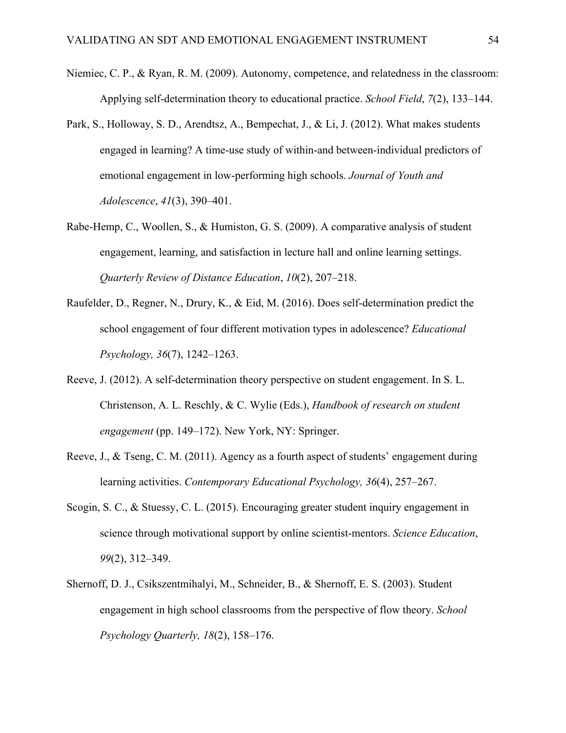Niemiec, C. P., & Ryan, R. M. (2009). Autonomy, competence, and relatedness in the classroom: Applying self-determination theory to educational practice. *School Field*, *7*(2), 133–144.

Park, S., Holloway, S. D., Arendtsz, A., Bempechat, J., & Li, J. (2012). What makes students engaged in learning? A time-use study of within-and between-individual predictors of emotional engagement in low-performing high schools. *Journal of Youth and Adolescence*, *41*(3), 390–401.

Rabe-Hemp, C., Woollen, S., & Humiston, G. S. (2009). A comparative analysis of student engagement, learning, and satisfaction in lecture hall and online learning settings. *Quarterly Review of Distance Education*, *10*(2), 207–218.

Raufelder, D., Regner, N., Drury, K., & Eid, M. (2016). Does self-determination predict the school engagement of four different motivation types in adolescence? *Educational Psychology, 36*(7), 1242–1263.

Reeve, J. (2012). A self-determination theory perspective on student engagement. In S. L. Christenson, A. L. Reschly, & C. Wylie (Eds.), *Handbook of research on student engagement* (pp. 149–172). New York, NY: Springer.

Reeve, J., & Tseng, C. M. (2011). Agency as a fourth aspect of students' engagement during learning activities. *Contemporary Educational Psychology, 36*(4), 257–267.

Scogin, S. C., & Stuessy, C. L. (2015). Encouraging greater student inquiry engagement in science through motivational support by online scientist-mentors. *Science Education*, *99*(2), 312–349.

Shernoff, D. J., Csikszentmihalyi, M., Schneider, B., & Shernoff, E. S. (2003). Student engagement in high school classrooms from the perspective of flow theory. *School Psychology Quarterly, 18*(2), 158–176.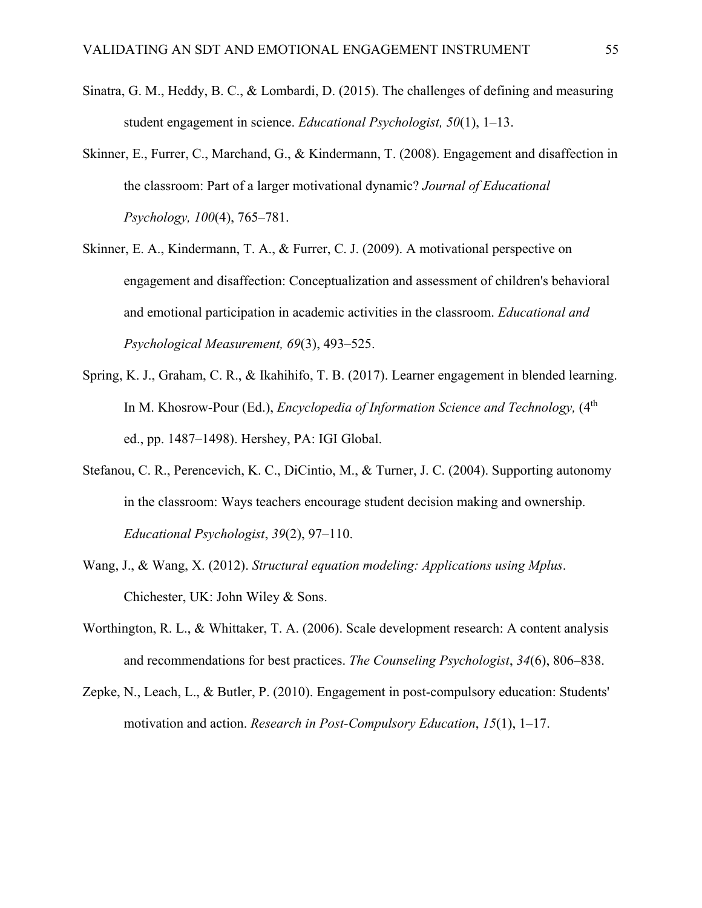Sinatra, G. M., Heddy, B. C., & Lombardi, D. (2015). The challenges of defining and measuring student engagement in science. *Educational Psychologist, 50*(1), 1–13.

Skinner, E., Furrer, C., Marchand, G., & Kindermann, T. (2008). Engagement and disaffection in the classroom: Part of a larger motivational dynamic? *Journal of Educational Psychology, 100*(4), 765–781.

Skinner, E. A., Kindermann, T. A., & Furrer, C. J. (2009). A motivational perspective on engagement and disaffection: Conceptualization and assessment of children's behavioral and emotional participation in academic activities in the classroom. *Educational and Psychological Measurement, 69*(3), 493–525.

Spring, K. J., Graham, C. R., & Ikahihifo, T. B. (2017). Learner engagement in blended learning. In M. Khosrow-Pour (Ed.), *Encyclopedia of Information Science and Technology,* (4th ed., pp. 1487–1498). Hershey, PA: IGI Global.

Stefanou, C. R., Perencevich, K. C., DiCintio, M., & Turner, J. C. (2004). Supporting autonomy in the classroom: Ways teachers encourage student decision making and ownership. *Educational Psychologist*, *39*(2), 97–110.

Wang, J., & Wang, X. (2012). *Structural equation modeling: Applications using Mplus*. Chichester, UK: John Wiley & Sons.

Worthington, R. L., & Whittaker, T. A. (2006). Scale development research: A content analysis and recommendations for best practices. *The Counseling Psychologist*, *34*(6), 806–838.

Zepke, N., Leach, L., & Butler, P. (2010). Engagement in post-compulsory education: Students' motivation and action. *Research in Post-Compulsory Education*, *15*(1), 1–17.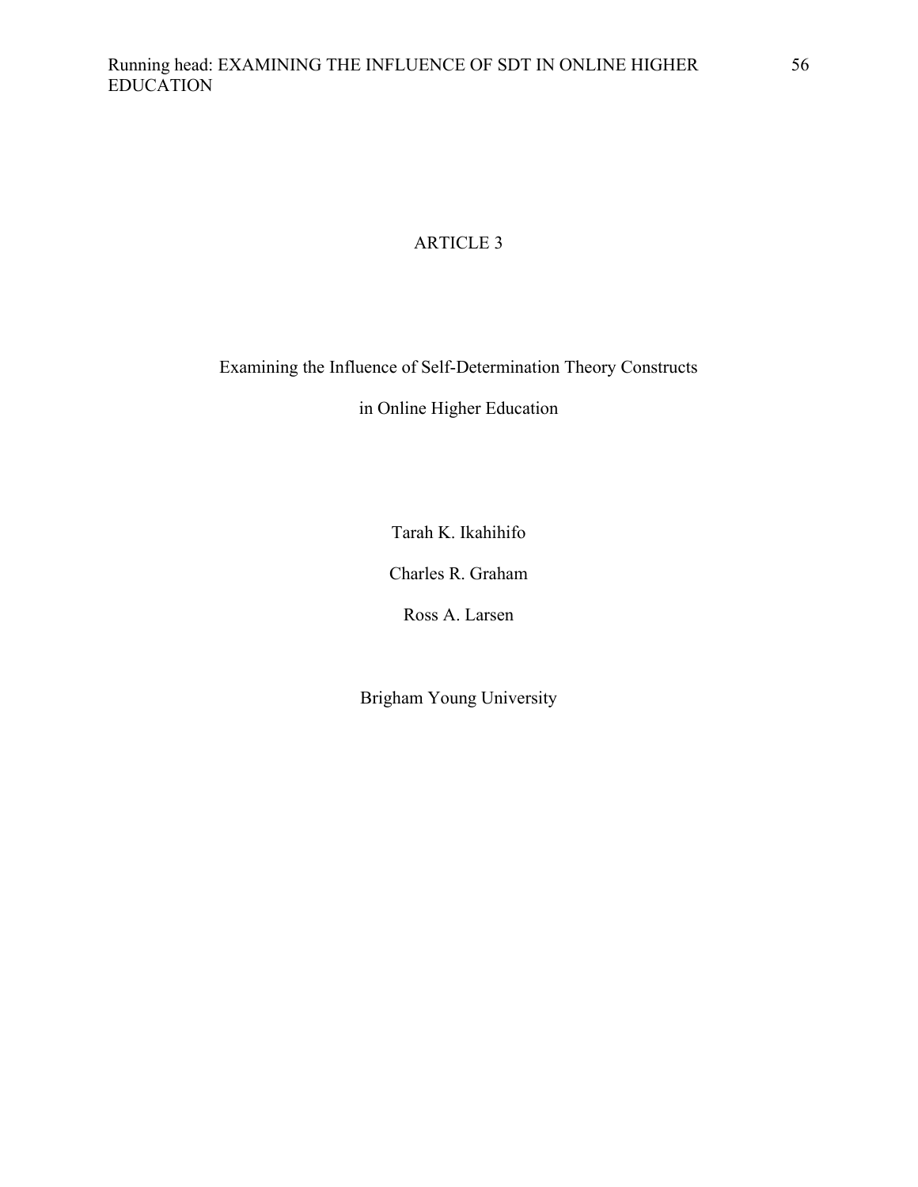# ARTICLE 3

## Examining the Influence of Self-Determination Theory Constructs in Online Higher Education

Tarah K. Ikahihifo

Charles R. Graham

Ross A. Larsen

Brigham Young University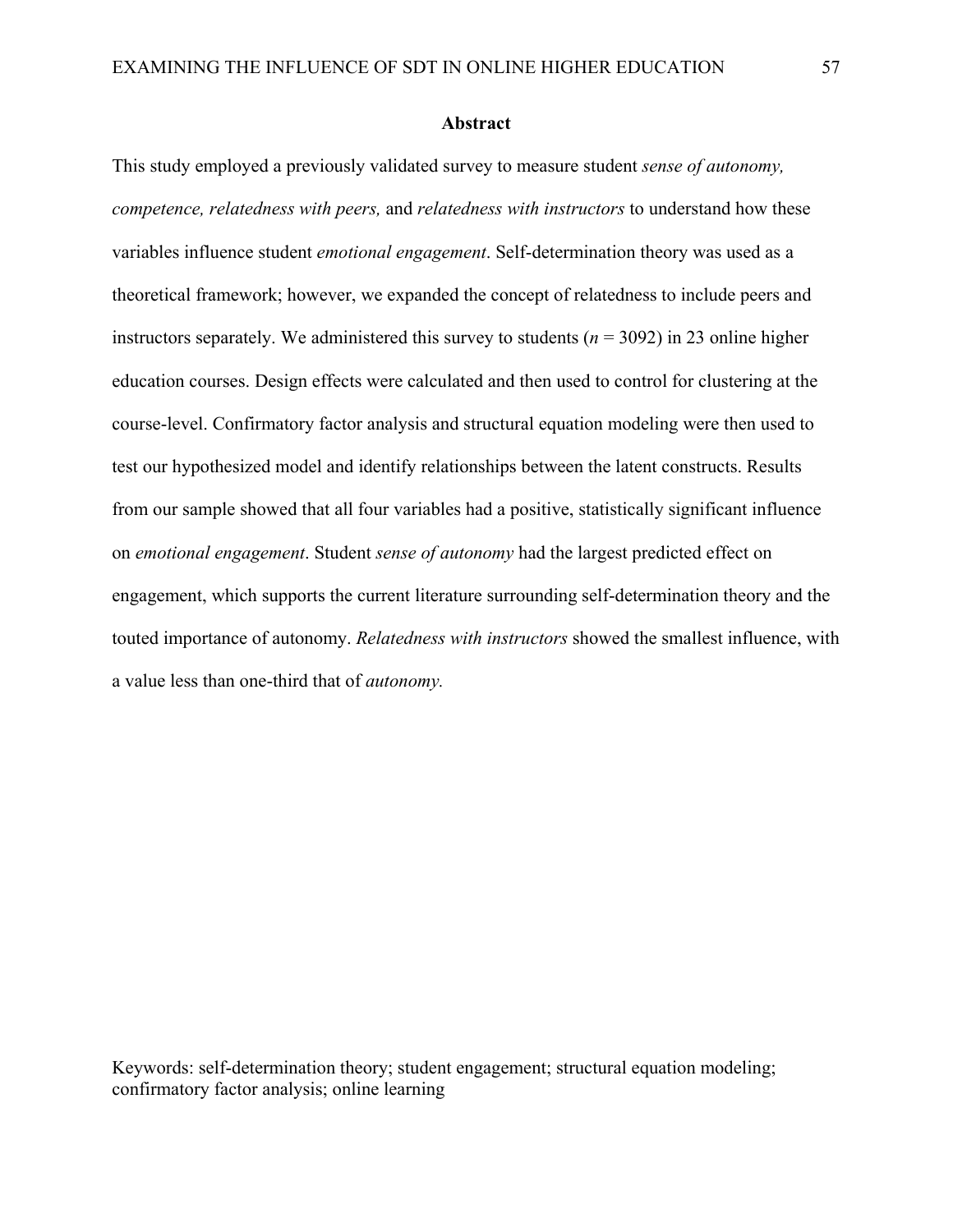## Abstract

This study employed a previously validated survey to measure student *sense of autonomy, competence, relatedness with peers,* and *relatedness with instructors* to understand how these variables influence student *emotional engagement*. Self-determination theory was used as a theoretical framework; however, we expanded the concept of relatedness to include peers and instructors separately. We administered this survey to students ($n$ = 3092) in 23 online higher education courses. Design effects were calculated and then used to control for clustering at the course-level. Confirmatory factor analysis and structural equation modeling were then used to test our hypothesized model and identify relationships between the latent constructs. Results from our sample showed that all four variables had a positive, statistically significant influence on *emotional engagement*. Student *sense of autonomy* had the largest predicted effect on engagement, which supports the current literature surrounding self-determination theory and the touted importance of autonomy. *Relatedness with instructors* showed the smallest influence, with a value less than one-third that of *autonomy.*

Keywords: self-determination theory; student engagement; structural equation modeling; confirmatory factor analysis; online learning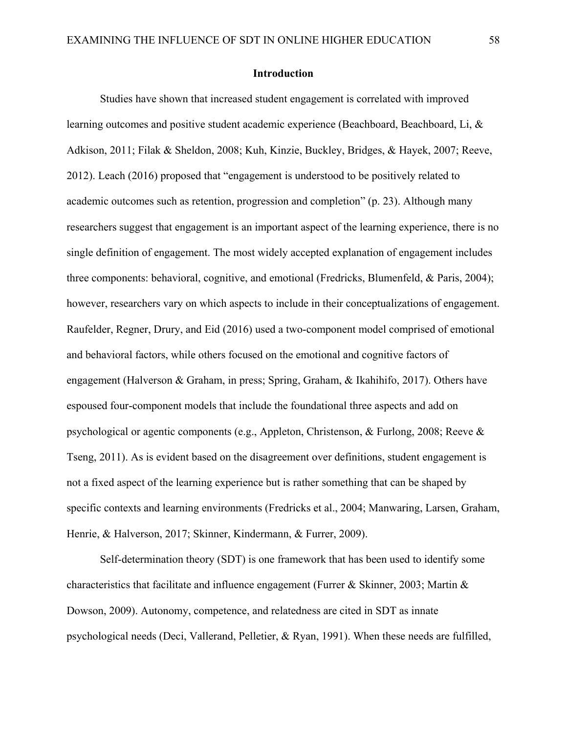## Introduction

Studies have shown that increased student engagement is correlated with improved learning outcomes and positive student academic experience (Beachboard, Beachboard, Li, & Adkison, 2011; Filak & Sheldon, 2008; Kuh, Kinzie, Buckley, Bridges, & Hayek, 2007; Reeve, 2012). Leach (2016) proposed that "engagement is understood to be positively related to academic outcomes such as retention, progression and completion" (p. 23). Although many researchers suggest that engagement is an important aspect of the learning experience, there is no single definition of engagement. The most widely accepted explanation of engagement includes three components: behavioral, cognitive, and emotional (Fredricks, Blumenfeld, & Paris, 2004); however, researchers vary on which aspects to include in their conceptualizations of engagement. Raufelder, Regner, Drury, and Eid (2016) used a two-component model comprised of emotional and behavioral factors, while others focused on the emotional and cognitive factors of engagement (Halverson & Graham, in press; Spring, Graham, & Ikahihifo, 2017). Others have espoused four-component models that include the foundational three aspects and add on psychological or agentic components (e.g., Appleton, Christenson, & Furlong, 2008; Reeve & Tseng, 2011). As is evident based on the disagreement over definitions, student engagement is not a fixed aspect of the learning experience but is rather something that can be shaped by specific contexts and learning environments (Fredricks et al., 2004; Manwaring, Larsen, Graham, Henrie, & Halverson, 2017; Skinner, Kindermann, & Furrer, 2009).

Self-determination theory (SDT) is one framework that has been used to identify some characteristics that facilitate and influence engagement (Furrer & Skinner, 2003; Martin & Dowson, 2009). Autonomy, competence, and relatedness are cited in SDT as innate psychological needs (Deci, Vallerand, Pelletier, & Ryan, 1991). When these needs are fulfilled,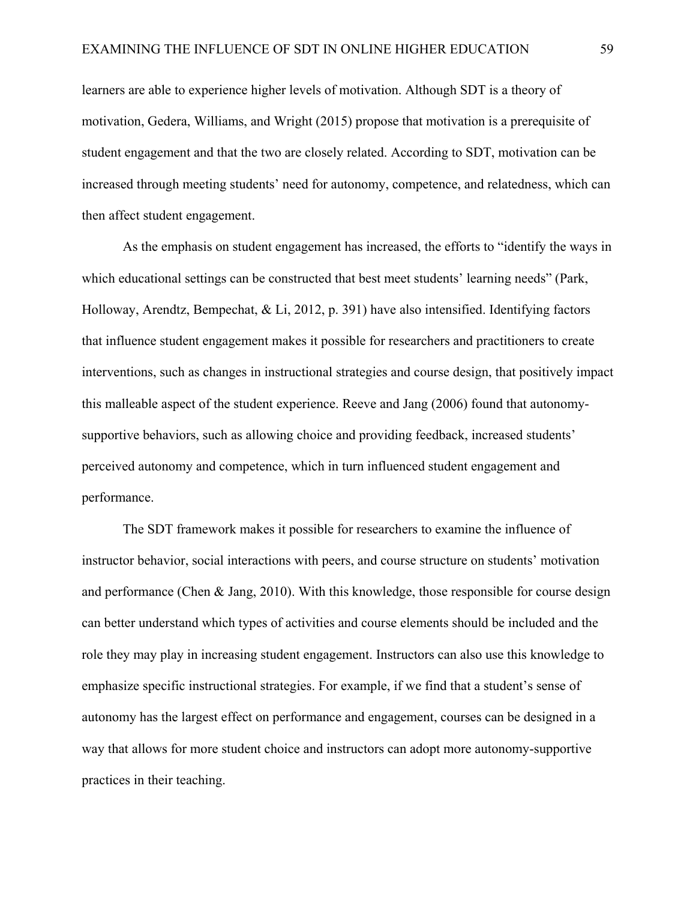learners are able to experience higher levels of motivation. Although SDT is a theory of motivation, Gedera, Williams, and Wright (2015) propose that motivation is a prerequisite of student engagement and that the two are closely related. According to SDT, motivation can be increased through meeting students' need for autonomy, competence, and relatedness, which can then affect student engagement.

As the emphasis on student engagement has increased, the efforts to "identify the ways in which educational settings can be constructed that best meet students' learning needs" (Park, Holloway, Arendtz, Bempechat, & Li, 2012, p. 391) have also intensified. Identifying factors that influence student engagement makes it possible for researchers and practitioners to create interventions, such as changes in instructional strategies and course design, that positively impact this malleable aspect of the student experience. Reeve and Jang (2006) found that autonomy-supportive behaviors, such as allowing choice and providing feedback, increased students' perceived autonomy and competence, which in turn influenced student engagement and performance.

The SDT framework makes it possible for researchers to examine the influence of instructor behavior, social interactions with peers, and course structure on students' motivation and performance (Chen & Jang, 2010). With this knowledge, those responsible for course design can better understand which types of activities and course elements should be included and the role they may play in increasing student engagement. Instructors can also use this knowledge to emphasize specific instructional strategies. For example, if we find that a student's sense of autonomy has the largest effect on performance and engagement, courses can be designed in a way that allows for more student choice and instructors can adopt more autonomy-supportive practices in their teaching.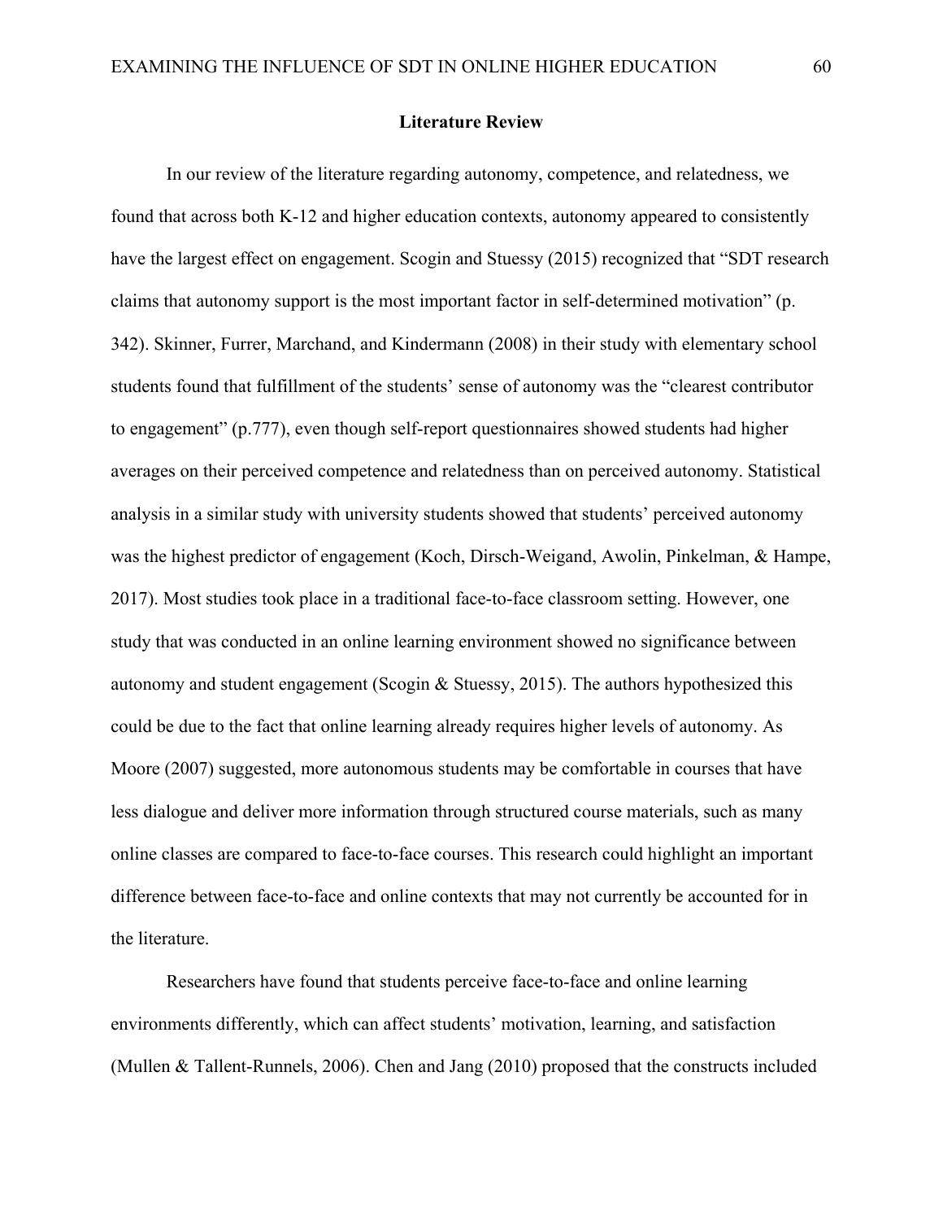## Literature Review

In our review of the literature regarding autonomy, competence, and relatedness, we found that across both K-12 and higher education contexts, autonomy appeared to consistently have the largest effect on engagement. Scogin and Stuessy (2015) recognized that "SDT research claims that autonomy support is the most important factor in self-determined motivation" (p. 342). Skinner, Furrer, Marchand, and Kindermann (2008) in their study with elementary school students found that fulfillment of the students' sense of autonomy was the "clearest contributor to engagement" (p.777), even though self-report questionnaires showed students had higher averages on their perceived competence and relatedness than on perceived autonomy. Statistical analysis in a similar study with university students showed that students' perceived autonomy was the highest predictor of engagement (Koch, Dirsch-Weigand, Awolin, Pinkelman, & Hampe, 2017). Most studies took place in a traditional face-to-face classroom setting. However, one study that was conducted in an online learning environment showed no significance between autonomy and student engagement (Scogin & Stuessy, 2015). The authors hypothesized this could be due to the fact that online learning already requires higher levels of autonomy. As Moore (2007) suggested, more autonomous students may be comfortable in courses that have less dialogue and deliver more information through structured course materials, such as many online classes are compared to face-to-face courses. This research could highlight an important difference between face-to-face and online contexts that may not currently be accounted for in the literature.

Researchers have found that students perceive face-to-face and online learning environments differently, which can affect students' motivation, learning, and satisfaction (Mullen & Tallent-Runnels, 2006). Chen and Jang (2010) proposed that the constructs included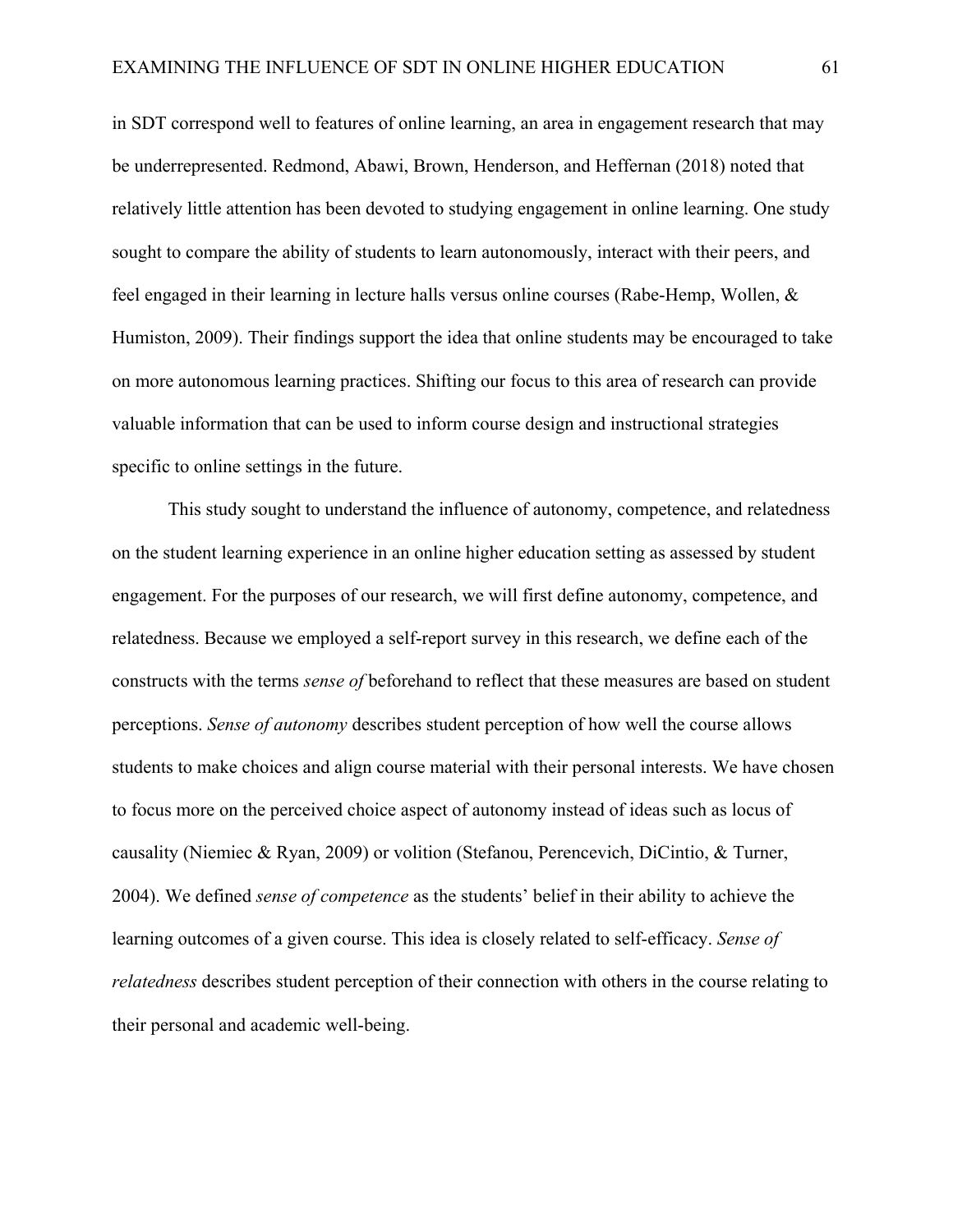in SDT correspond well to features of online learning, an area in engagement research that may be underrepresented. Redmond, Abawi, Brown, Henderson, and Heffernan (2018) noted that relatively little attention has been devoted to studying engagement in online learning. One study sought to compare the ability of students to learn autonomously, interact with their peers, and feel engaged in their learning in lecture halls versus online courses (Rabe-Hemp, Wollen, & Humiston, 2009). Their findings support the idea that online students may be encouraged to take on more autonomous learning practices. Shifting our focus to this area of research can provide valuable information that can be used to inform course design and instructional strategies specific to online settings in the future.

This study sought to understand the influence of autonomy, competence, and relatedness on the student learning experience in an online higher education setting as assessed by student engagement. For the purposes of our research, we will first define autonomy, competence, and relatedness. Because we employed a self-report survey in this research, we define each of the constructs with the terms *sense of* beforehand to reflect that these measures are based on student perceptions. *Sense of autonomy* describes student perception of how well the course allows students to make choices and align course material with their personal interests. We have chosen to focus more on the perceived choice aspect of autonomy instead of ideas such as locus of causality (Niemiec & Ryan, 2009) or volition (Stefanou, Perencevich, DiCintio, & Turner, 2004). We defined *sense of competence* as the students' belief in their ability to achieve the learning outcomes of a given course. This idea is closely related to self-efficacy. *Sense of relatedness* describes student perception of their connection with others in the course relating to their personal and academic well-being.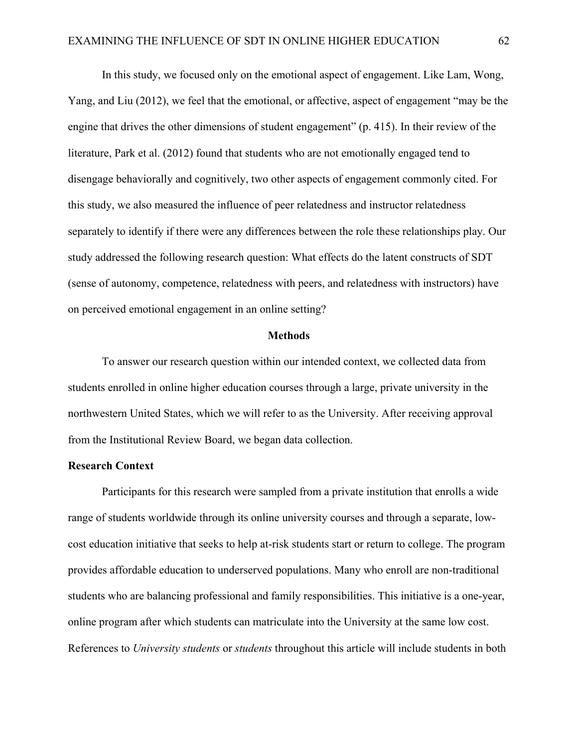In this study, we focused only on the emotional aspect of engagement. Like Lam, Wong, Yang, and Liu (2012), we feel that the emotional, or affective, aspect of engagement "may be the engine that drives the other dimensions of student engagement" (p. 415). In their review of the literature, Park et al. (2012) found that students who are not emotionally engaged tend to disengage behaviorally and cognitively, two other aspects of engagement commonly cited. For this study, we also measured the influence of peer relatedness and instructor relatedness separately to identify if there were any differences between the role these relationships play. Our study addressed the following research question: What effects do the latent constructs of SDT (sense of autonomy, competence, relatedness with peers, and relatedness with instructors) have on perceived emotional engagement in an online setting?

## Methods

To answer our research question within our intended context, we collected data from students enrolled in online higher education courses through a large, private university in the northwestern United States, which we will refer to as the University. After receiving approval from the Institutional Review Board, we began data collection.

### Research Context

Participants for this research were sampled from a private institution that enrolls a wide range of students worldwide through its online university courses and through a separate, low-cost education initiative that seeks to help at-risk students start or return to college. The program provides affordable education to underserved populations. Many who enroll are non-traditional students who are balancing professional and family responsibilities. This initiative is a one-year, online program after which students can matriculate into the University at the same low cost. References to *University students* or *students* throughout this article will include students in both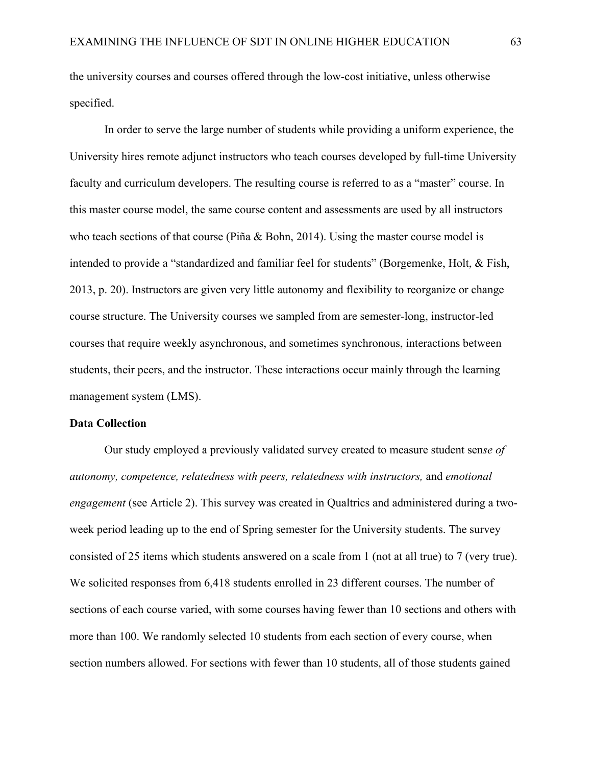the university courses and courses offered through the low-cost initiative, unless otherwise specified.

In order to serve the large number of students while providing a uniform experience, the University hires remote adjunct instructors who teach courses developed by full-time University faculty and curriculum developers. The resulting course is referred to as a "master" course. In this master course model, the same course content and assessments are used by all instructors who teach sections of that course (Piña & Bohn, 2014). Using the master course model is intended to provide a "standardized and familiar feel for students" (Borgemenke, Holt, & Fish, 2013, p. 20). Instructors are given very little autonomy and flexibility to reorganize or change course structure. The University courses we sampled from are semester-long, instructor-led courses that require weekly asynchronous, and sometimes synchronous, interactions between students, their peers, and the instructor. These interactions occur mainly through the learning management system (LMS).

**Data Collection**

Our study employed a previously validated survey created to measure student sen*se of autonomy, competence, relatedness with peers, relatedness with instructors,* and *emotional engagement* (see Article 2). This survey was created in Qualtrics and administered during a two-week period leading up to the end of Spring semester for the University students. The survey consisted of 25 items which students answered on a scale from 1 (not at all true) to 7 (very true). We solicited responses from 6,418 students enrolled in 23 different courses. The number of sections of each course varied, with some courses having fewer than 10 sections and others with more than 100. We randomly selected 10 students from each section of every course, when section numbers allowed. For sections with fewer than 10 students, all of those students gained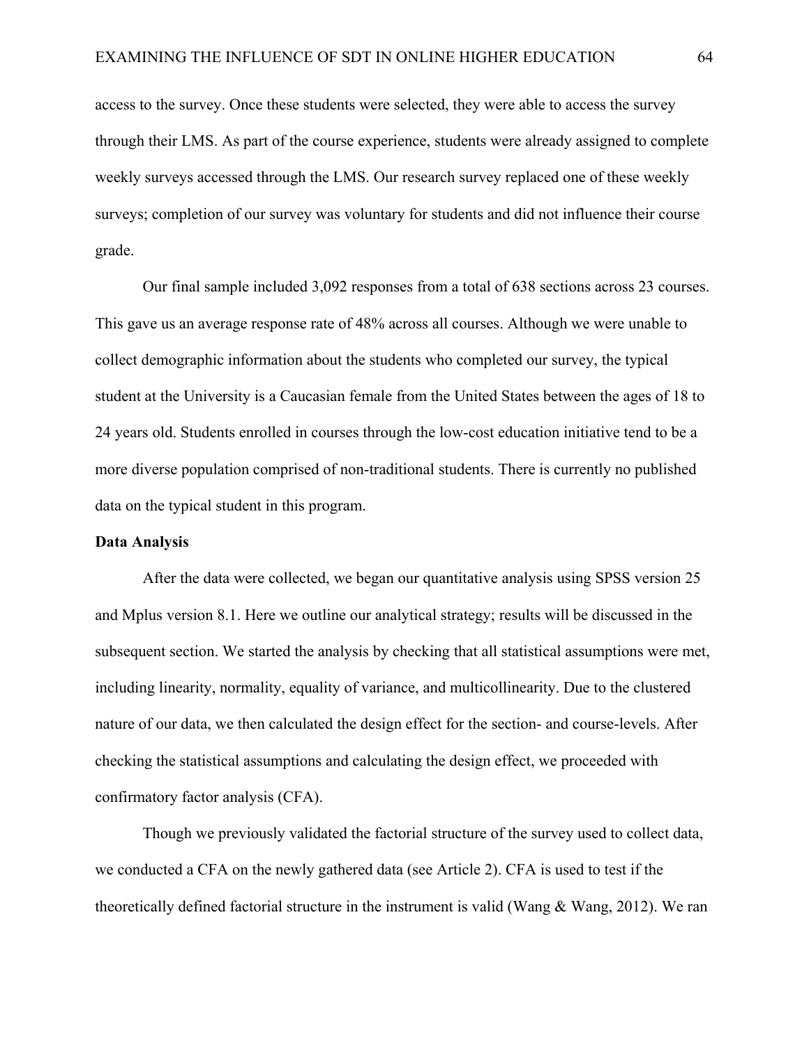access to the survey. Once these students were selected, they were able to access the survey through their LMS. As part of the course experience, students were already assigned to complete weekly surveys accessed through the LMS. Our research survey replaced one of these weekly surveys; completion of our survey was voluntary for students and did not influence their course grade.

Our final sample included 3,092 responses from a total of 638 sections across 23 courses. This gave us an average response rate of 48% across all courses. Although we were unable to collect demographic information about the students who completed our survey, the typical student at the University is a Caucasian female from the United States between the ages of 18 to 24 years old. Students enrolled in courses through the low-cost education initiative tend to be a more diverse population comprised of non-traditional students. There is currently no published data on the typical student in this program.

**Data Analysis**

After the data were collected, we began our quantitative analysis using SPSS version 25 and Mplus version 8.1. Here we outline our analytical strategy; results will be discussed in the subsequent section. We started the analysis by checking that all statistical assumptions were met, including linearity, normality, equality of variance, and multicollinearity. Due to the clustered nature of our data, we then calculated the design effect for the section- and course-levels. After checking the statistical assumptions and calculating the design effect, we proceeded with confirmatory factor analysis (CFA).

Though we previously validated the factorial structure of the survey used to collect data, we conducted a CFA on the newly gathered data (see Article 2). CFA is used to test if the theoretically defined factorial structure in the instrument is valid (Wang & Wang, 2012). We ran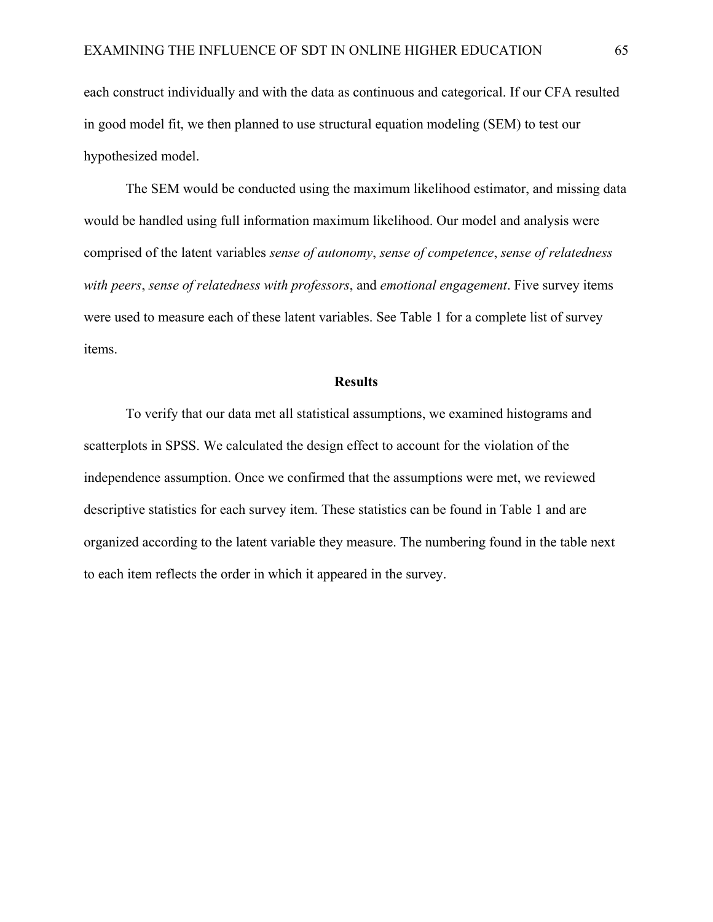each construct individually and with the data as continuous and categorical. If our CFA resulted in good model fit, we then planned to use structural equation modeling (SEM) to test our hypothesized model.

The SEM would be conducted using the maximum likelihood estimator, and missing data would be handled using full information maximum likelihood. Our model and analysis were comprised of the latent variables *sense of autonomy*, *sense of competence*, *sense of relatedness with peers*, *sense of relatedness with professors*, and *emotional engagement*. Five survey items were used to measure each of these latent variables. See Table 1 for a complete list of survey items.

## Results

To verify that our data met all statistical assumptions, we examined histograms and scatterplots in SPSS. We calculated the design effect to account for the violation of the independence assumption. Once we confirmed that the assumptions were met, we reviewed descriptive statistics for each survey item. These statistics can be found in Table 1 and are organized according to the latent variable they measure. The numbering found in the table next to each item reflects the order in which it appeared in the survey.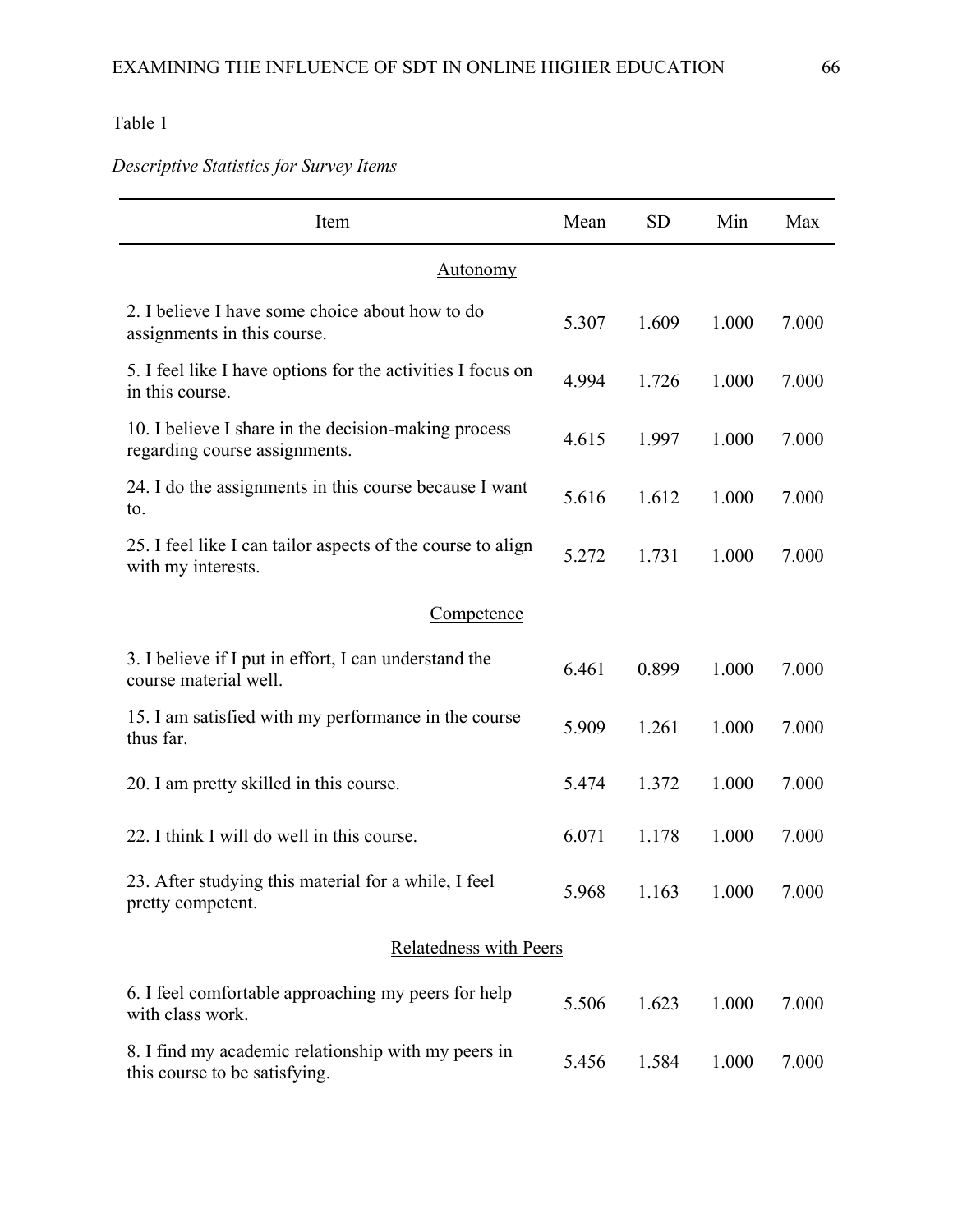Table 1

*Descriptive Statistics for Survey Items*

| Item | Mean | SD | Min | Max |
|---|---|---|---|---|
| Autonomy | | | | |
| 2. I believe I have some choice about how to do assignments in this course. | 5.307 | 1.609 | 1.000 | 7.000 |
| 5. I feel like I have options for the activities I focus on in this course. | 4.994 | 1.726 | 1.000 | 7.000 |
| 10. I believe I share in the decision-making process regarding course assignments. | 4.615 | 1.997 | 1.000 | 7.000 |
| 24. I do the assignments in this course because I want to. | 5.616 | 1.612 | 1.000 | 7.000 |
| 25. I feel like I can tailor aspects of the course to align with my interests. | 5.272 | 1.731 | 1.000 | 7.000 |
| Competence | | | | |
| 3. I believe if I put in effort, I can understand the course material well. | 6.461 | 0.899 | 1.000 | 7.000 |
| 15. I am satisfied with my performance in the course thus far. | 5.909 | 1.261 | 1.000 | 7.000 |
| 20. I am pretty skilled in this course. | 5.474 | 1.372 | 1.000 | 7.000 |
| 22. I think I will do well in this course. | 6.071 | 1.178 | 1.000 | 7.000 |
| 23. After studying this material for a while, I feel pretty competent. | 5.968 | 1.163 | 1.000 | 7.000 |
| Relatedness with Peers | | | | |
| 6. I feel comfortable approaching my peers for help with class work. | 5.506 | 1.623 | 1.000 | 7.000 |
| 8. I find my academic relationship with my peers in this course to be satisfying. | 5.456 | 1.584 | 1.000 | 7.000 |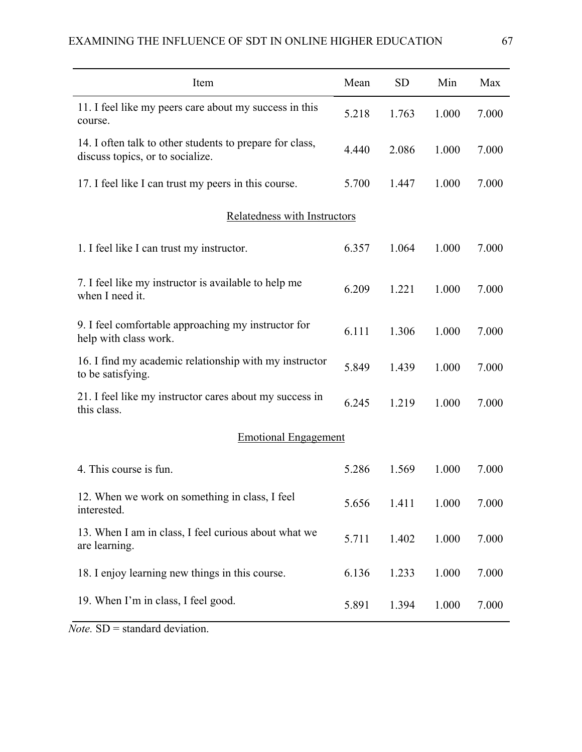| Item | Mean | SD | Min | Max |
|---|---|---|---|---|
| 11. I feel like my peers care about my success in this course. | 5.218 | 1.763 | 1.000 | 7.000 |
| 14. I often talk to other students to prepare for class, discuss topics, or to socialize. | 4.440 | 2.086 | 1.000 | 7.000 |
| 17. I feel like I can trust my peers in this course. | 5.700 | 1.447 | 1.000 | 7.000 |
| Relatedness with Instructors | | | | |
| 1. I feel like I can trust my instructor. | 6.357 | 1.064 | 1.000 | 7.000 |
| 7. I feel like my instructor is available to help me when I need it. | 6.209 | 1.221 | 1.000 | 7.000 |
| 9. I feel comfortable approaching my instructor for help with class work. | 6.111 | 1.306 | 1.000 | 7.000 |
| 16. I find my academic relationship with my instructor to be satisfying. | 5.849 | 1.439 | 1.000 | 7.000 |
| 21. I feel like my instructor cares about my success in this class. | 6.245 | 1.219 | 1.000 | 7.000 |
| Emotional Engagement | | | | |
| 4. This course is fun. | 5.286 | 1.569 | 1.000 | 7.000 |
| 12. When we work on something in class, I feel interested. | 5.656 | 1.411 | 1.000 | 7.000 |
| 13. When I am in class, I feel curious about what we are learning. | 5.711 | 1.402 | 1.000 | 7.000 |
| 18. I enjoy learning new things in this course. | 6.136 | 1.233 | 1.000 | 7.000 |
| 19. When I'm in class, I feel good. | 5.891 | 1.394 | 1.000 | 7.000 |

*Note.* SD = standard deviation.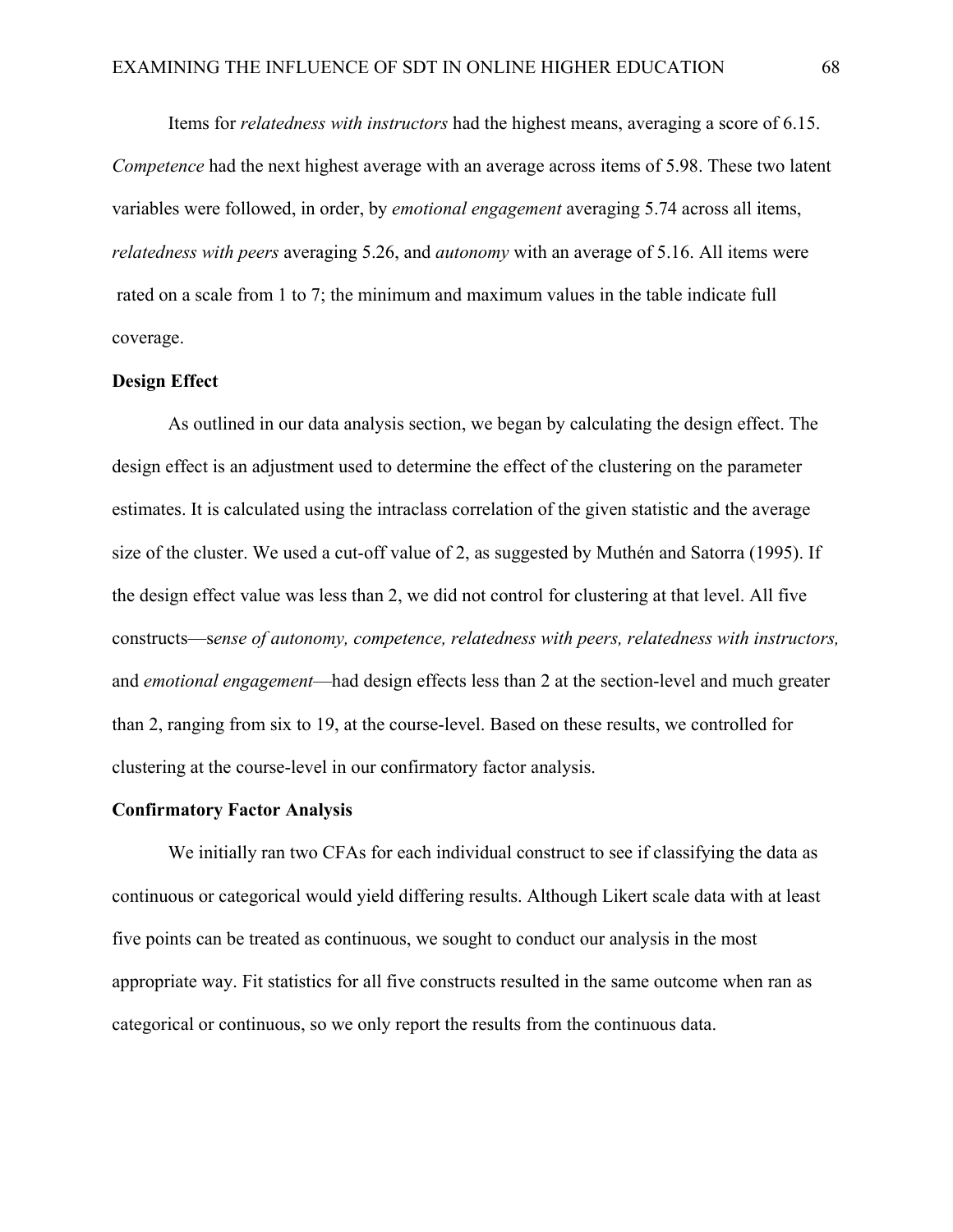Items for *relatedness with instructors* had the highest means, averaging a score of 6.15. *Competence* had the next highest average with an average across items of 5.98. These two latent variables were followed, in order, by *emotional engagement* averaging 5.74 across all items, *relatedness with peers* averaging 5.26, and *autonomy* with an average of 5.16. All items were rated on a scale from 1 to 7; the minimum and maximum values in the table indicate full coverage.

**Design Effect**

As outlined in our data analysis section, we began by calculating the design effect. The design effect is an adjustment used to determine the effect of the clustering on the parameter estimates. It is calculated using the intraclass correlation of the given statistic and the average size of the cluster. We used a cut-off value of 2, as suggested by Muthén and Satorra (1995). If the design effect value was less than 2, we did not control for clustering at that level. All five constructs—s*ense of autonomy, competence, relatedness with peers, relatedness with instructors,* and *emotional engagement*—had design effects less than 2 at the section-level and much greater than 2, ranging from six to 19, at the course-level. Based on these results, we controlled for clustering at the course-level in our confirmatory factor analysis.

**Confirmatory Factor Analysis**

We initially ran two CFAs for each individual construct to see if classifying the data as continuous or categorical would yield differing results. Although Likert scale data with at least five points can be treated as continuous, we sought to conduct our analysis in the most appropriate way. Fit statistics for all five constructs resulted in the same outcome when ran as categorical or continuous, so we only report the results from the continuous data.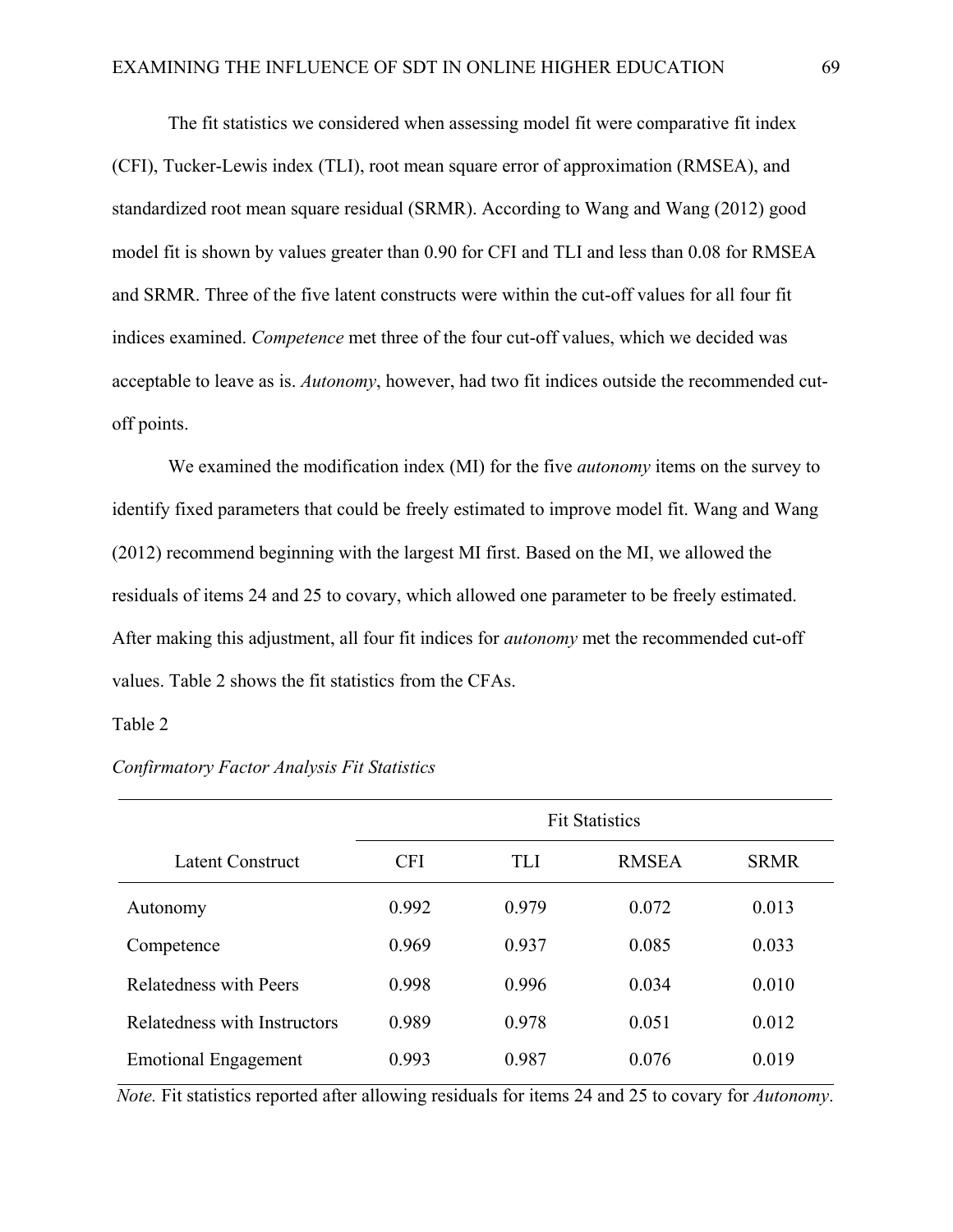The fit statistics we considered when assessing model fit were comparative fit index (CFI), Tucker-Lewis index (TLI), root mean square error of approximation (RMSEA), and standardized root mean square residual (SRMR). According to Wang and Wang (2012) good model fit is shown by values greater than 0.90 for CFI and TLI and less than 0.08 for RMSEA and SRMR. Three of the five latent constructs were within the cut-off values for all four fit indices examined. *Competence* met three of the four cut-off values, which we decided was acceptable to leave as is. *Autonomy*, however, had two fit indices outside the recommended cut-off points.

We examined the modification index (MI) for the five *autonomy* items on the survey to identify fixed parameters that could be freely estimated to improve model fit. Wang and Wang (2012) recommend beginning with the largest MI first. Based on the MI, we allowed the residuals of items 24 and 25 to covary, which allowed one parameter to be freely estimated. After making this adjustment, all four fit indices for *autonomy* met the recommended cut-off values. Table 2 shows the fit statistics from the CFAs.

Table 2

*Confirmatory Factor Analysis Fit Statistics*

| | Fit Statistics | | | |
|---|---|---|---|---|
| Latent Construct | CFI | TLI | RMSEA | SRMR |
| Autonomy | 0.992 | 0.979 | 0.072 | 0.013 |
| Competence | 0.969 | 0.937 | 0.085 | 0.033 |
| Relatedness with Peers | 0.998 | 0.996 | 0.034 | 0.010 |
| Relatedness with Instructors | 0.989 | 0.978 | 0.051 | 0.012 |
| Emotional Engagement | 0.993 | 0.987 | 0.076 | 0.019 |

*Note.* Fit statistics reported after allowing residuals for items 24 and 25 to covary for *Autonomy*.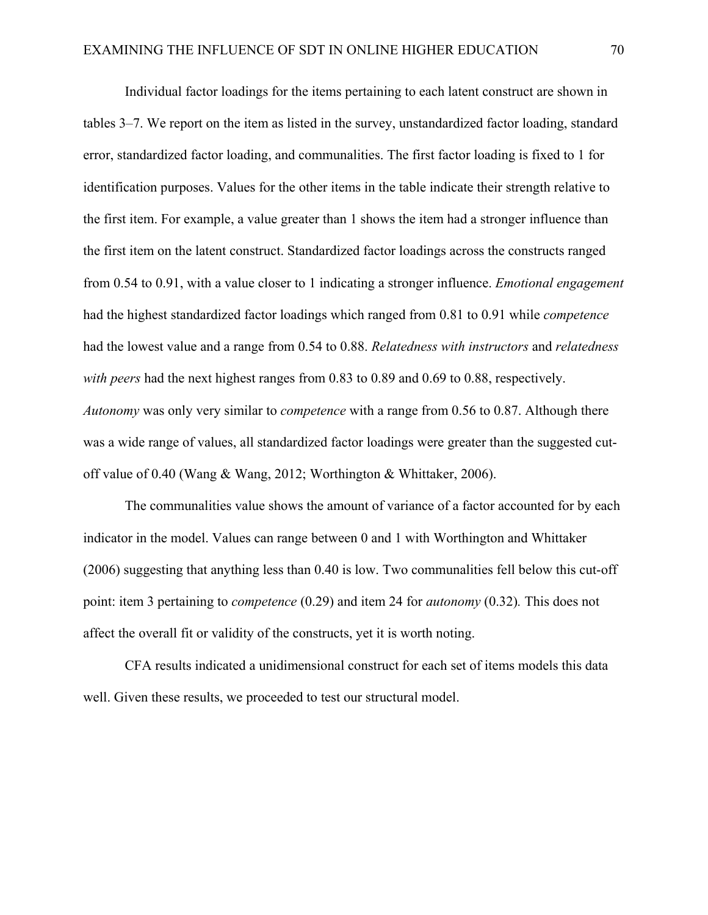Individual factor loadings for the items pertaining to each latent construct are shown in tables 3–7. We report on the item as listed in the survey, unstandardized factor loading, standard error, standardized factor loading, and communalities. The first factor loading is fixed to 1 for identification purposes. Values for the other items in the table indicate their strength relative to the first item. For example, a value greater than 1 shows the item had a stronger influence than the first item on the latent construct. Standardized factor loadings across the constructs ranged from 0.54 to 0.91, with a value closer to 1 indicating a stronger influence. *Emotional engagement* had the highest standardized factor loadings which ranged from 0.81 to 0.91 while *competence* had the lowest value and a range from 0.54 to 0.88. *Relatedness with instructors* and *relatedness with peers* had the next highest ranges from 0.83 to 0.89 and 0.69 to 0.88, respectively. *Autonomy* was only very similar to *competence* with a range from 0.56 to 0.87. Although there was a wide range of values, all standardized factor loadings were greater than the suggested cut-off value of 0.40 (Wang & Wang, 2012; Worthington & Whittaker, 2006).

The communalities value shows the amount of variance of a factor accounted for by each indicator in the model. Values can range between 0 and 1 with Worthington and Whittaker (2006) suggesting that anything less than 0.40 is low. Two communalities fell below this cut-off point: item 3 pertaining to *competence* (0.29) and item 24 for *autonomy* (0.32). This does not affect the overall fit or validity of the constructs, yet it is worth noting.

CFA results indicated a unidimensional construct for each set of items models this data well. Given these results, we proceeded to test our structural model.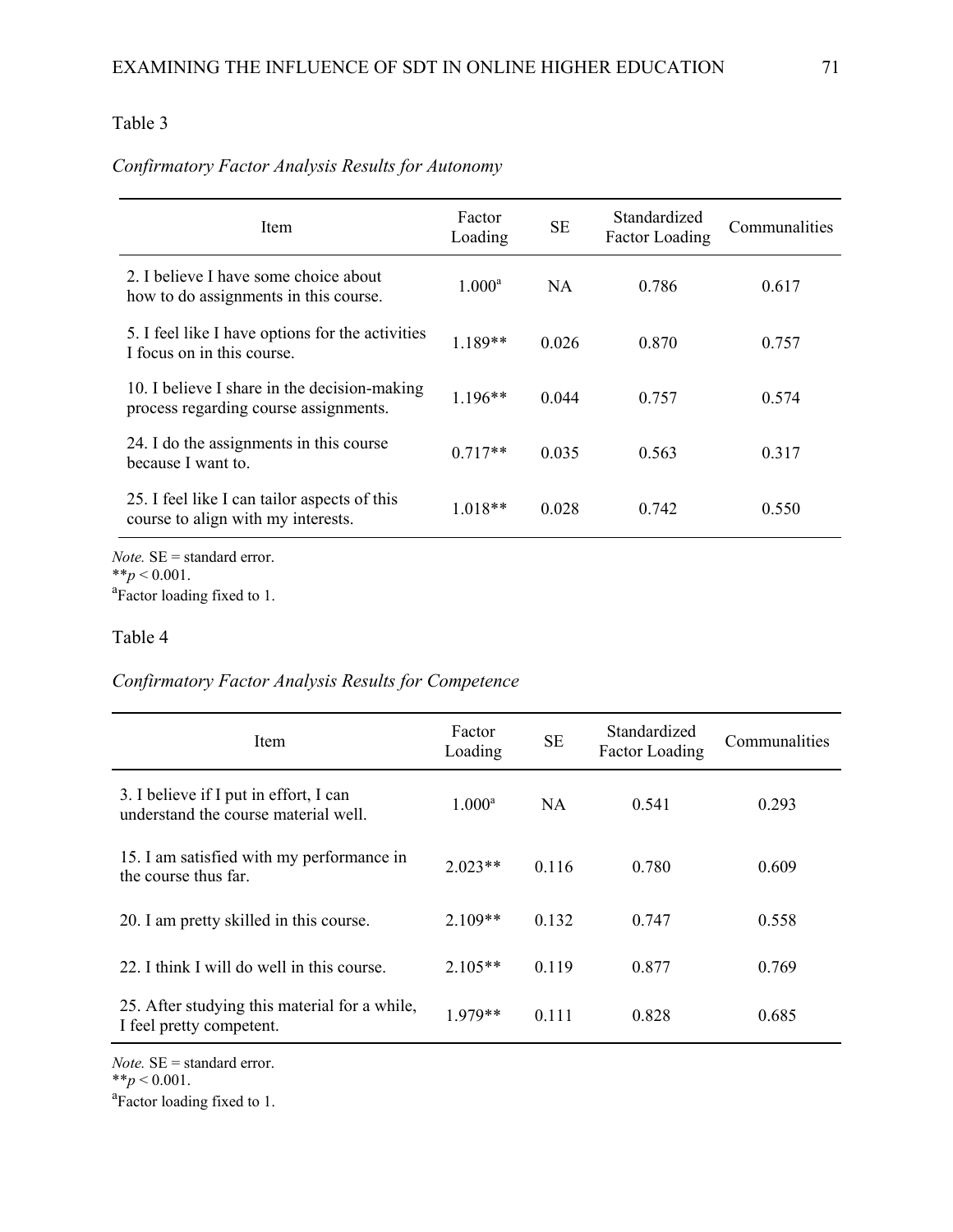Table 3

*Confirmatory Factor Analysis Results for Autonomy*

| Item | Factor Loading | SE | Standardized Factor Loading | Communalities |
|---|---|---|---|---|
| 2. I believe I have some choice about how to do assignments in this course. | 1.000[a] | NA | 0.786 | 0.617 |
| 5. I feel like I have options for the activities I focus on in this course. | 1.189** | 0.026 | 0.870 | 0.757 |
| 10. I believe I share in the decision-making process regarding course assignments. | 1.196** | 0.044 | 0.757 | 0.574 |
| 24. I do the assignments in this course because I want to. | 0.717** | 0.035 | 0.563 | 0.317 |
| 25. I feel like I can tailor aspects of this course to align with my interests. | 1.018** | 0.028 | 0.742 | 0.550 |

*Note.* SE = standard error.
** $p < 0.001$.
[a]Factor loading fixed to 1.

Table 4

*Confirmatory Factor Analysis Results for Competence*

| Item | Factor Loading | SE | Standardized Factor Loading | Communalities |
|---|---|---|---|---|
| 3. I believe if I put in effort, I can understand the course material well. | 1.000[a] | NA | 0.541 | 0.293 |
| 15. I am satisfied with my performance in the course thus far. | 2.023** | 0.116 | 0.780 | 0.609 |
| 20. I am pretty skilled in this course. | 2.109** | 0.132 | 0.747 | 0.558 |
| 22. I think I will do well in this course. | 2.105** | 0.119 | 0.877 | 0.769 |
| 25. After studying this material for a while, I feel pretty competent. | 1.979** | 0.111 | 0.828 | 0.685 |

*Note.* SE = standard error.
** $p < 0.001$.
[a]Factor loading fixed to 1.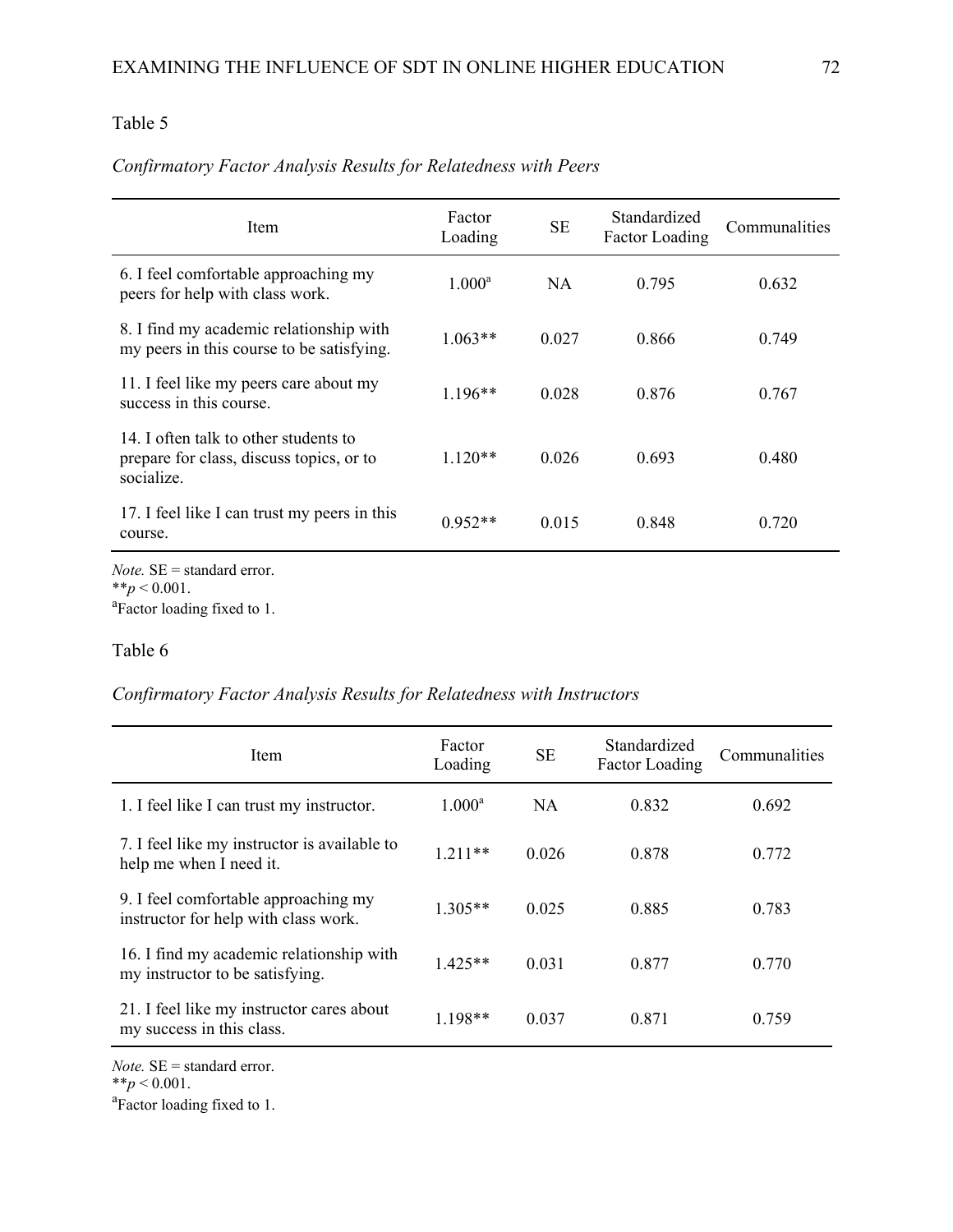Table 5

*Confirmatory Factor Analysis Results for Relatedness with Peers*

| Item | Factor Loading | SE | Standardized Factor Loading | Communalities |
|---|---|---|---|---|
| 6. I feel comfortable approaching my peers for help with class work. | 1.000[a] | NA | 0.795 | 0.632 |
| 8. I find my academic relationship with my peers in this course to be satisfying. | 1.063** | 0.027 | 0.866 | 0.749 |
| 11. I feel like my peers care about my success in this course. | 1.196** | 0.028 | 0.876 | 0.767 |
| 14. I often talk to other students to prepare for class, discuss topics, or to socialize. | 1.120** | 0.026 | 0.693 | 0.480 |
| 17. I feel like I can trust my peers in this course. | 0.952** | 0.015 | 0.848 | 0.720 |

*Note.* SE = standard error.
**$p < 0.001$.
[a]Factor loading fixed to 1.

Table 6

*Confirmatory Factor Analysis Results for Relatedness with Instructors*

| Item | Factor Loading | SE | Standardized Factor Loading | Communalities |
|---|---|---|---|---|
| 1. I feel like I can trust my instructor. | 1.000[a] | NA | 0.832 | 0.692 |
| 7. I feel like my instructor is available to help me when I need it. | 1.211** | 0.026 | 0.878 | 0.772 |
| 9. I feel comfortable approaching my instructor for help with class work. | 1.305** | 0.025 | 0.885 | 0.783 |
| 16. I find my academic relationship with my instructor to be satisfying. | 1.425** | 0.031 | 0.877 | 0.770 |
| 21. I feel like my instructor cares about my success in this class. | 1.198** | 0.037 | 0.871 | 0.759 |

*Note.* SE = standard error.
**$p < 0.001$.
[a]Factor loading fixed to 1.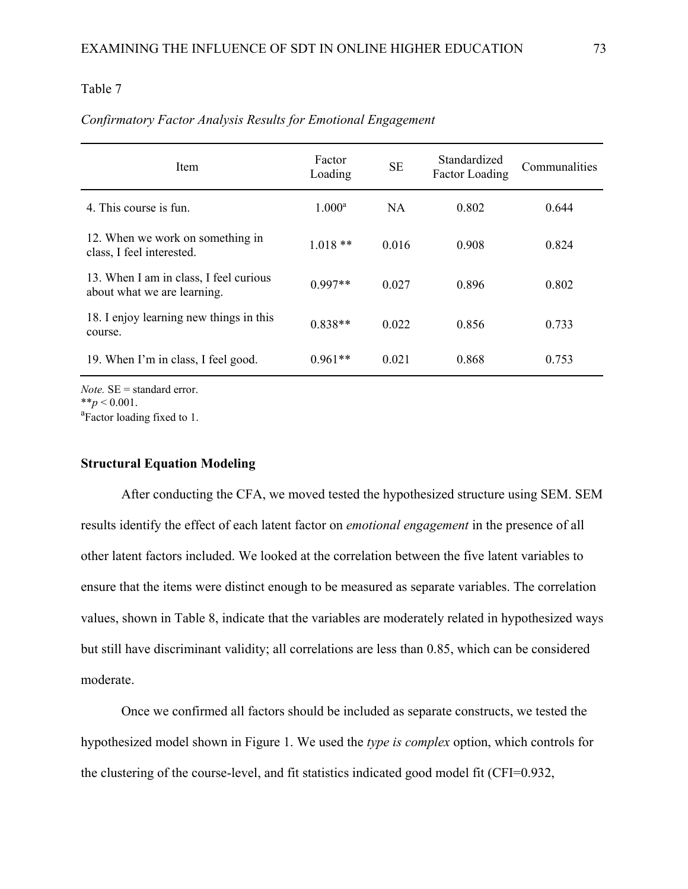Table 7

*Confirmatory Factor Analysis Results for Emotional Engagement*

| Item | Factor Loading | SE | Standardized Factor Loading | Communalities |
|---|---|---|---|---|
| 4. This course is fun. | 1.000[a] | NA | 0.802 | 0.644 |
| 12. When we work on something in class, I feel interested. | 1.018 ** | 0.016 | 0.908 | 0.824 |
| 13. When I am in class, I feel curious about what we are learning. | 0.997** | 0.027 | 0.896 | 0.802 |
| 18. I enjoy learning new things in this course. | 0.838** | 0.022 | 0.856 | 0.733 |
| 19. When I'm in class, I feel good. | 0.961** | 0.021 | 0.868 | 0.753 |

*Note.* SE = standard error.
**$p < 0.001$.
[a]Factor loading fixed to 1.

**Structural Equation Modeling**

After conducting the CFA, we moved tested the hypothesized structure using SEM. SEM results identify the effect of each latent factor on *emotional engagement* in the presence of all other latent factors included. We looked at the correlation between the five latent variables to ensure that the items were distinct enough to be measured as separate variables. The correlation values, shown in Table 8, indicate that the variables are moderately related in hypothesized ways but still have discriminant validity; all correlations are less than 0.85, which can be considered moderate.

Once we confirmed all factors should be included as separate constructs, we tested the hypothesized model shown in Figure 1. We used the *type is complex* option, which controls for the clustering of the course-level, and fit statistics indicated good model fit (CFI=0.932,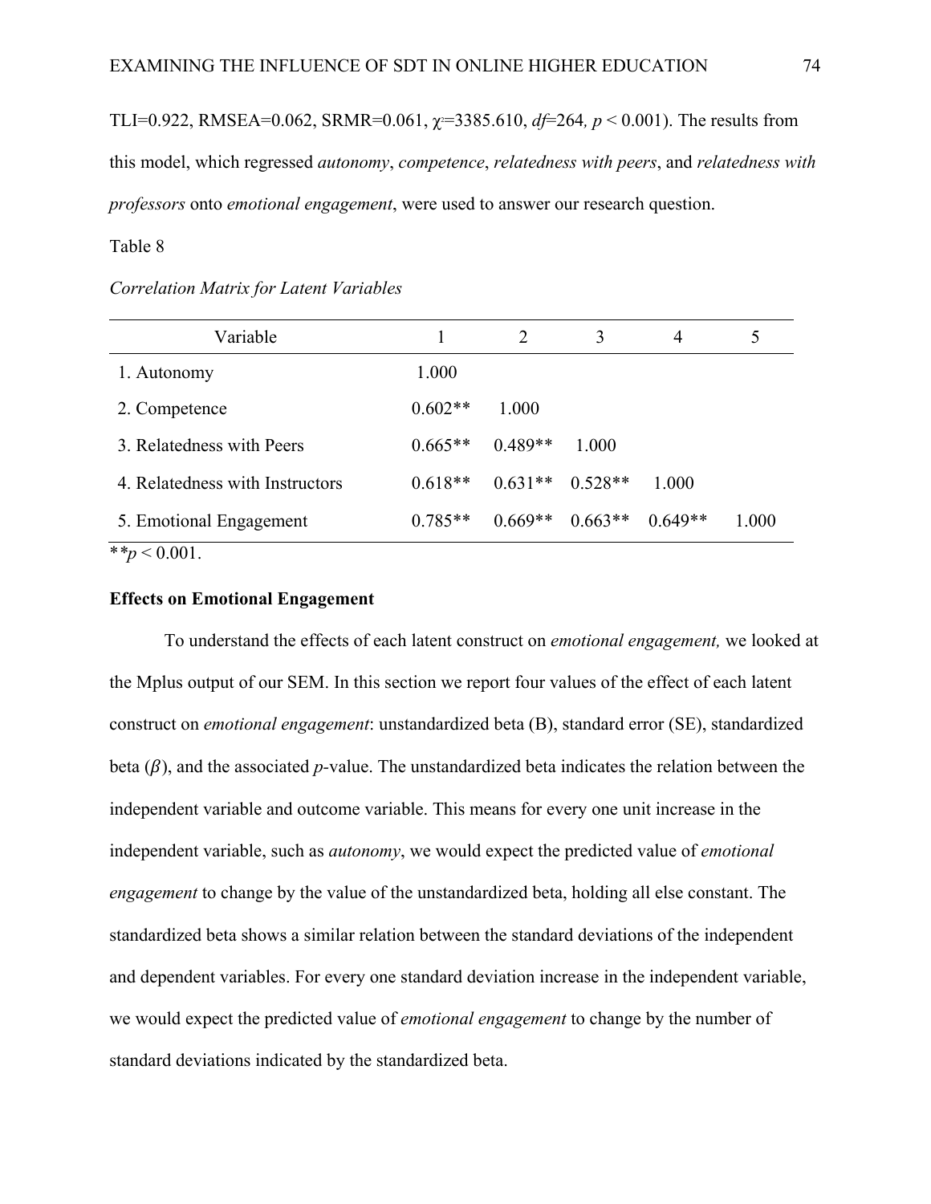TLI=0.922, RMSEA=0.062, SRMR=0.061, $\chi^2$=3385.610, *df*=264, $p < 0.001$). The results from this model, which regressed *autonomy*, *competence*, *relatedness with peers*, and *relatedness with professors* onto *emotional engagement*, were used to answer our research question.

Table 8

*Correlation Matrix for Latent Variables*

| Variable | 1 | 2 | 3 | 4 | 5 |
|---|---|---|---|---|---|
| 1. Autonomy | 1.000 | | | | |
| 2. Competence | 0.602** | 1.000 | | | |
| 3. Relatedness with Peers | 0.665** | 0.489** | 1.000 | | |
| 4. Relatedness with Instructors | 0.618** | 0.631** | 0.528** | 1.000 | |
| 5. Emotional Engagement | 0.785** | 0.669** | 0.663** | 0.649** | 1.000 |

***p* < 0.001.

### Effects on Emotional Engagement

To understand the effects of each latent construct on *emotional engagement,* we looked at the Mplus output of our SEM. In this section we report four values of the effect of each latent construct on *emotional engagement*: unstandardized beta (B), standard error (SE), standardized beta ($\beta$), and the associated *p*-value. The unstandardized beta indicates the relation between the independent variable and outcome variable. This means for every one unit increase in the independent variable, such as *autonomy*, we would expect the predicted value of *emotional engagement* to change by the value of the unstandardized beta, holding all else constant. The standardized beta shows a similar relation between the standard deviations of the independent and dependent variables. For every one standard deviation increase in the independent variable, we would expect the predicted value of *emotional engagement* to change by the number of standard deviations indicated by the standardized beta.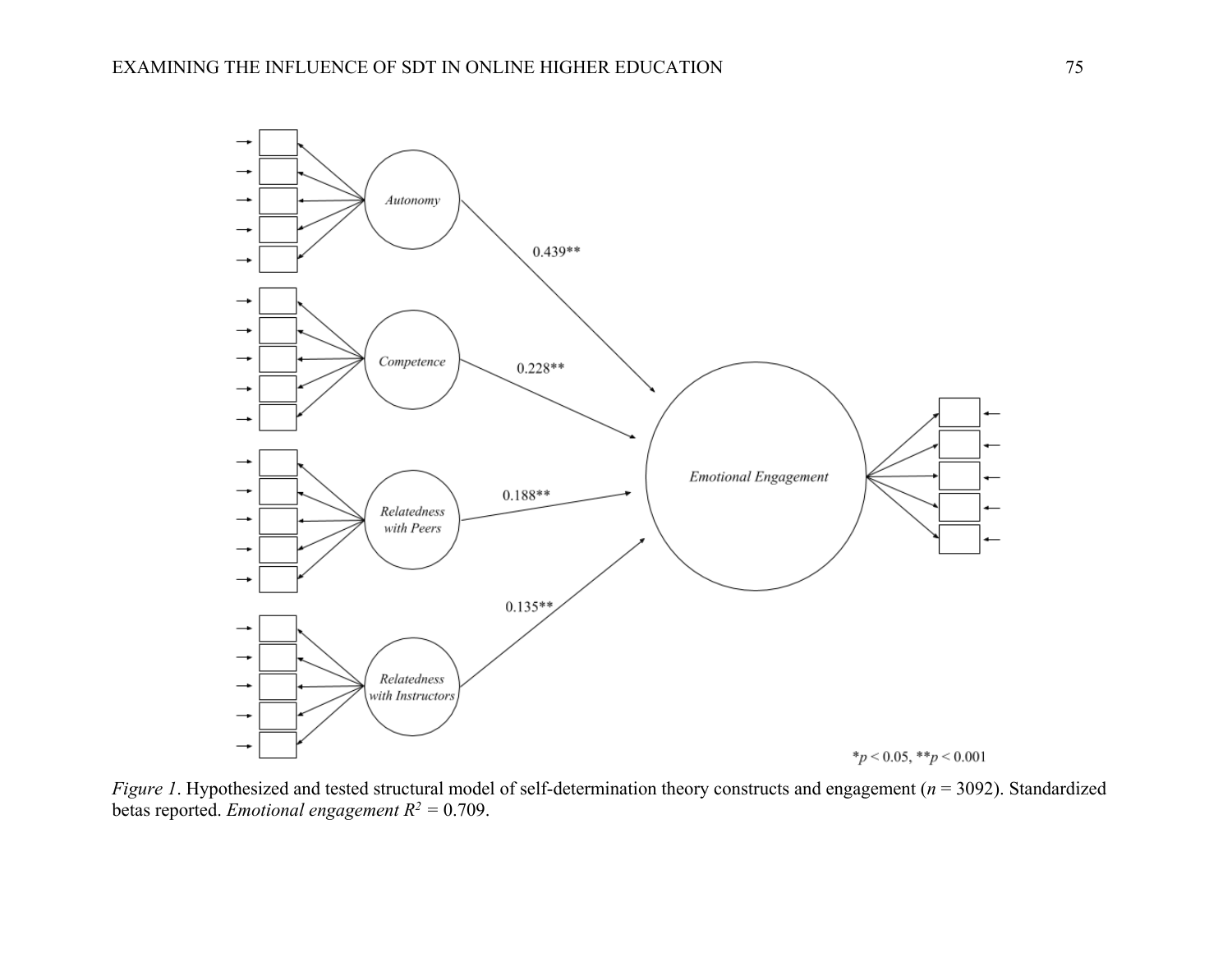$*p < 0.05$, $**p < 0.001$

*Figure 1*. Hypothesized and tested structural model of self-determination theory constructs and engagement ($n$ = 3092). Standardized betas reported. *Emotional engagement* $R^2$ = 0.709.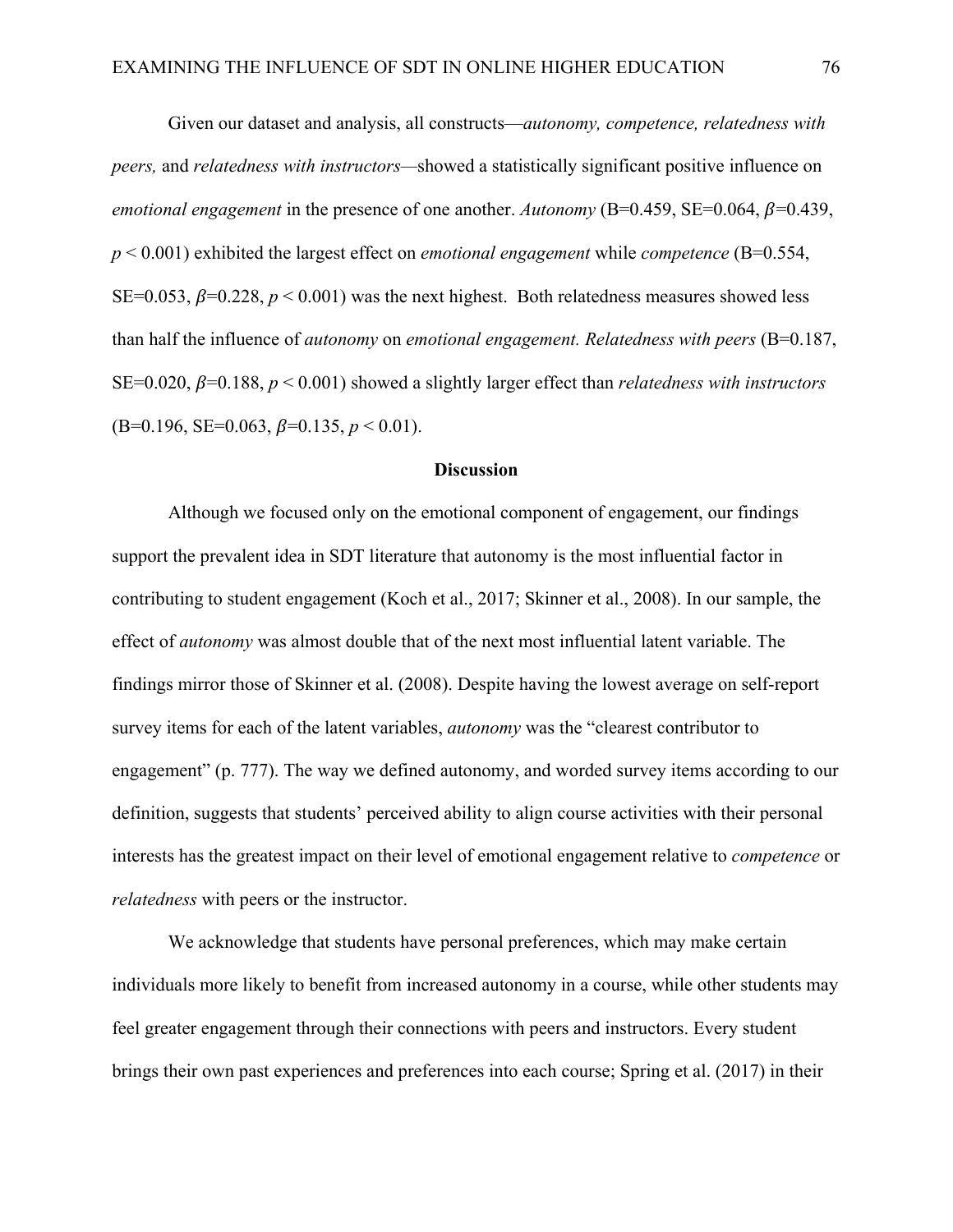Given our dataset and analysis, all constructs—*autonomy, competence, relatedness with peers,* and *relatedness with instructors*—showed a statistically significant positive influence on *emotional engagement* in the presence of one another. *Autonomy* (B=0.459, SE=0.064, $\beta$=0.439, $p < 0.001$) exhibited the largest effect on *emotional engagement* while *competence* (B=0.554, SE=0.053, $\beta$=0.228, $p < 0.001$) was the next highest. Both relatedness measures showed less than half the influence of *autonomy* on *emotional engagement. Relatedness with peers* (B=0.187, SE=0.020, $\beta$=0.188, $p < 0.001$) showed a slightly larger effect than *relatedness with instructors* (B=0.196, SE=0.063, $\beta$=0.135, $p < 0.01$).

## Discussion

Although we focused only on the emotional component of engagement, our findings support the prevalent idea in SDT literature that autonomy is the most influential factor in contributing to student engagement (Koch et al., 2017; Skinner et al., 2008). In our sample, the effect of *autonomy* was almost double that of the next most influential latent variable. The findings mirror those of Skinner et al. (2008). Despite having the lowest average on self-report survey items for each of the latent variables, *autonomy* was the "clearest contributor to engagement" (p. 777). The way we defined autonomy, and worded survey items according to our definition, suggests that students' perceived ability to align course activities with their personal interests has the greatest impact on their level of emotional engagement relative to *competence* or *relatedness* with peers or the instructor.

We acknowledge that students have personal preferences, which may make certain individuals more likely to benefit from increased autonomy in a course, while other students may feel greater engagement through their connections with peers and instructors. Every student brings their own past experiences and preferences into each course; Spring et al. (2017) in their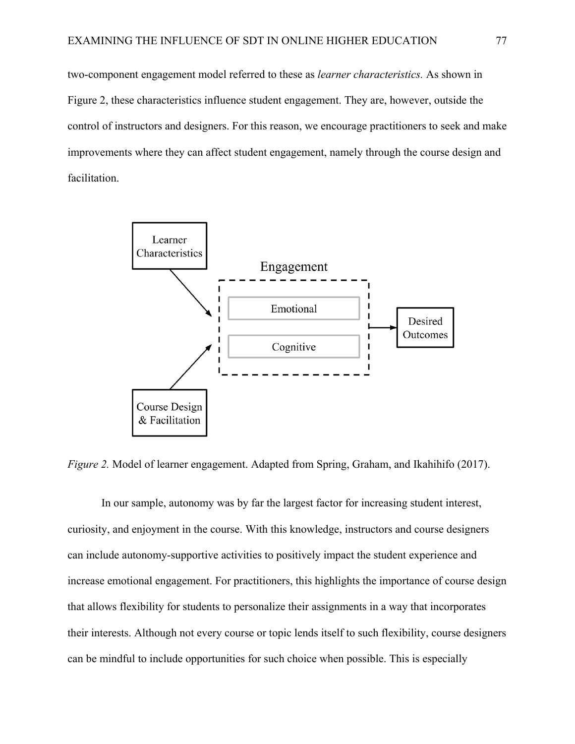two-component engagement model referred to these as *learner characteristics.* As shown in Figure 2, these characteristics influence student engagement. They are, however, outside the control of instructors and designers. For this reason, we encourage practitioners to seek and make improvements where they can affect student engagement, namely through the course design and facilitation.

*Figure 2.* Model of learner engagement. Adapted from Spring, Graham, and Ikahihifo (2017).

In our sample, autonomy was by far the largest factor for increasing student interest, curiosity, and enjoyment in the course. With this knowledge, instructors and course designers can include autonomy-supportive activities to positively impact the student experience and increase emotional engagement. For practitioners, this highlights the importance of course design that allows flexibility for students to personalize their assignments in a way that incorporates their interests. Although not every course or topic lends itself to such flexibility, course designers can be mindful to include opportunities for such choice when possible. This is especially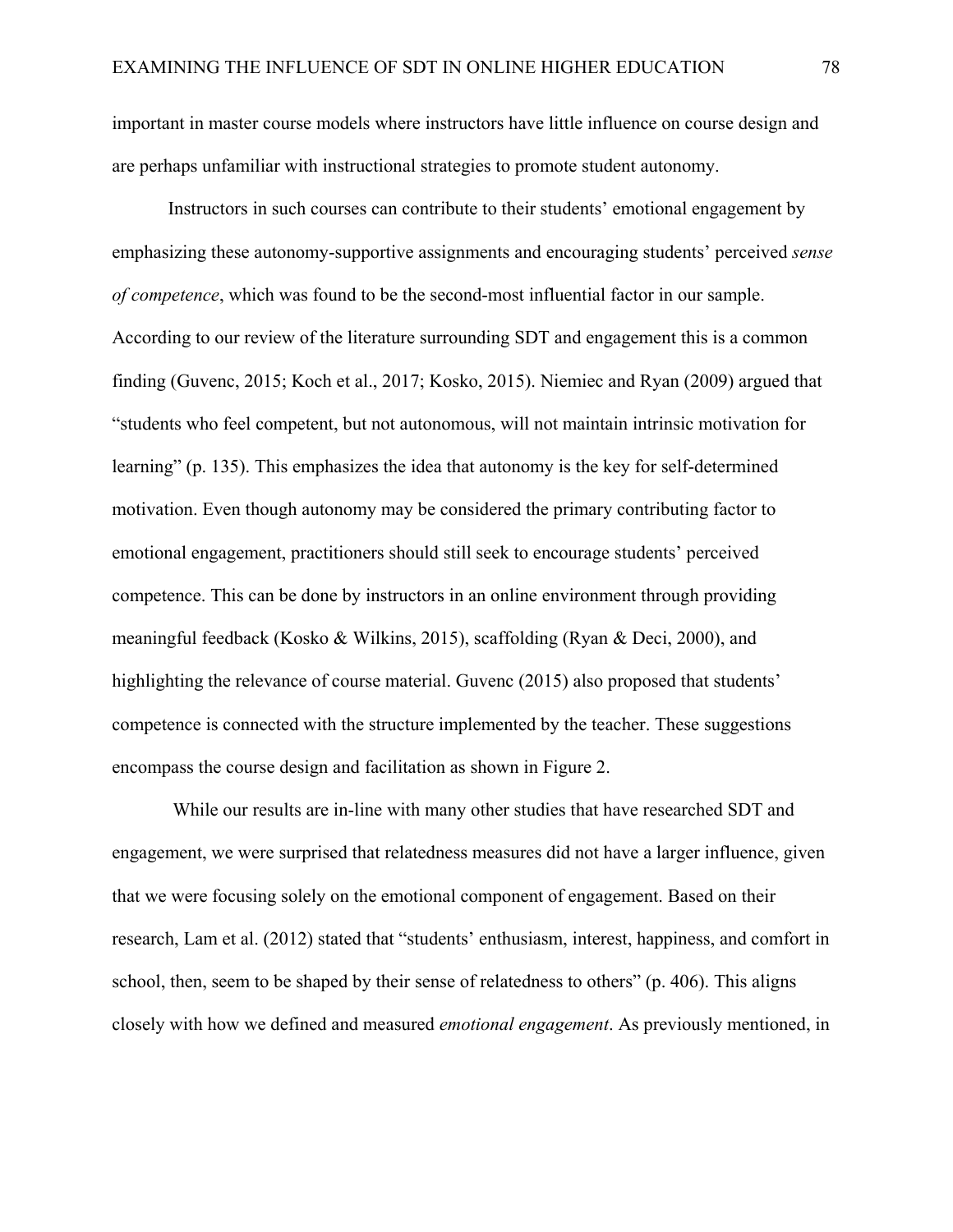important in master course models where instructors have little influence on course design and are perhaps unfamiliar with instructional strategies to promote student autonomy.

Instructors in such courses can contribute to their students' emotional engagement by emphasizing these autonomy-supportive assignments and encouraging students' perceived *sense of competence*, which was found to be the second-most influential factor in our sample. According to our review of the literature surrounding SDT and engagement this is a common finding (Guvenc, 2015; Koch et al., 2017; Kosko, 2015). Niemiec and Ryan (2009) argued that "students who feel competent, but not autonomous, will not maintain intrinsic motivation for learning" (p. 135). This emphasizes the idea that autonomy is the key for self-determined motivation. Even though autonomy may be considered the primary contributing factor to emotional engagement, practitioners should still seek to encourage students' perceived competence. This can be done by instructors in an online environment through providing meaningful feedback (Kosko & Wilkins, 2015), scaffolding (Ryan & Deci, 2000), and highlighting the relevance of course material. Guvenc (2015) also proposed that students' competence is connected with the structure implemented by the teacher. These suggestions encompass the course design and facilitation as shown in Figure 2.

While our results are in-line with many other studies that have researched SDT and engagement, we were surprised that relatedness measures did not have a larger influence, given that we were focusing solely on the emotional component of engagement. Based on their research, Lam et al. (2012) stated that "students' enthusiasm, interest, happiness, and comfort in school, then, seem to be shaped by their sense of relatedness to others" (p. 406). This aligns closely with how we defined and measured *emotional engagement*. As previously mentioned, in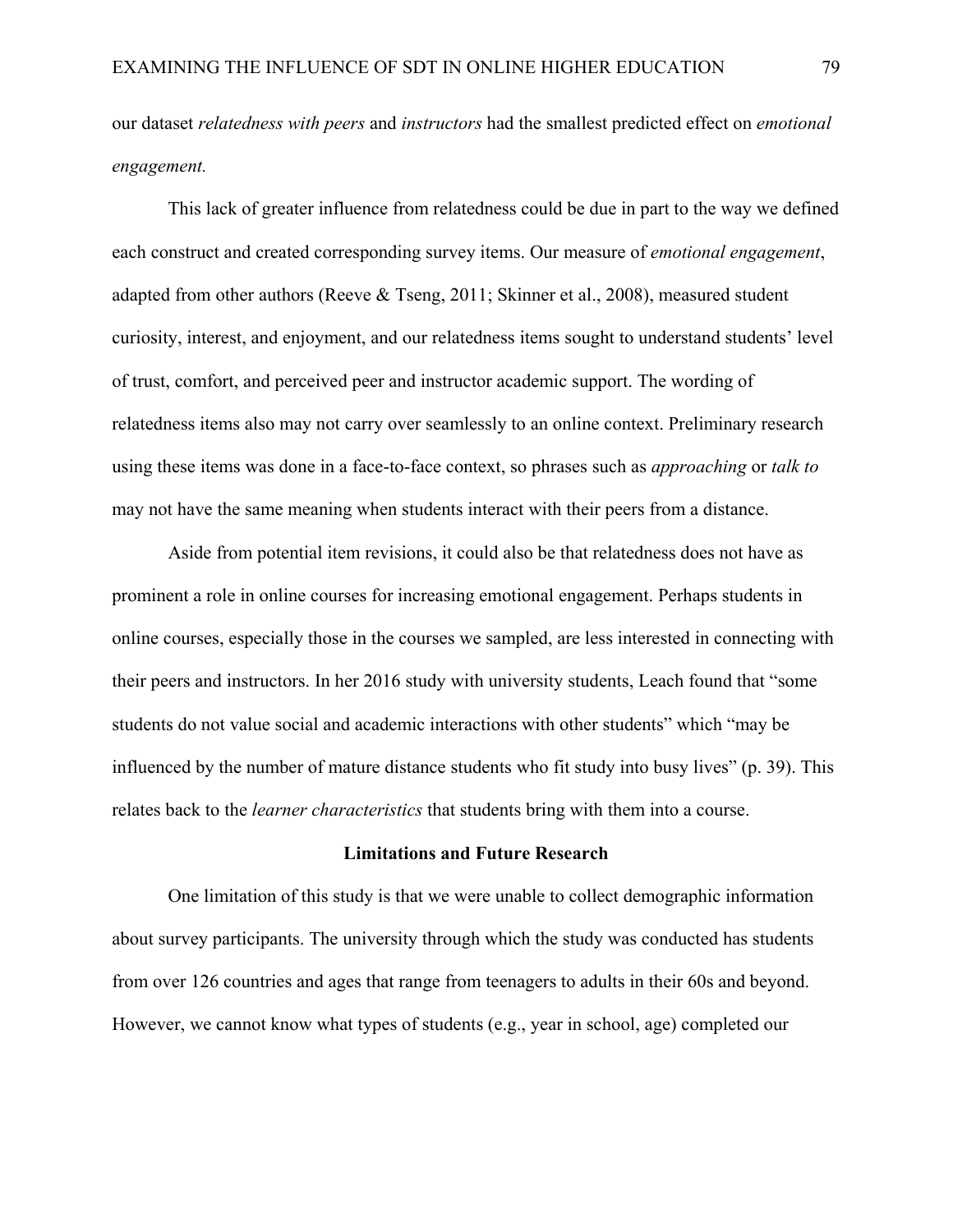our dataset *relatedness with peers* and *instructors* had the smallest predicted effect on *emotional engagement.*

This lack of greater influence from relatedness could be due in part to the way we defined each construct and created corresponding survey items. Our measure of *emotional engagement*, adapted from other authors (Reeve & Tseng, 2011; Skinner et al., 2008), measured student curiosity, interest, and enjoyment, and our relatedness items sought to understand students' level of trust, comfort, and perceived peer and instructor academic support. The wording of relatedness items also may not carry over seamlessly to an online context. Preliminary research using these items was done in a face-to-face context, so phrases such as *approaching* or *talk to* may not have the same meaning when students interact with their peers from a distance.

Aside from potential item revisions, it could also be that relatedness does not have as prominent a role in online courses for increasing emotional engagement. Perhaps students in online courses, especially those in the courses we sampled, are less interested in connecting with their peers and instructors. In her 2016 study with university students, Leach found that "some students do not value social and academic interactions with other students" which "may be influenced by the number of mature distance students who fit study into busy lives" (p. 39). This relates back to the *learner characteristics* that students bring with them into a course.

## Limitations and Future Research

One limitation of this study is that we were unable to collect demographic information about survey participants. The university through which the study was conducted has students from over 126 countries and ages that range from teenagers to adults in their 60s and beyond. However, we cannot know what types of students (e.g., year in school, age) completed our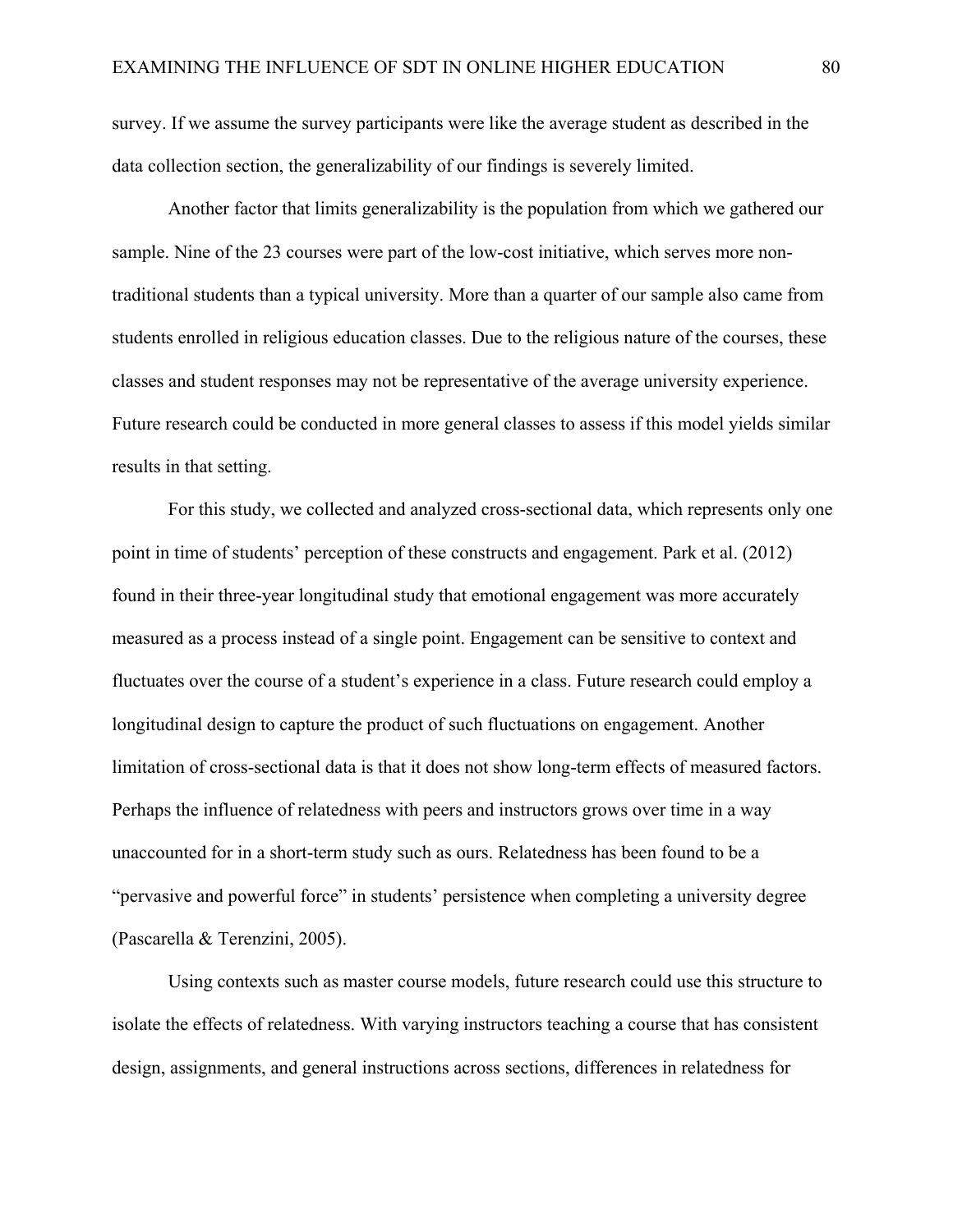survey. If we assume the survey participants were like the average student as described in the data collection section, the generalizability of our findings is severely limited.

Another factor that limits generalizability is the population from which we gathered our sample. Nine of the 23 courses were part of the low-cost initiative, which serves more non-traditional students than a typical university. More than a quarter of our sample also came from students enrolled in religious education classes. Due to the religious nature of the courses, these classes and student responses may not be representative of the average university experience. Future research could be conducted in more general classes to assess if this model yields similar results in that setting.

For this study, we collected and analyzed cross-sectional data, which represents only one point in time of students' perception of these constructs and engagement. Park et al. (2012) found in their three-year longitudinal study that emotional engagement was more accurately measured as a process instead of a single point. Engagement can be sensitive to context and fluctuates over the course of a student's experience in a class. Future research could employ a longitudinal design to capture the product of such fluctuations on engagement. Another limitation of cross-sectional data is that it does not show long-term effects of measured factors. Perhaps the influence of relatedness with peers and instructors grows over time in a way unaccounted for in a short-term study such as ours. Relatedness has been found to be a "pervasive and powerful force" in students' persistence when completing a university degree (Pascarella & Terenzini, 2005).

Using contexts such as master course models, future research could use this structure to isolate the effects of relatedness. With varying instructors teaching a course that has consistent design, assignments, and general instructions across sections, differences in relatedness for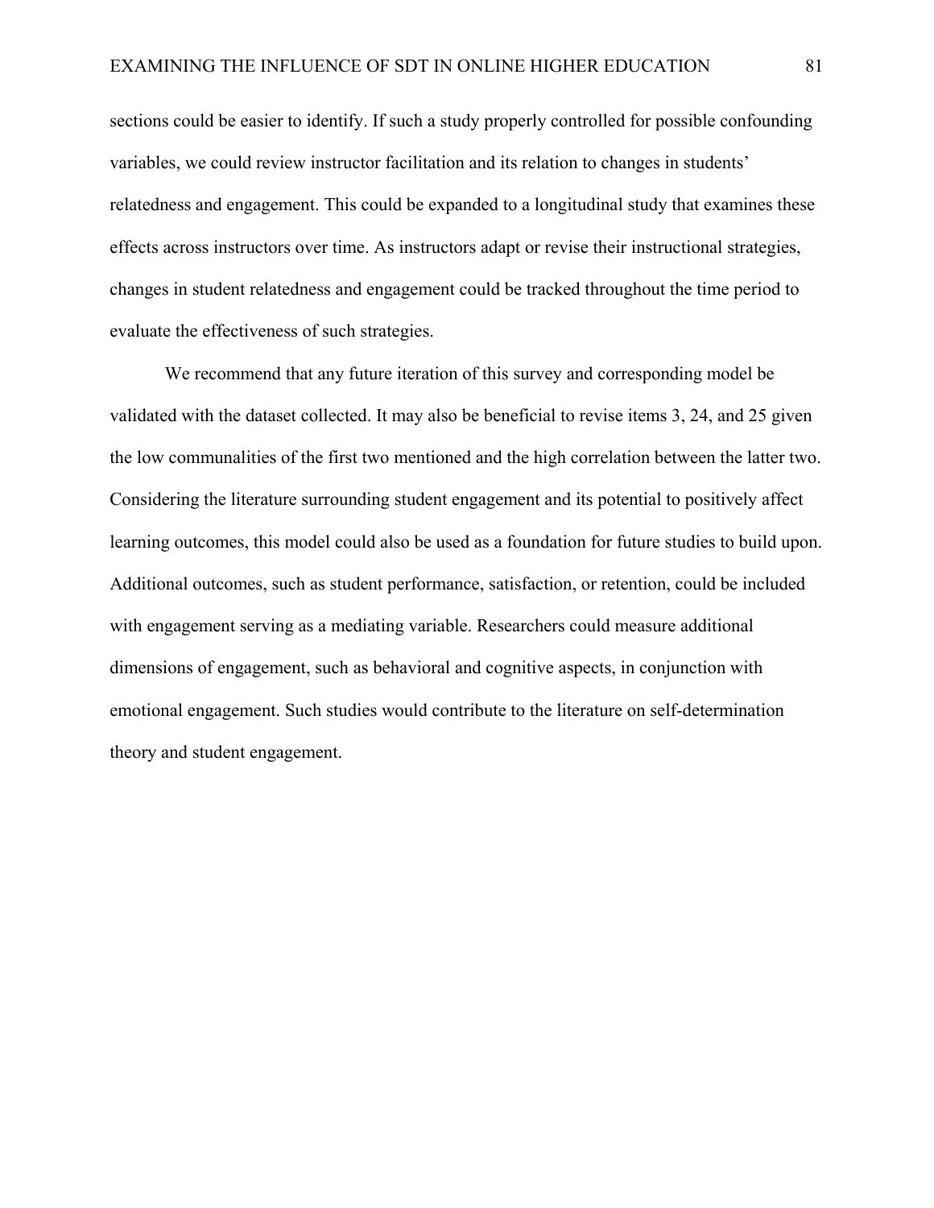sections could be easier to identify. If such a study properly controlled for possible confounding variables, we could review instructor facilitation and its relation to changes in students' relatedness and engagement. This could be expanded to a longitudinal study that examines these effects across instructors over time. As instructors adapt or revise their instructional strategies, changes in student relatedness and engagement could be tracked throughout the time period to evaluate the effectiveness of such strategies.

We recommend that any future iteration of this survey and corresponding model be validated with the dataset collected. It may also be beneficial to revise items 3, 24, and 25 given the low communalities of the first two mentioned and the high correlation between the latter two. Considering the literature surrounding student engagement and its potential to positively affect learning outcomes, this model could also be used as a foundation for future studies to build upon. Additional outcomes, such as student performance, satisfaction, or retention, could be included with engagement serving as a mediating variable. Researchers could measure additional dimensions of engagement, such as behavioral and cognitive aspects, in conjunction with emotional engagement. Such studies would contribute to the literature on self-determination theory and student engagement.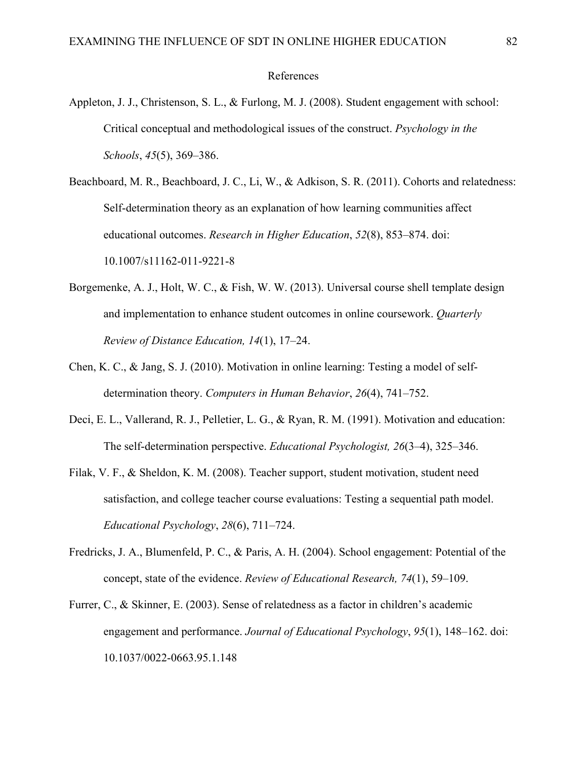# References

Appleton, J. J., Christenson, S. L., & Furlong, M. J. (2008). Student engagement with school: Critical conceptual and methodological issues of the construct. *Psychology in the Schools*, *45*(5), 369–386.

Beachboard, M. R., Beachboard, J. C., Li, W., & Adkison, S. R. (2011). Cohorts and relatedness: Self-determination theory as an explanation of how learning communities affect educational outcomes. *Research in Higher Education*, *52*(8), 853–874. doi: 10.1007/s11162-011-9221-8

Borgemenke, A. J., Holt, W. C., & Fish, W. W. (2013). Universal course shell template design and implementation to enhance student outcomes in online coursework. *Quarterly Review of Distance Education, 14*(1), 17–24.

Chen, K. C., & Jang, S. J. (2010). Motivation in online learning: Testing a model of self-determination theory. *Computers in Human Behavior*, *26*(4), 741–752.

Deci, E. L., Vallerand, R. J., Pelletier, L. G., & Ryan, R. M. (1991). Motivation and education: The self-determination perspective. *Educational Psychologist, 26*(3–4), 325–346.

Filak, V. F., & Sheldon, K. M. (2008). Teacher support, student motivation, student need satisfaction, and college teacher course evaluations: Testing a sequential path model. *Educational Psychology*, *28*(6), 711–724.

Fredricks, J. A., Blumenfeld, P. C., & Paris, A. H. (2004). School engagement: Potential of the concept, state of the evidence. *Review of Educational Research, 74*(1), 59–109.

Furrer, C., & Skinner, E. (2003). Sense of relatedness as a factor in children's academic engagement and performance. *Journal of Educational Psychology*, *95*(1), 148–162. doi: 10.1037/0022-0663.95.1.148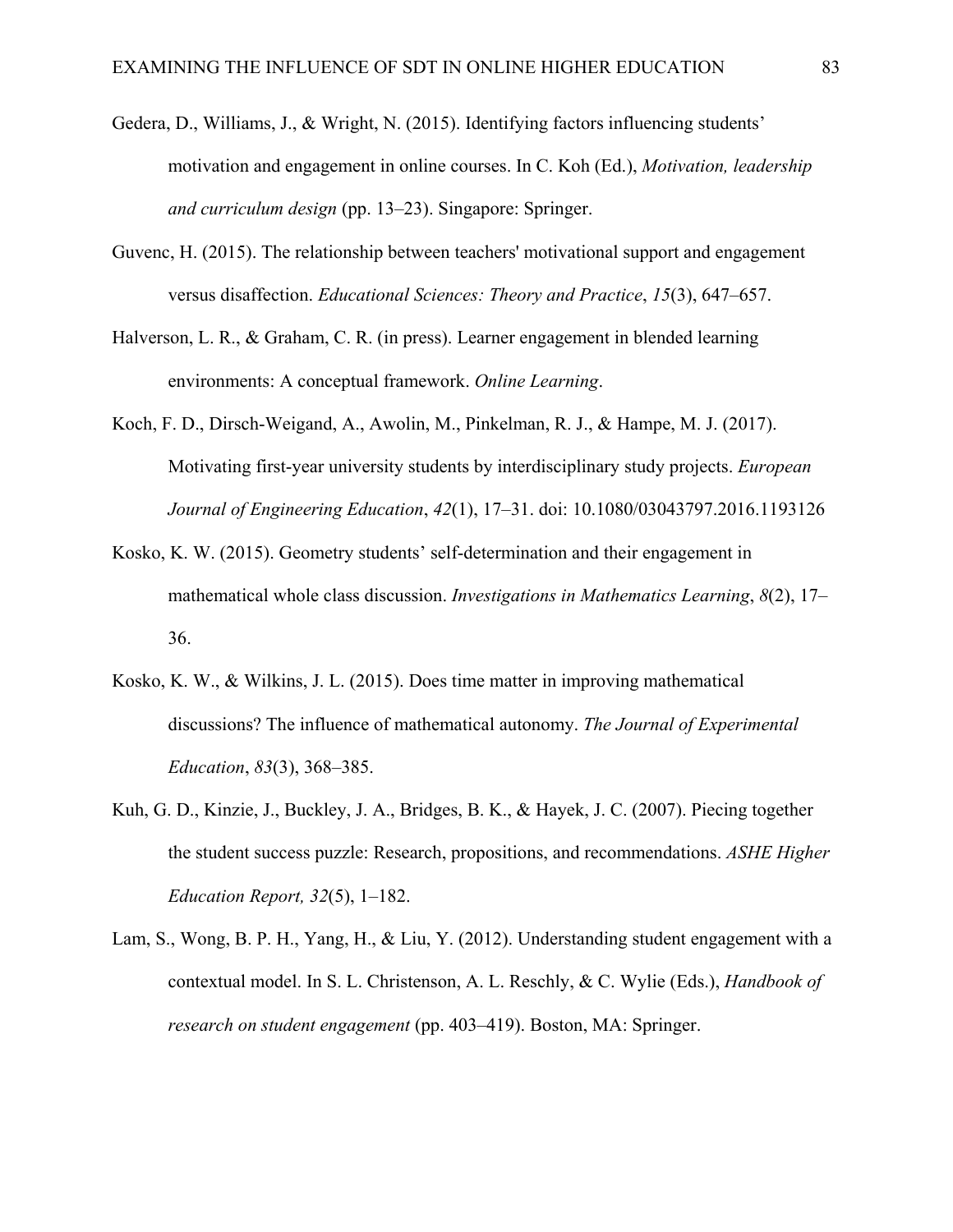Gedera, D., Williams, J., & Wright, N. (2015). Identifying factors influencing students' motivation and engagement in online courses. In C. Koh (Ed.), *Motivation, leadership and curriculum design* (pp. 13–23). Singapore: Springer.

Guvenc, H. (2015). The relationship between teachers' motivational support and engagement versus disaffection. *Educational Sciences: Theory and Practice*, *15*(3), 647–657.

Halverson, L. R., & Graham, C. R. (in press). Learner engagement in blended learning environments: A conceptual framework. *Online Learning*.

Koch, F. D., Dirsch-Weigand, A., Awolin, M., Pinkelman, R. J., & Hampe, M. J. (2017). Motivating first-year university students by interdisciplinary study projects. *European Journal of Engineering Education*, *42*(1), 17–31. doi: 10.1080/03043797.2016.1193126

Kosko, K. W. (2015). Geometry students' self-determination and their engagement in mathematical whole class discussion. *Investigations in Mathematics Learning*, *8*(2), 17–36.

Kosko, K. W., & Wilkins, J. L. (2015). Does time matter in improving mathematical discussions? The influence of mathematical autonomy. *The Journal of Experimental Education*, *83*(3), 368–385.

Kuh, G. D., Kinzie, J., Buckley, J. A., Bridges, B. K., & Hayek, J. C. (2007). Piecing together the student success puzzle: Research, propositions, and recommendations. *ASHE Higher Education Report, 32*(5), 1–182.

Lam, S., Wong, B. P. H., Yang, H., & Liu, Y. (2012). Understanding student engagement with a contextual model. In S. L. Christenson, A. L. Reschly, & C. Wylie (Eds.), *Handbook of research on student engagement* (pp. 403–419). Boston, MA: Springer.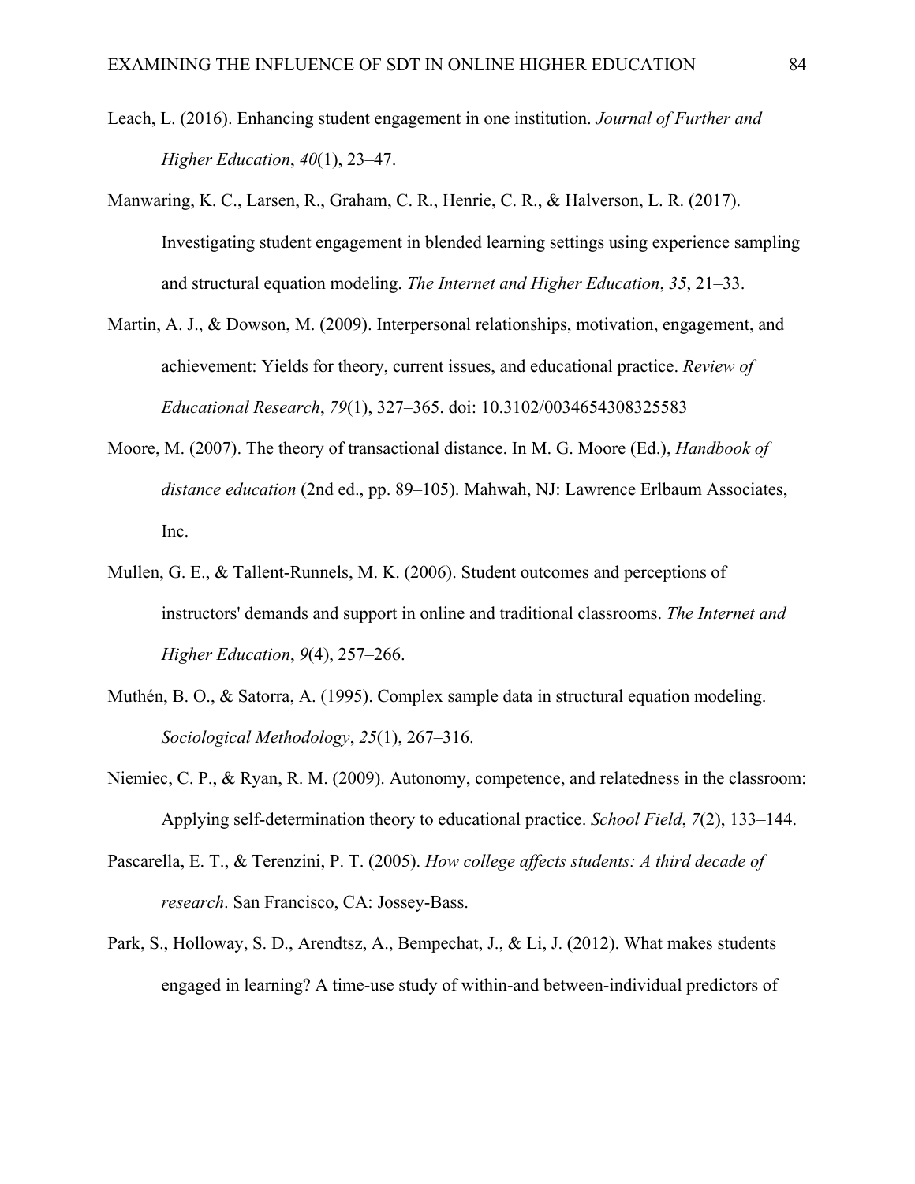Leach, L. (2016). Enhancing student engagement in one institution. *Journal of Further and Higher Education*, *40*(1), 23–47.

Manwaring, K. C., Larsen, R., Graham, C. R., Henrie, C. R., & Halverson, L. R. (2017). Investigating student engagement in blended learning settings using experience sampling and structural equation modeling. *The Internet and Higher Education*, *35*, 21–33.

Martin, A. J., & Dowson, M. (2009). Interpersonal relationships, motivation, engagement, and achievement: Yields for theory, current issues, and educational practice. *Review of Educational Research*, *79*(1), 327–365. doi: 10.3102/0034654308325583

Moore, M. (2007). The theory of transactional distance. In M. G. Moore (Ed.), *Handbook of distance education* (2nd ed., pp. 89–105). Mahwah, NJ: Lawrence Erlbaum Associates, Inc.

Mullen, G. E., & Tallent-Runnels, M. K. (2006). Student outcomes and perceptions of instructors' demands and support in online and traditional classrooms. *The Internet and Higher Education*, *9*(4), 257–266.

Muthén, B. O., & Satorra, A. (1995). Complex sample data in structural equation modeling. *Sociological Methodology*, *25*(1), 267–316.

Niemiec, C. P., & Ryan, R. M. (2009). Autonomy, competence, and relatedness in the classroom: Applying self-determination theory to educational practice. *School Field*, *7*(2), 133–144.

Pascarella, E. T., & Terenzini, P. T. (2005). *How college affects students: A third decade of research*. San Francisco, CA: Jossey-Bass.

Park, S., Holloway, S. D., Arendtsz, A., Bempechat, J., & Li, J. (2012). What makes students engaged in learning? A time-use study of within-and between-individual predictors of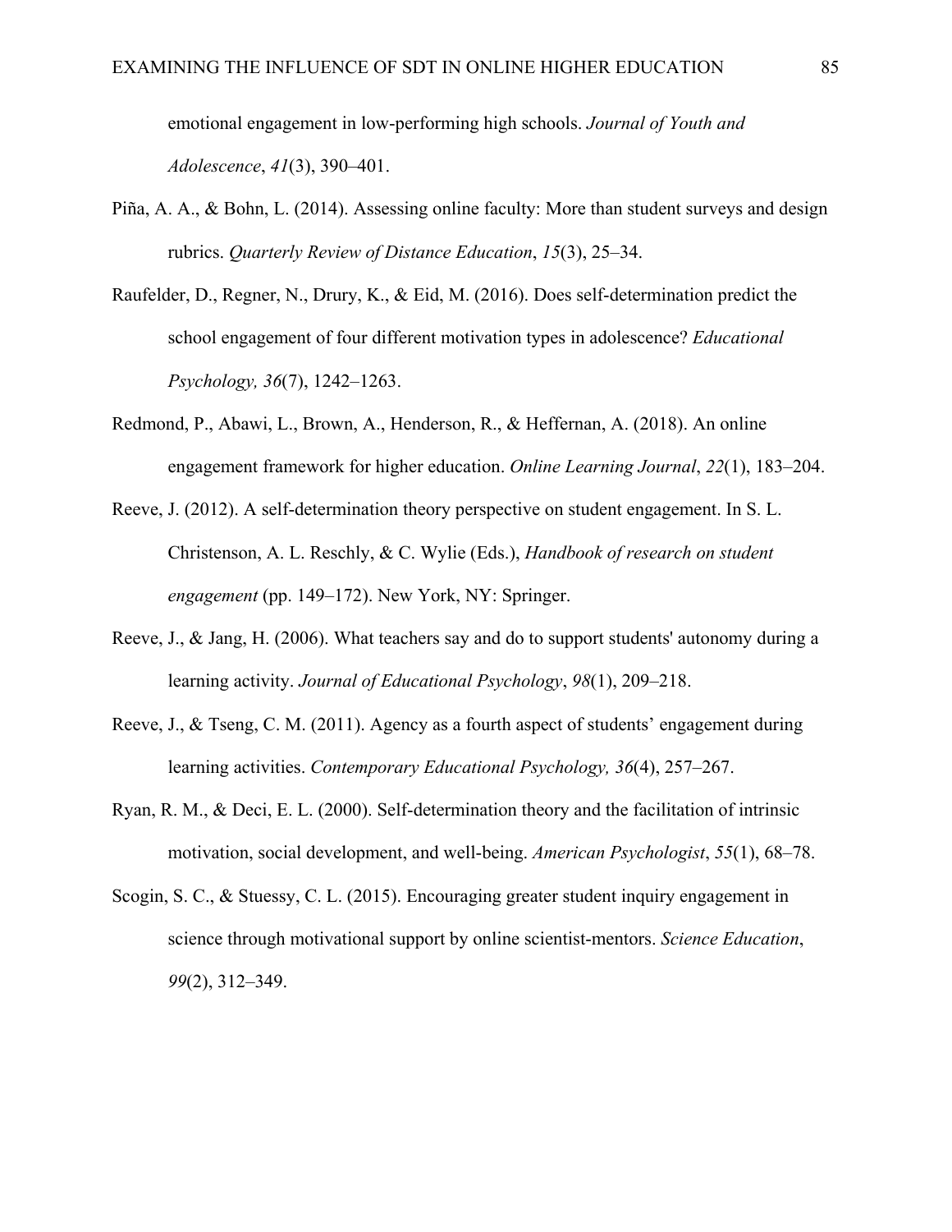emotional engagement in low-performing high schools. *Journal of Youth and Adolescence*, *41*(3), 390–401.

Piña, A. A., & Bohn, L. (2014). Assessing online faculty: More than student surveys and design rubrics. *Quarterly Review of Distance Education*, *15*(3), 25–34.

Raufelder, D., Regner, N., Drury, K., & Eid, M. (2016). Does self-determination predict the school engagement of four different motivation types in adolescence? *Educational Psychology, 36*(7), 1242–1263.

Redmond, P., Abawi, L., Brown, A., Henderson, R., & Heffernan, A. (2018). An online engagement framework for higher education. *Online Learning Journal*, *22*(1), 183–204.

Reeve, J. (2012). A self-determination theory perspective on student engagement. In S. L. Christenson, A. L. Reschly, & C. Wylie (Eds.), *Handbook of research on student engagement* (pp. 149–172). New York, NY: Springer.

Reeve, J., & Jang, H. (2006). What teachers say and do to support students' autonomy during a learning activity. *Journal of Educational Psychology*, *98*(1), 209–218.

Reeve, J., & Tseng, C. M. (2011). Agency as a fourth aspect of students' engagement during learning activities. *Contemporary Educational Psychology, 36*(4), 257–267.

Ryan, R. M., & Deci, E. L. (2000). Self-determination theory and the facilitation of intrinsic motivation, social development, and well-being. *American Psychologist*, *55*(1), 68–78.

Scogin, S. C., & Stuessy, C. L. (2015). Encouraging greater student inquiry engagement in science through motivational support by online scientist-mentors. *Science Education*, *99*(2), 312–349.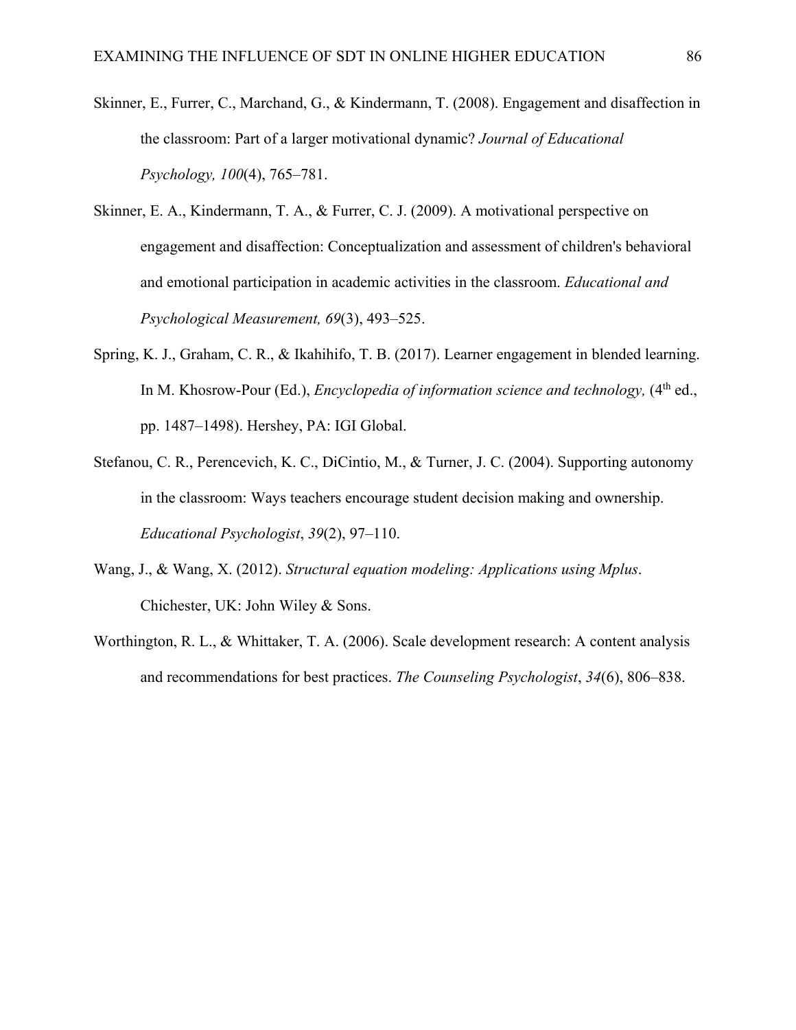Skinner, E., Furrer, C., Marchand, G., & Kindermann, T. (2008). Engagement and disaffection in the classroom: Part of a larger motivational dynamic? *Journal of Educational Psychology, 100*(4), 765–781.

Skinner, E. A., Kindermann, T. A., & Furrer, C. J. (2009). A motivational perspective on engagement and disaffection: Conceptualization and assessment of children's behavioral and emotional participation in academic activities in the classroom. *Educational and Psychological Measurement, 69*(3), 493–525.

Spring, K. J., Graham, C. R., & Ikahihifo, T. B. (2017). Learner engagement in blended learning. In M. Khosrow-Pour (Ed.), *Encyclopedia of information science and technology,* (4th ed., pp. 1487–1498). Hershey, PA: IGI Global.

Stefanou, C. R., Perencevich, K. C., DiCintio, M., & Turner, J. C. (2004). Supporting autonomy in the classroom: Ways teachers encourage student decision making and ownership. *Educational Psychologist*, *39*(2), 97–110.

Wang, J., & Wang, X. (2012). *Structural equation modeling: Applications using Mplus*. Chichester, UK: John Wiley & Sons.

Worthington, R. L., & Whittaker, T. A. (2006). Scale development research: A content analysis and recommendations for best practices. *The Counseling Psychologist*, *34*(6), 806–838.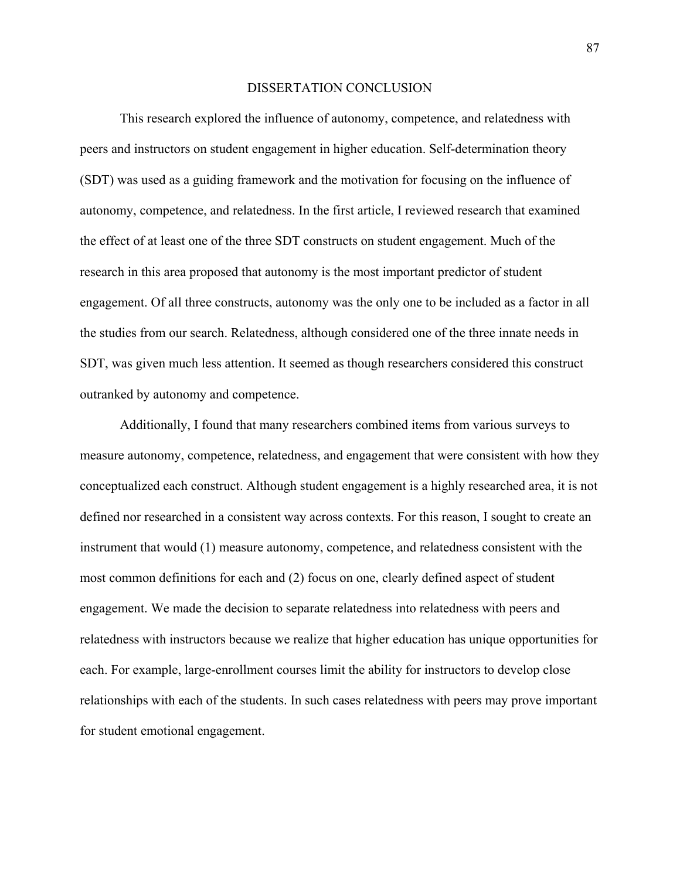# DISSERTATION CONCLUSION

This research explored the influence of autonomy, competence, and relatedness with peers and instructors on student engagement in higher education. Self-determination theory (SDT) was used as a guiding framework and the motivation for focusing on the influence of autonomy, competence, and relatedness. In the first article, I reviewed research that examined the effect of at least one of the three SDT constructs on student engagement. Much of the research in this area proposed that autonomy is the most important predictor of student engagement. Of all three constructs, autonomy was the only one to be included as a factor in all the studies from our search. Relatedness, although considered one of the three innate needs in SDT, was given much less attention. It seemed as though researchers considered this construct outranked by autonomy and competence.

Additionally, I found that many researchers combined items from various surveys to measure autonomy, competence, relatedness, and engagement that were consistent with how they conceptualized each construct. Although student engagement is a highly researched area, it is not defined nor researched in a consistent way across contexts. For this reason, I sought to create an instrument that would (1) measure autonomy, competence, and relatedness consistent with the most common definitions for each and (2) focus on one, clearly defined aspect of student engagement. We made the decision to separate relatedness into relatedness with peers and relatedness with instructors because we realize that higher education has unique opportunities for each. For example, large-enrollment courses limit the ability for instructors to develop close relationships with each of the students. In such cases relatedness with peers may prove important for student emotional engagement.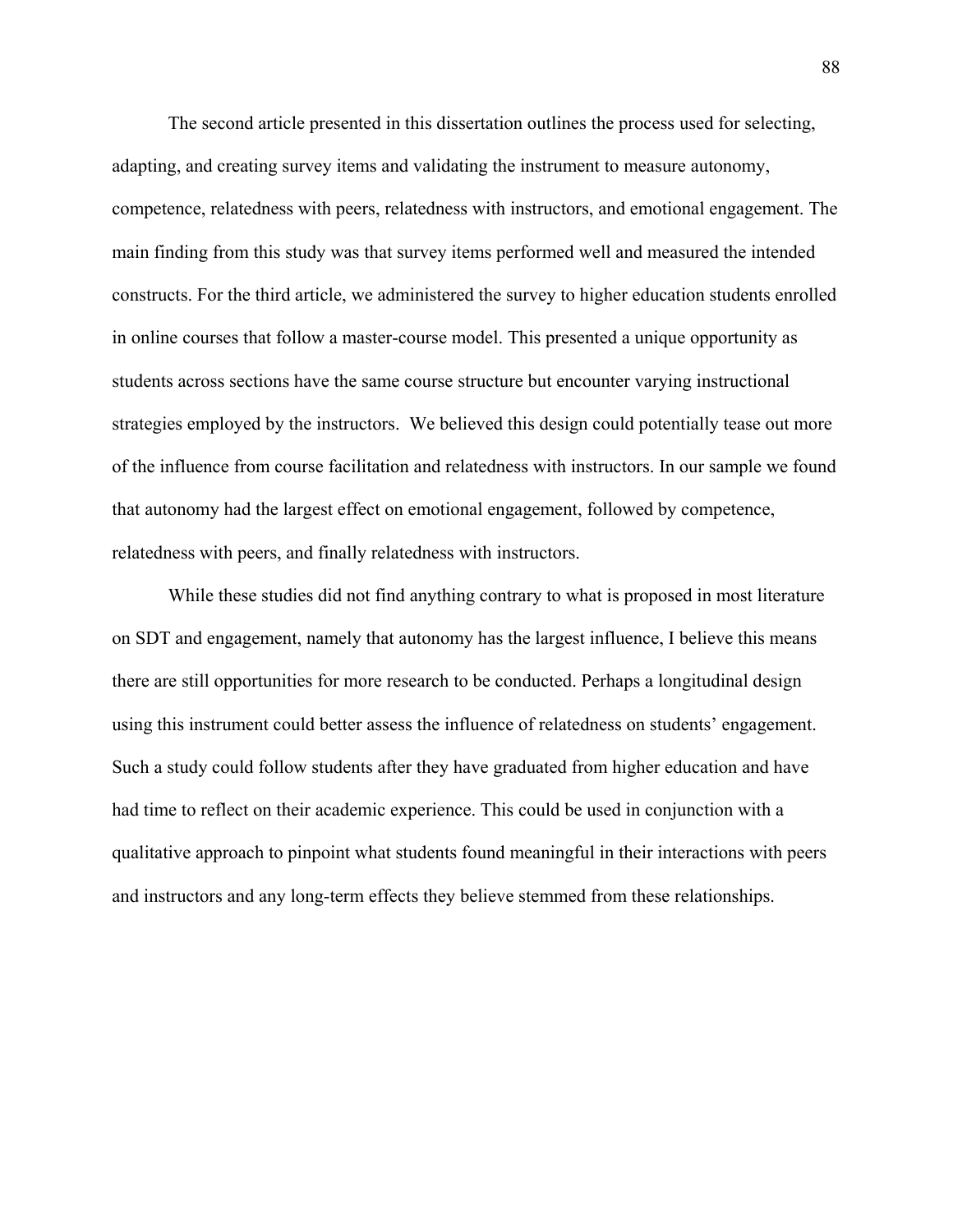The second article presented in this dissertation outlines the process used for selecting, adapting, and creating survey items and validating the instrument to measure autonomy, competence, relatedness with peers, relatedness with instructors, and emotional engagement. The main finding from this study was that survey items performed well and measured the intended constructs. For the third article, we administered the survey to higher education students enrolled in online courses that follow a master-course model. This presented a unique opportunity as students across sections have the same course structure but encounter varying instructional strategies employed by the instructors. We believed this design could potentially tease out more of the influence from course facilitation and relatedness with instructors. In our sample we found that autonomy had the largest effect on emotional engagement, followed by competence, relatedness with peers, and finally relatedness with instructors.

While these studies did not find anything contrary to what is proposed in most literature on SDT and engagement, namely that autonomy has the largest influence, I believe this means there are still opportunities for more research to be conducted. Perhaps a longitudinal design using this instrument could better assess the influence of relatedness on students' engagement. Such a study could follow students after they have graduated from higher education and have had time to reflect on their academic experience. This could be used in conjunction with a qualitative approach to pinpoint what students found meaningful in their interactions with peers and instructors and any long-term effects they believe stemmed from these relationships.